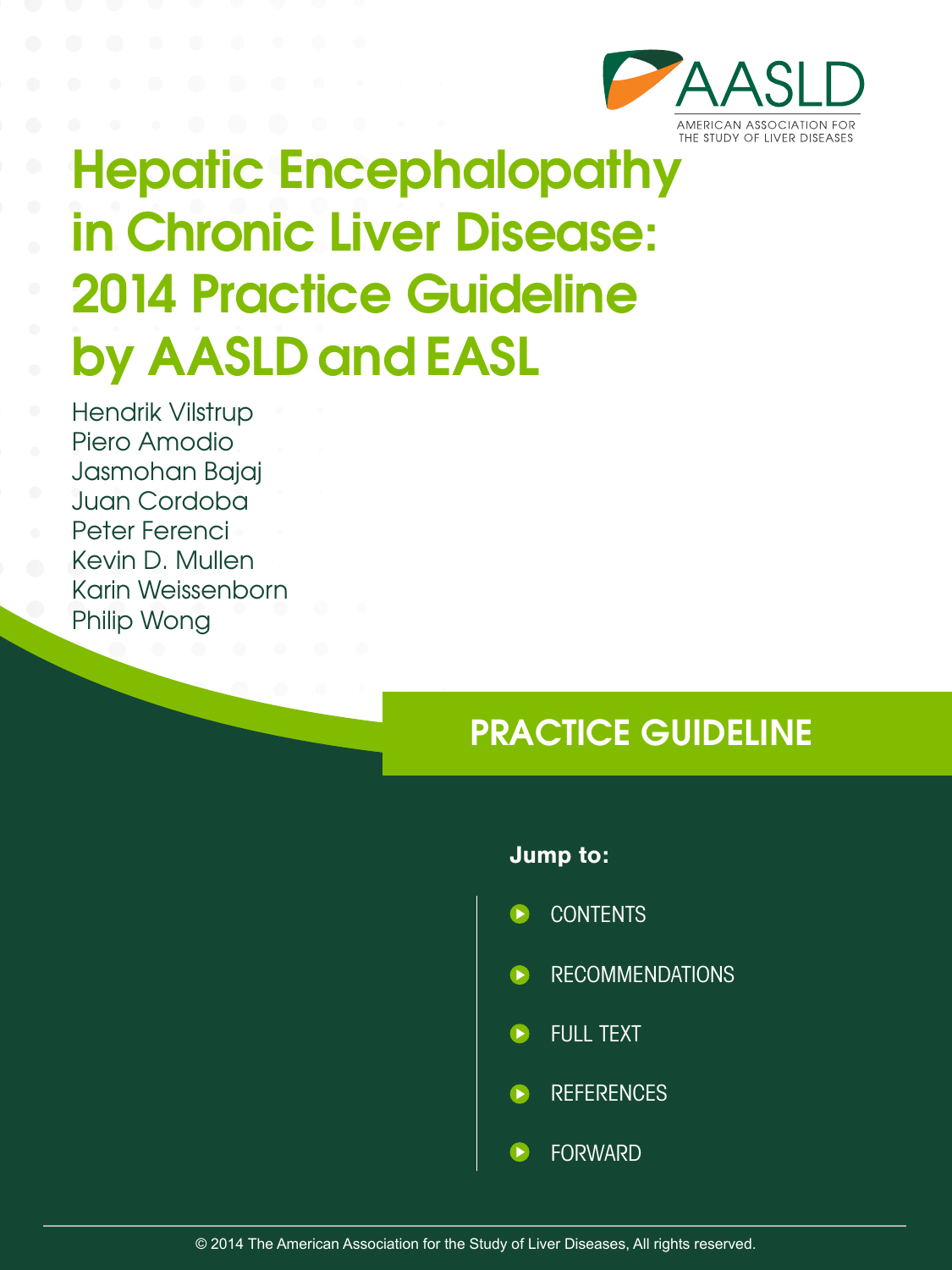AASLD

AMERICAN ASSOCIATION FOR THE STUDY OF LIVER DISEASES

# Hepatic Encephalopathy in Chronic Liver Disease: 2014 Practice Guideline by AASLD and EASL

Hendrik Vilstrup
Piero Amodio
Jasmohan Bajaj
Juan Cordoba
Peter Ferenci
Kevin D. Mullen
Karin Weissenborn
Philip Wong

## PRACTICE GUIDELINE

**Jump to:**

- CONTENTS
- RECOMMENDATIONS
- FULL TEXT
- REFERENCES
- FORWARD

© 2014 The American Association for the Study of Liver Diseases, All rights reserved.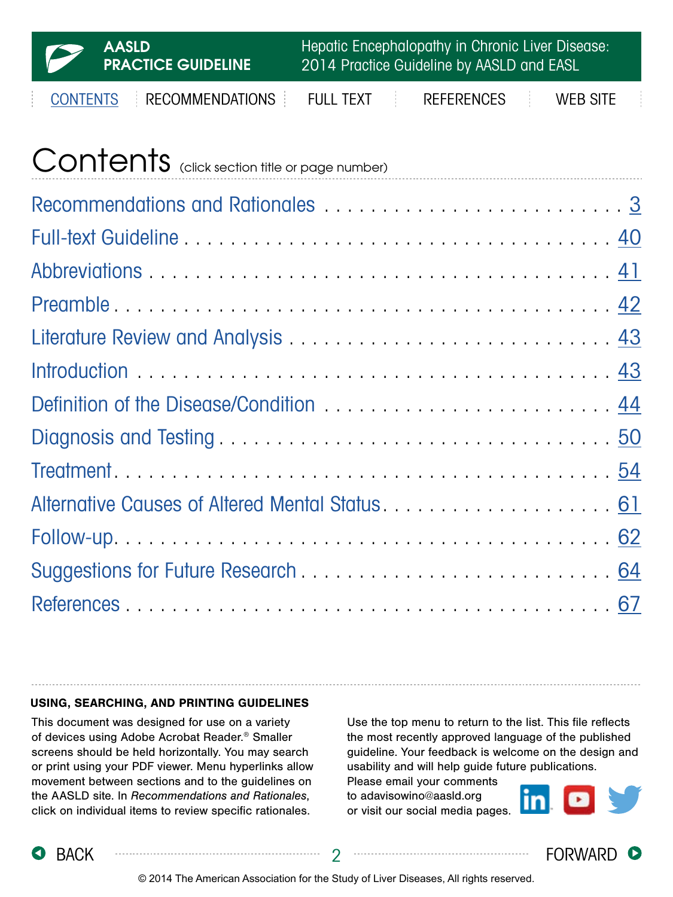# Contents (click section title or page number)

| Section | Page |
|---|---|
| Recommendations and Rationales | 3 |
| Full-text Guideline | 40 |
| Abbreviations | 41 |
| Preamble | 42 |
| Literature Review and Analysis | 43 |
| Introduction | 43 |
| Definition of the Disease/Condition | 44 |
| Diagnosis and Testing | 50 |
| Treatment | 54 |
| Alternative Causes of Altered Mental Status | 61 |
| Follow-up | 62 |
| Suggestions for Future Research | 64 |
| References | 67 |

**USING, SEARCHING, AND PRINTING GUIDELINES**

This document was designed for use on a variety of devices using Adobe Acrobat Reader.® Smaller screens should be held horizontally. You may search or print using your PDF viewer. Menu hyperlinks allow movement between sections and to the guidelines on the AASLD site. In *Recommendations and Rationales*, click on individual items to review specific rationales.

Use the top menu to return to the list. This file reflects the most recently approved language of the published guideline. Your feedback is welcome on the design and usability and will help guide future publications. Please email your comments to adavisowino@aasld.org or visit our social media pages.

© 2014 The American Association for the Study of Liver Diseases, All rights reserved.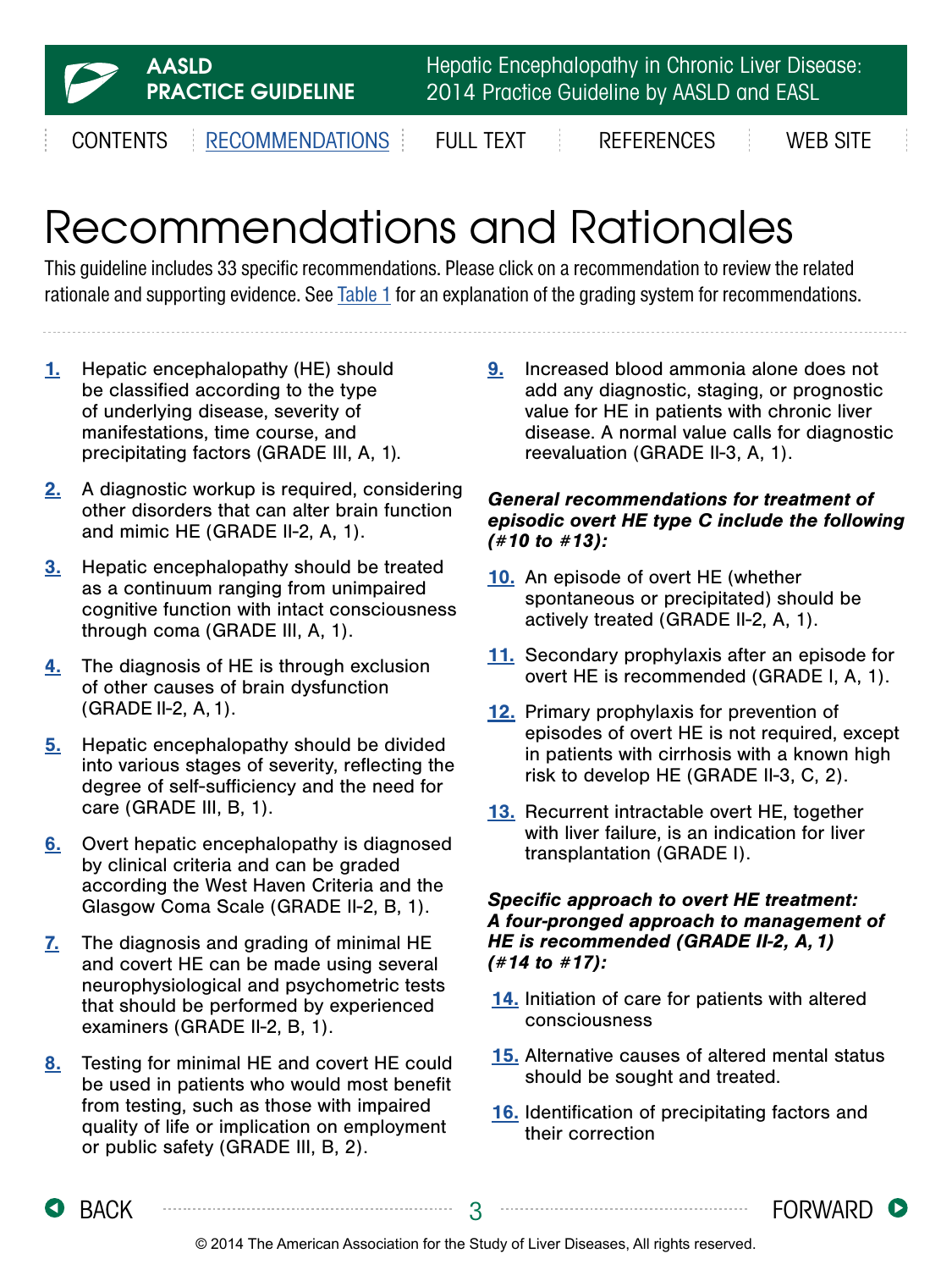# Recommendations and Rationales

This guideline includes 33 specific recommendations. Please click on a recommendation to review the related rationale and supporting evidence. See Table 1 for an explanation of the grading system for recommendations.

1. Hepatic encephalopathy (HE) should be classified according to the type of underlying disease, severity of manifestations, time course, and precipitating factors (GRADE III, A, 1).

2. A diagnostic workup is required, considering other disorders that can alter brain function and mimic HE (GRADE II-2, A, 1).

3. Hepatic encephalopathy should be treated as a continuum ranging from unimpaired cognitive function with intact consciousness through coma (GRADE III, A, 1).

4. The diagnosis of HE is through exclusion of other causes of brain dysfunction (GRADE II-2, A, 1).

5. Hepatic encephalopathy should be divided into various stages of severity, reflecting the degree of self-sufficiency and the need for care (GRADE III, B, 1).

6. Overt hepatic encephalopathy is diagnosed by clinical criteria and can be graded according the West Haven Criteria and the Glasgow Coma Scale (GRADE II-2, B, 1).

7. The diagnosis and grading of minimal HE and covert HE can be made using several neurophysiological and psychometric tests that should be performed by experienced examiners (GRADE II-2, B, 1).

8. Testing for minimal HE and covert HE could be used in patients who would most benefit from testing, such as those with impaired quality of life or implication on employment or public safety (GRADE III, B, 2).

9. Increased blood ammonia alone does not add any diagnostic, staging, or prognostic value for HE in patients with chronic liver disease. A normal value calls for diagnostic reevaluation (GRADE II-3, A, 1).

***General recommendations for treatment of episodic overt HE type C include the following (#10 to #13):***

10. An episode of overt HE (whether spontaneous or precipitated) should be actively treated (GRADE II-2, A, 1).

11. Secondary prophylaxis after an episode for overt HE is recommended (GRADE I, A, 1).

12. Primary prophylaxis for prevention of episodes of overt HE is not required, except in patients with cirrhosis with a known high risk to develop HE (GRADE II-3, C, 2).

13. Recurrent intractable overt HE, together with liver failure, is an indication for liver transplantation (GRADE I).

***Specific approach to overt HE treatment: A four-pronged approach to management of HE is recommended (GRADE II-2, A, 1) (#14 to #17):***

14. Initiation of care for patients with altered consciousness

15. Alternative causes of altered mental status should be sought and treated.

16. Identification of precipitating factors and their correction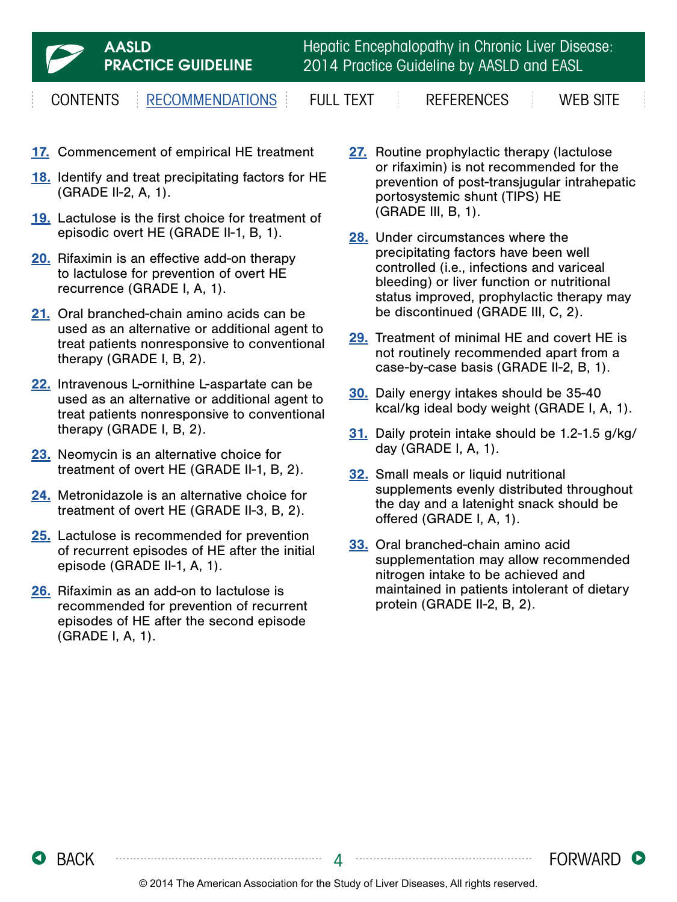17. Commencement of empirical HE treatment

18. Identify and treat precipitating factors for HE (GRADE II-2, A, 1).

19. Lactulose is the first choice for treatment of episodic overt HE (GRADE II-1, B, 1).

20. Rifaximin is an effective add-on therapy to lactulose for prevention of overt HE recurrence (GRADE I, A, 1).

21. Oral branched-chain amino acids can be used as an alternative or additional agent to treat patients nonresponsive to conventional therapy (GRADE I, B, 2).

22. Intravenous L-ornithine L-aspartate can be used as an alternative or additional agent to treat patients nonresponsive to conventional therapy (GRADE I, B, 2).

23. Neomycin is an alternative choice for treatment of overt HE (GRADE II-1, B, 2).

24. Metronidazole is an alternative choice for treatment of overt HE (GRADE II-3, B, 2).

25. Lactulose is recommended for prevention of recurrent episodes of HE after the initial episode (GRADE II-1, A, 1).

26. Rifaximin as an add-on to lactulose is recommended for prevention of recurrent episodes of HE after the second episode (GRADE I, A, 1).

27. Routine prophylactic therapy (lactulose or rifaximin) is not recommended for the prevention of post-transjugular intrahepatic portosystemic shunt (TIPS) HE (GRADE III, B, 1).

28. Under circumstances where the precipitating factors have been well controlled (i.e., infections and variceal bleeding) or liver function or nutritional status improved, prophylactic therapy may be discontinued (GRADE III, C, 2).

29. Treatment of minimal HE and covert HE is not routinely recommended apart from a case-by-case basis (GRADE II-2, B, 1).

30. Daily energy intakes should be 35-40 kcal/kg ideal body weight (GRADE I, A, 1).

31. Daily protein intake should be 1.2-1.5 g/kg/day (GRADE I, A, 1).

32. Small meals or liquid nutritional supplements evenly distributed throughout the day and a latenight snack should be offered (GRADE I, A, 1).

33. Oral branched-chain amino acid supplementation may allow recommended nitrogen intake to be achieved and maintained in patients intolerant of dietary protein (GRADE II-2, B, 2).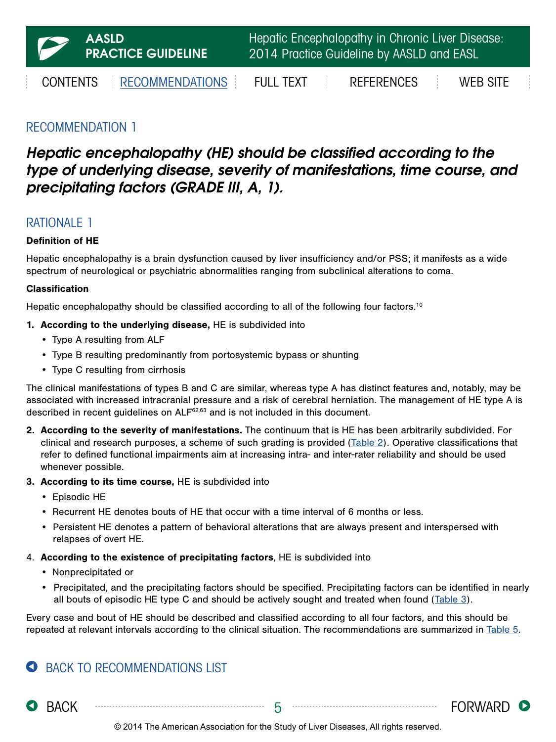## RECOMMENDATION 1

***Hepatic encephalopathy (HE) should be classified according to the type of underlying disease, severity of manifestations, time course, and precipitating factors (GRADE III, A, 1).***

## RATIONALE 1

**Definition of HE**

Hepatic encephalopathy is a brain dysfunction caused by liver insufficiency and/or PSS; it manifests as a wide spectrum of neurological or psychiatric abnormalities ranging from subclinical alterations to coma.

**Classification**

Hepatic encephalopathy should be classified according to all of the following four factors.[10]

1. **According to the underlying disease,** HE is subdivided into
   - Type A resulting from ALF
   - Type B resulting predominantly from portosystemic bypass or shunting
   - Type C resulting from cirrhosis

The clinical manifestations of types B and C are similar, whereas type A has distinct features and, notably, may be associated with increased intracranial pressure and a risk of cerebral herniation. The management of HE type A is described in recent guidelines on ALF[62,63] and is not included in this document.

2. **According to the severity of manifestations.** The continuum that is HE has been arbitrarily subdivided. For clinical and research purposes, a scheme of such grading is provided (Table 2). Operative classifications that refer to defined functional impairments aim at increasing intra- and inter-rater reliability and should be used whenever possible.
3. **According to its time course,** HE is subdivided into
   - Episodic HE
   - Recurrent HE denotes bouts of HE that occur with a time interval of 6 months or less.
   - Persistent HE denotes a pattern of behavioral alterations that are always present and interspersed with relapses of overt HE.
4. **According to the existence of precipitating factors**, HE is subdivided into
   - Nonprecipitated or
   - Precipitated, and the precipitating factors should be specified. Precipitating factors can be identified in nearly all bouts of episodic HE type C and should be actively sought and treated when found (Table 3).

Every case and bout of HE should be described and classified according to all four factors, and this should be repeated at relevant intervals according to the clinical situation. The recommendations are summarized in Table 5.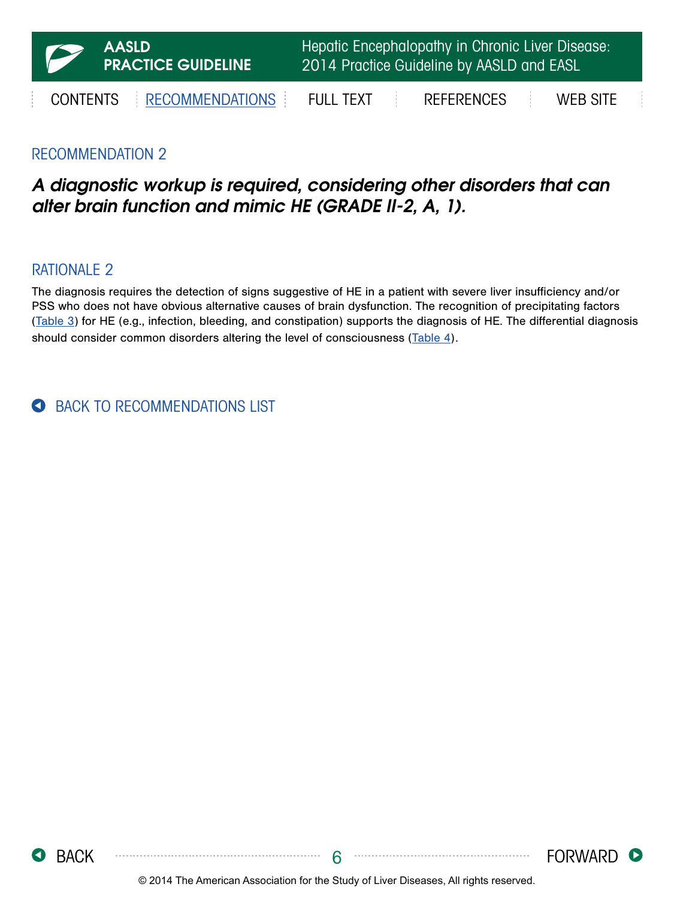## RECOMMENDATION 2

***A diagnostic workup is required, considering other disorders that can alter brain function and mimic HE (GRADE II-2, A, 1).***

## RATIONALE 2

The diagnosis requires the detection of signs suggestive of HE in a patient with severe liver insufficiency and/or PSS who does not have obvious alternative causes of brain dysfunction. The recognition of precipitating factors (Table 3) for HE (e.g., infection, bleeding, and constipation) supports the diagnosis of HE. The differential diagnosis should consider common disorders altering the level of consciousness (Table 4).

BACK TO RECOMMENDATIONS LIST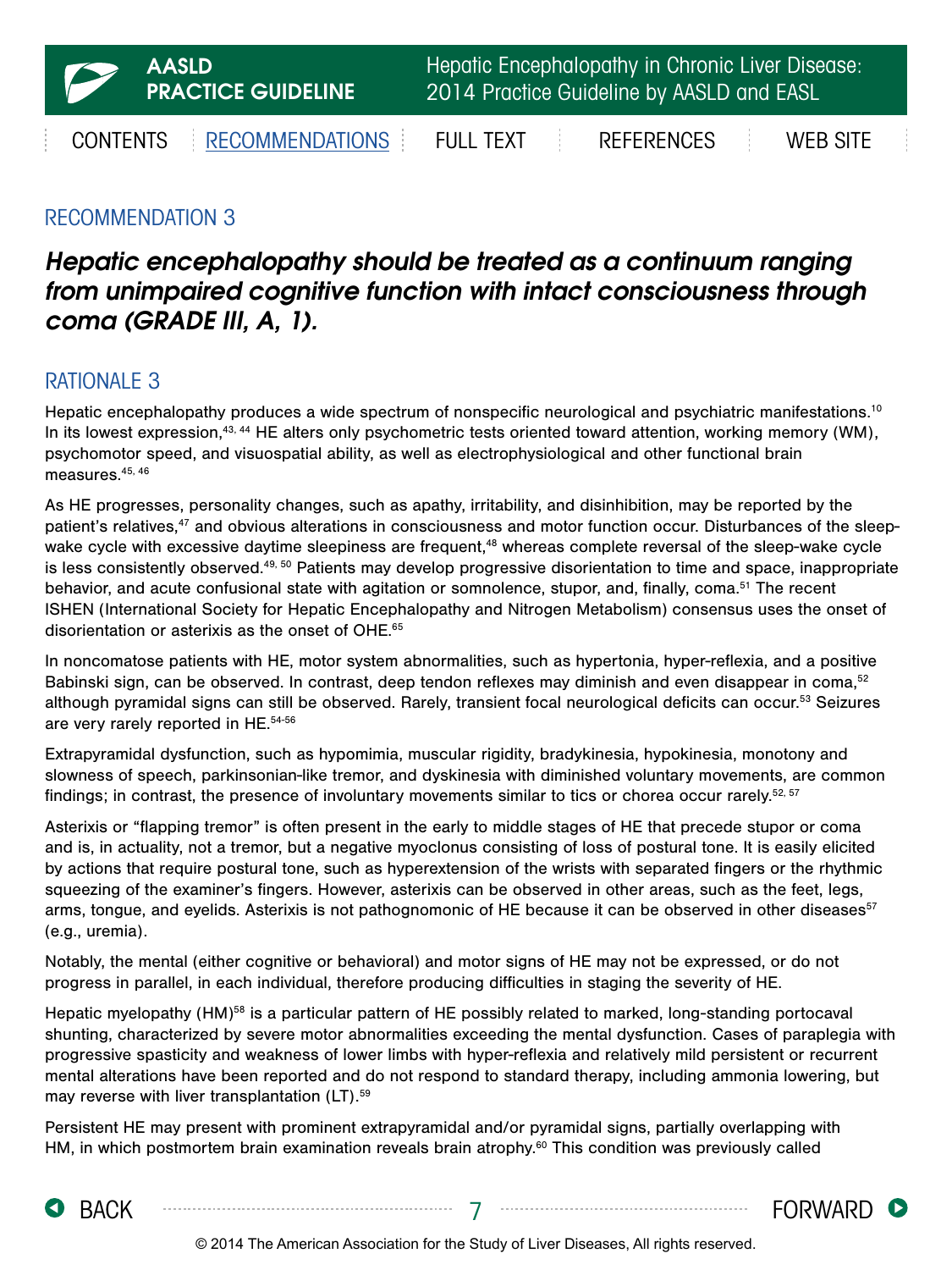## RECOMMENDATION 3

***Hepatic encephalopathy should be treated as a continuum ranging from unimpaired cognitive function with intact consciousness through coma (GRADE III, A, 1).***

## RATIONALE 3

Hepatic encephalopathy produces a wide spectrum of nonspecific neurological and psychiatric manifestations.[10] In its lowest expression,[43, 44] HE alters only psychometric tests oriented toward attention, working memory (WM), psychomotor speed, and visuospatial ability, as well as electrophysiological and other functional brain measures.[45, 46]

As HE progresses, personality changes, such as apathy, irritability, and disinhibition, may be reported by the patient's relatives,[47] and obvious alterations in consciousness and motor function occur. Disturbances of the sleep-wake cycle with excessive daytime sleepiness are frequent,[48] whereas complete reversal of the sleep-wake cycle is less consistently observed.[49, 50] Patients may develop progressive disorientation to time and space, inappropriate behavior, and acute confusional state with agitation or somnolence, stupor, and, finally, coma.[51] The recent ISHEN (International Society for Hepatic Encephalopathy and Nitrogen Metabolism) consensus uses the onset of disorientation or asterixis as the onset of OHE.[65]

In noncomatose patients with HE, motor system abnormalities, such as hypertonia, hyper-reflexia, and a positive Babinski sign, can be observed. In contrast, deep tendon reflexes may diminish and even disappear in coma,[52] although pyramidal signs can still be observed. Rarely, transient focal neurological deficits can occur.[53] Seizures are very rarely reported in HE.[54-56]

Extrapyramidal dysfunction, such as hypomimia, muscular rigidity, bradykinesia, hypokinesia, monotony and slowness of speech, parkinsonian-like tremor, and dyskinesia with diminished voluntary movements, are common findings; in contrast, the presence of involuntary movements similar to tics or chorea occur rarely.[52, 57]

Asterixis or "flapping tremor" is often present in the early to middle stages of HE that precede stupor or coma and is, in actuality, not a tremor, but a negative myoclonus consisting of loss of postural tone. It is easily elicited by actions that require postural tone, such as hyperextension of the wrists with separated fingers or the rhythmic squeezing of the examiner's fingers. However, asterixis can be observed in other areas, such as the feet, legs, arms, tongue, and eyelids. Asterixis is not pathognomonic of HE because it can be observed in other diseases[57] (e.g., uremia).

Notably, the mental (either cognitive or behavioral) and motor signs of HE may not be expressed, or do not progress in parallel, in each individual, therefore producing difficulties in staging the severity of HE.

Hepatic myelopathy (HM)[58] is a particular pattern of HE possibly related to marked, long-standing portocaval shunting, characterized by severe motor abnormalities exceeding the mental dysfunction. Cases of paraplegia with progressive spasticity and weakness of lower limbs with hyper-reflexia and relatively mild persistent or recurrent mental alterations have been reported and do not respond to standard therapy, including ammonia lowering, but may reverse with liver transplantation (LT).[59]

Persistent HE may present with prominent extrapyramidal and/or pyramidal signs, partially overlapping with HM, in which postmortem brain examination reveals brain atrophy.[60] This condition was previously called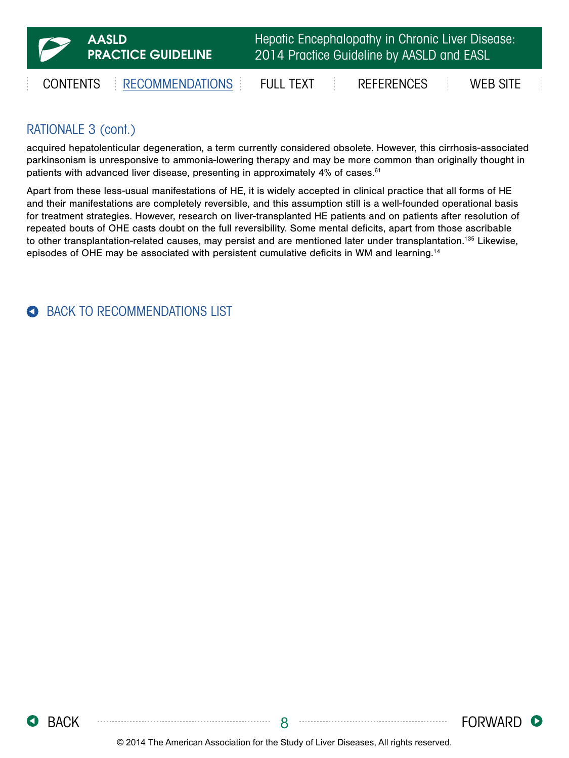## RATIONALE 3 (cont.)

acquired hepatolenticular degeneration, a term currently considered obsolete. However, this cirrhosis-associated parkinsonism is unresponsive to ammonia-lowering therapy and may be more common than originally thought in patients with advanced liver disease, presenting in approximately 4% of cases.[61]

Apart from these less-usual manifestations of HE, it is widely accepted in clinical practice that all forms of HE and their manifestations are completely reversible, and this assumption still is a well-founded operational basis for treatment strategies. However, research on liver-transplanted HE patients and on patients after resolution of repeated bouts of OHE casts doubt on the full reversibility. Some mental deficits, apart from those ascribable to other transplantation-related causes, may persist and are mentioned later under transplantation.[135] Likewise, episodes of OHE may be associated with persistent cumulative deficits in WM and learning.[14]

BACK TO RECOMMENDATIONS LIST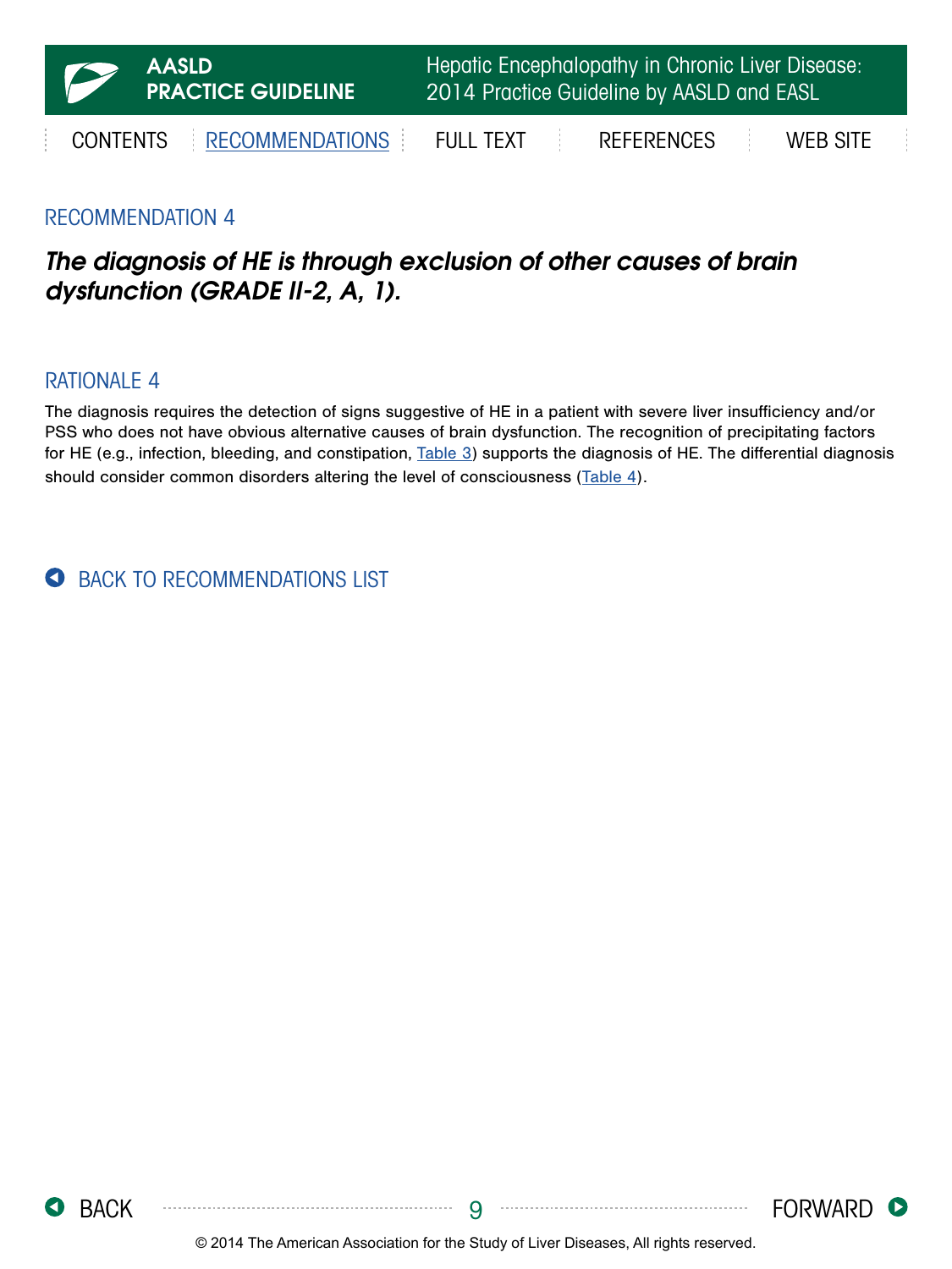## RECOMMENDATION 4

***The diagnosis of HE is through exclusion of other causes of brain dysfunction (GRADE II-2, A, 1).***

## RATIONALE 4

The diagnosis requires the detection of signs suggestive of HE in a patient with severe liver insufficiency and/or PSS who does not have obvious alternative causes of brain dysfunction. The recognition of precipitating factors for HE (e.g., infection, bleeding, and constipation, Table 3) supports the diagnosis of HE. The differential diagnosis should consider common disorders altering the level of consciousness (Table 4).

BACK TO RECOMMENDATIONS LIST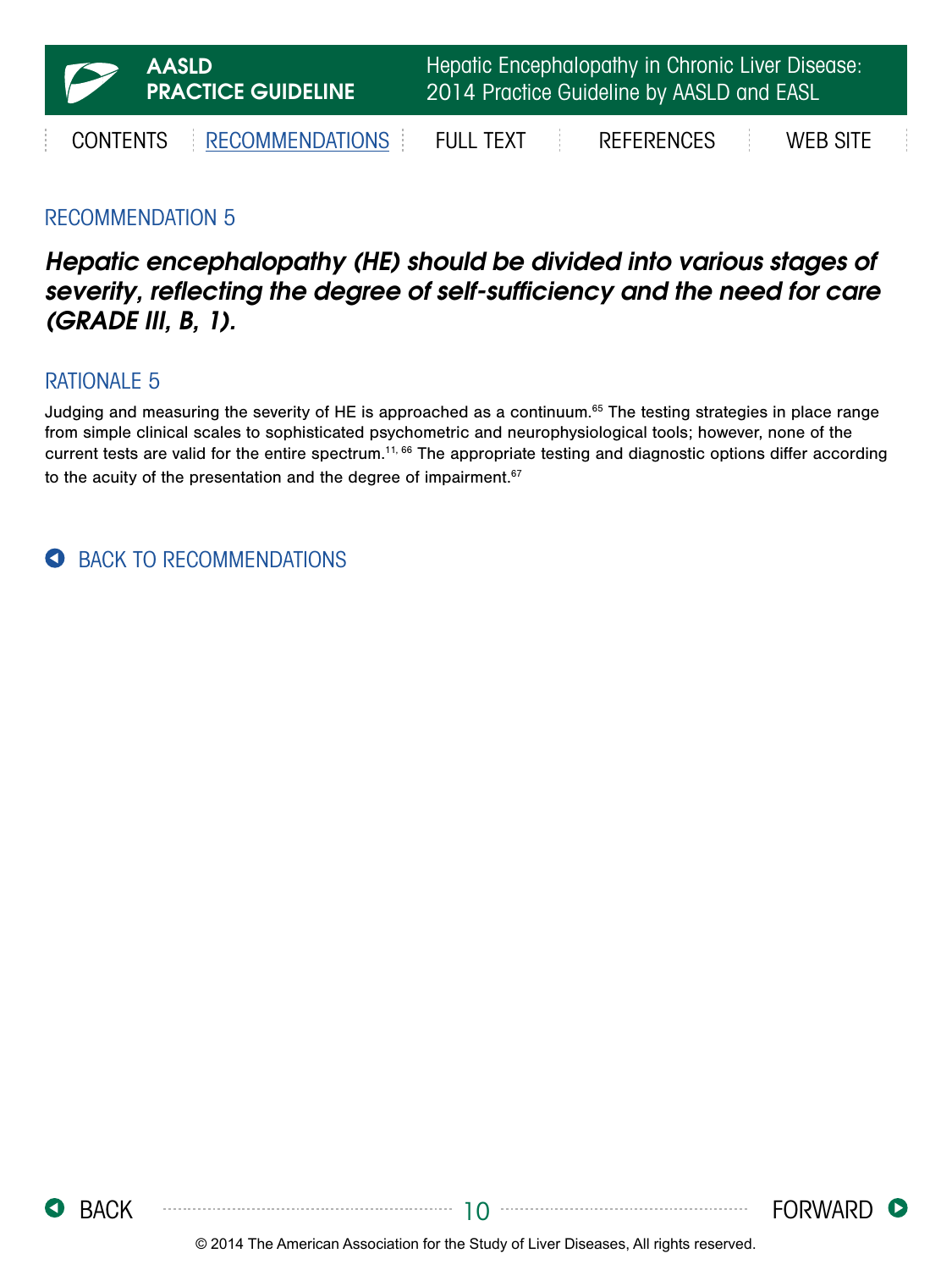## RECOMMENDATION 5

***Hepatic encephalopathy (HE) should be divided into various stages of severity, reflecting the degree of self-sufficiency and the need for care (GRADE III, B, 1).***

## RATIONALE 5

Judging and measuring the severity of HE is approached as a continuum.[65] The testing strategies in place range from simple clinical scales to sophisticated psychometric and neurophysiological tools; however, none of the current tests are valid for the entire spectrum.[11, 66] The appropriate testing and diagnostic options differ according to the acuity of the presentation and the degree of impairment.[67]

BACK TO RECOMMENDATIONS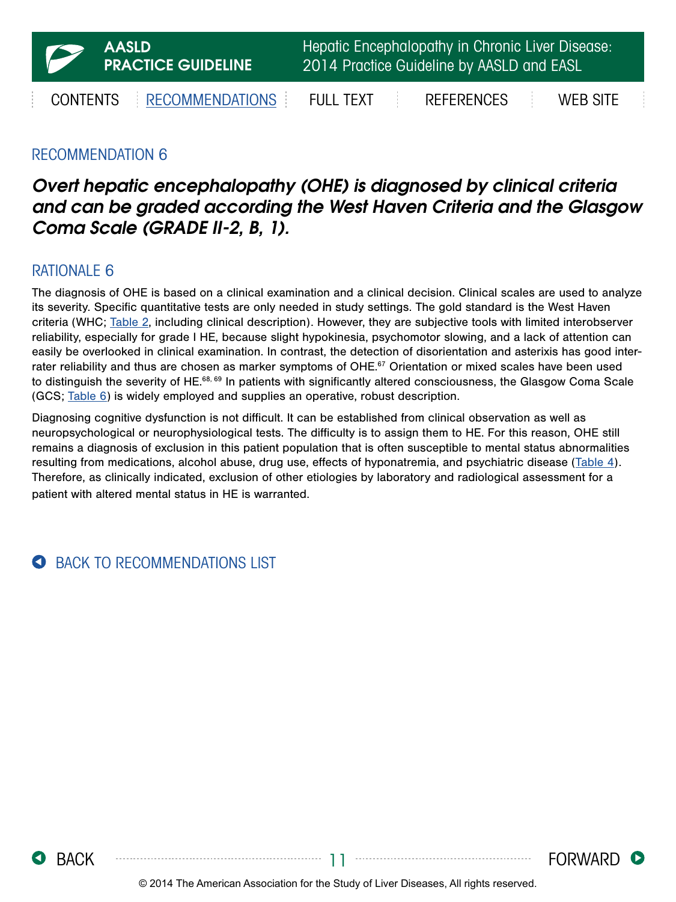## RECOMMENDATION 6

***Overt hepatic encephalopathy (OHE) is diagnosed by clinical criteria and can be graded according the West Haven Criteria and the Glasgow Coma Scale (GRADE II-2, B, 1).***

## RATIONALE 6

The diagnosis of OHE is based on a clinical examination and a clinical decision. Clinical scales are used to analyze its severity. Specific quantitative tests are only needed in study settings. The gold standard is the West Haven criteria (WHC; Table 2, including clinical description). However, they are subjective tools with limited interobserver reliability, especially for grade I HE, because slight hypokinesia, psychomotor slowing, and a lack of attention can easily be overlooked in clinical examination. In contrast, the detection of disorientation and asterixis has good inter-rater reliability and thus are chosen as marker symptoms of OHE.[67] Orientation or mixed scales have been used to distinguish the severity of HE.[68, 69] In patients with significantly altered consciousness, the Glasgow Coma Scale (GCS; Table 6) is widely employed and supplies an operative, robust description.

Diagnosing cognitive dysfunction is not difficult. It can be established from clinical observation as well as neuropsychological or neurophysiological tests. The difficulty is to assign them to HE. For this reason, OHE still remains a diagnosis of exclusion in this patient population that is often susceptible to mental status abnormalities resulting from medications, alcohol abuse, drug use, effects of hyponatremia, and psychiatric disease (Table 4). Therefore, as clinically indicated, exclusion of other etiologies by laboratory and radiological assessment for a patient with altered mental status in HE is warranted.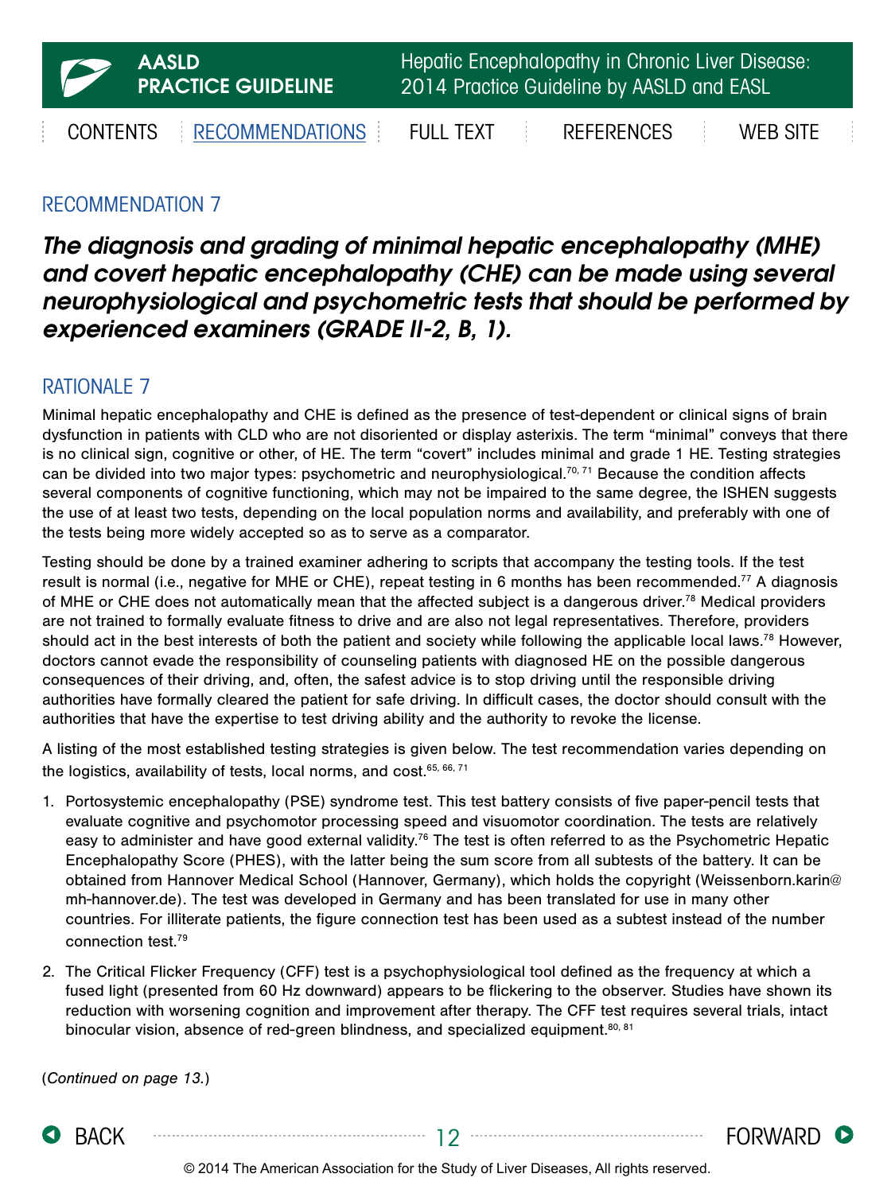## RECOMMENDATION 7

***The diagnosis and grading of minimal hepatic encephalopathy (MHE) and covert hepatic encephalopathy (CHE) can be made using several neurophysiological and psychometric tests that should be performed by experienced examiners (GRADE II-2, B, 1).***

## RATIONALE 7

Minimal hepatic encephalopathy and CHE is defined as the presence of test-dependent or clinical signs of brain dysfunction in patients with CLD who are not disoriented or display asterixis. The term "minimal" conveys that there is no clinical sign, cognitive or other, of HE. The term "covert" includes minimal and grade 1 HE. Testing strategies can be divided into two major types: psychometric and neurophysiological.[70, 71] Because the condition affects several components of cognitive functioning, which may not be impaired to the same degree, the ISHEN suggests the use of at least two tests, depending on the local population norms and availability, and preferably with one of the tests being more widely accepted so as to serve as a comparator.

Testing should be done by a trained examiner adhering to scripts that accompany the testing tools. If the test result is normal (i.e., negative for MHE or CHE), repeat testing in 6 months has been recommended.[77] A diagnosis of MHE or CHE does not automatically mean that the affected subject is a dangerous driver.[78] Medical providers are not trained to formally evaluate fitness to drive and are also not legal representatives. Therefore, providers should act in the best interests of both the patient and society while following the applicable local laws.[78] However, doctors cannot evade the responsibility of counseling patients with diagnosed HE on the possible dangerous consequences of their driving, and, often, the safest advice is to stop driving until the responsible driving authorities have formally cleared the patient for safe driving. In difficult cases, the doctor should consult with the authorities that have the expertise to test driving ability and the authority to revoke the license.

A listing of the most established testing strategies is given below. The test recommendation varies depending on the logistics, availability of tests, local norms, and cost.[65, 66, 71]

1. Portosystemic encephalopathy (PSE) syndrome test. This test battery consists of five paper-pencil tests that evaluate cognitive and psychomotor processing speed and visuomotor coordination. The tests are relatively easy to administer and have good external validity.[76] The test is often referred to as the Psychometric Hepatic Encephalopathy Score (PHES), with the latter being the sum score from all subtests of the battery. It can be obtained from Hannover Medical School (Hannover, Germany), which holds the copyright (Weissenborn.karin@mh-hannover.de). The test was developed in Germany and has been translated for use in many other countries. For illiterate patients, the figure connection test has been used as a subtest instead of the number connection test.[79]
2. The Critical Flicker Frequency (CFF) test is a psychophysiological tool defined as the frequency at which a fused light (presented from 60 Hz downward) appears to be flickering to the observer. Studies have shown its reduction with worsening cognition and improvement after therapy. The CFF test requires several trials, intact binocular vision, absence of red-green blindness, and specialized equipment.[80, 81]

(*Continued on page 13.*)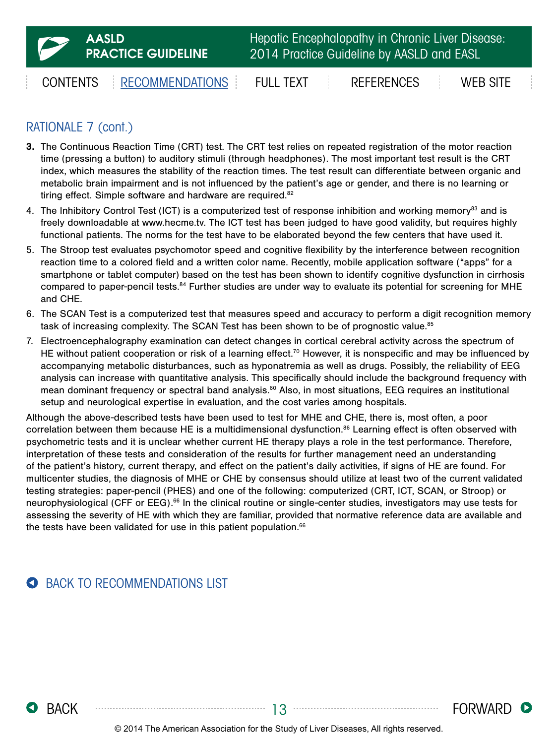## RATIONALE 7 (cont.)

3. The Continuous Reaction Time (CRT) test. The CRT test relies on repeated registration of the motor reaction time (pressing a button) to auditory stimuli (through headphones). The most important test result is the CRT index, which measures the stability of the reaction times. The test result can differentiate between organic and metabolic brain impairment and is not influenced by the patient's age or gender, and there is no learning or tiring effect. Simple software and hardware are required.[82]
4. The Inhibitory Control Test (ICT) is a computerized test of response inhibition and working memory[83] and is freely downloadable at www.hecme.tv. The ICT test has been judged to have good validity, but requires highly functional patients. The norms for the test have to be elaborated beyond the few centers that have used it.
5. The Stroop test evaluates psychomotor speed and cognitive flexibility by the interference between recognition reaction time to a colored field and a written color name. Recently, mobile application software ("apps" for a smartphone or tablet computer) based on the test has been shown to identify cognitive dysfunction in cirrhosis compared to paper-pencil tests.[84] Further studies are under way to evaluate its potential for screening for MHE and CHE.
6. The SCAN Test is a computerized test that measures speed and accuracy to perform a digit recognition memory task of increasing complexity. The SCAN Test has been shown to be of prognostic value.[85]
7. Electroencephalography examination can detect changes in cortical cerebral activity across the spectrum of HE without patient cooperation or risk of a learning effect.[70] However, it is nonspecific and may be influenced by accompanying metabolic disturbances, such as hyponatremia as well as drugs. Possibly, the reliability of EEG analysis can increase with quantitative analysis. This specifically should include the background frequency with mean dominant frequency or spectral band analysis.[60] Also, in most situations, EEG requires an institutional setup and neurological expertise in evaluation, and the cost varies among hospitals.

Although the above-described tests have been used to test for MHE and CHE, there is, most often, a poor correlation between them because HE is a multidimensional dysfunction.[86] Learning effect is often observed with psychometric tests and it is unclear whether current HE therapy plays a role in the test performance. Therefore, interpretation of these tests and consideration of the results for further management need an understanding of the patient's history, current therapy, and effect on the patient's daily activities, if signs of HE are found. For multicenter studies, the diagnosis of MHE or CHE by consensus should utilize at least two of the current validated testing strategies: paper-pencil (PHES) and one of the following: computerized (CRT, ICT, SCAN, or Stroop) or neurophysiological (CFF or EEG).[66] In the clinical routine or single-center studies, investigators may use tests for assessing the severity of HE with which they are familiar, provided that normative reference data are available and the tests have been validated for use in this patient population.[66]

BACK TO RECOMMENDATIONS LIST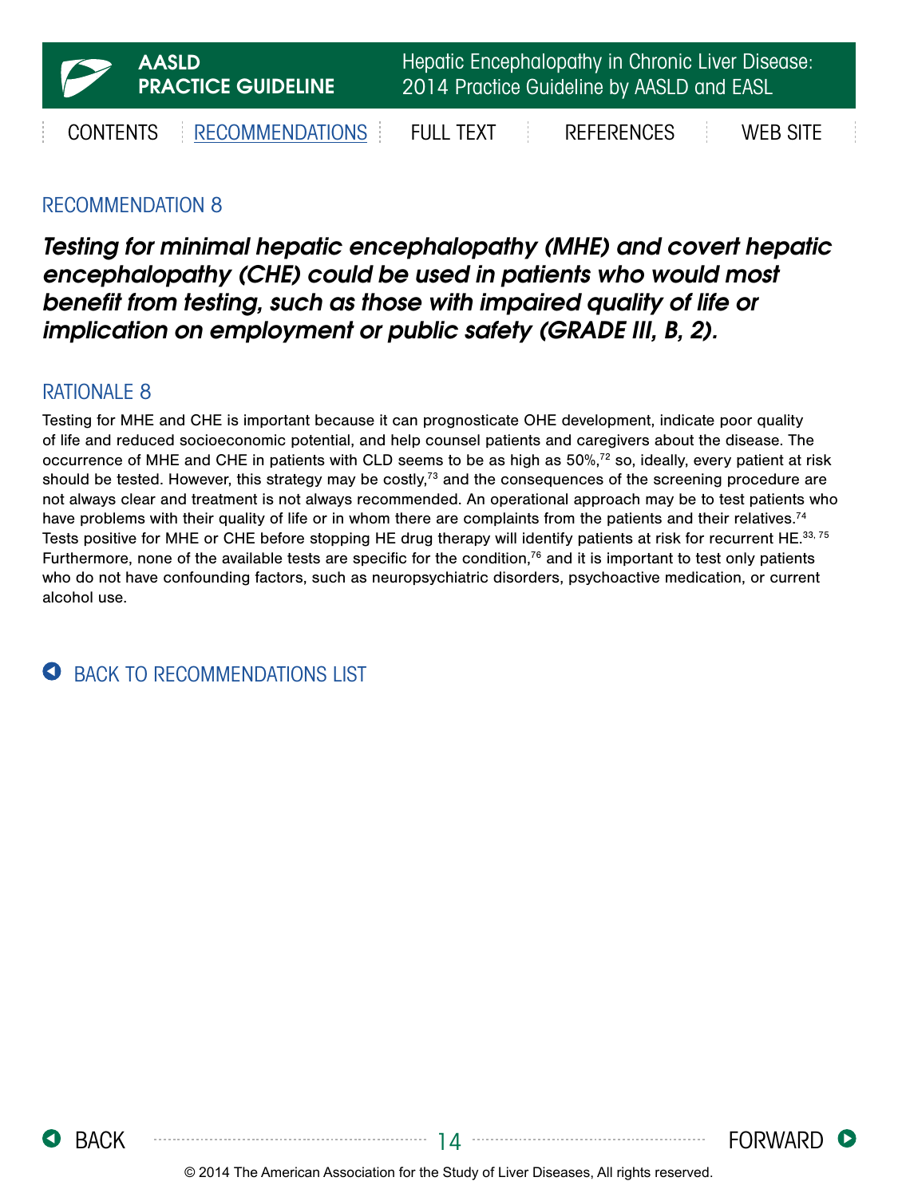## RECOMMENDATION 8

***Testing for minimal hepatic encephalopathy (MHE) and covert hepatic encephalopathy (CHE) could be used in patients who would most benefit from testing, such as those with impaired quality of life or implication on employment or public safety (GRADE III, B, 2).***

## RATIONALE 8

Testing for MHE and CHE is important because it can prognosticate OHE development, indicate poor quality of life and reduced socioeconomic potential, and help counsel patients and caregivers about the disease. The occurrence of MHE and CHE in patients with CLD seems to be as high as 50%,[72] so, ideally, every patient at risk should be tested. However, this strategy may be costly,[73] and the consequences of the screening procedure are not always clear and treatment is not always recommended. An operational approach may be to test patients who have problems with their quality of life or in whom there are complaints from the patients and their relatives.[74] Tests positive for MHE or CHE before stopping HE drug therapy will identify patients at risk for recurrent HE.[33, 75] Furthermore, none of the available tests are specific for the condition,[76] and it is important to test only patients who do not have confounding factors, such as neuropsychiatric disorders, psychoactive medication, or current alcohol use.

BACK TO RECOMMENDATIONS LIST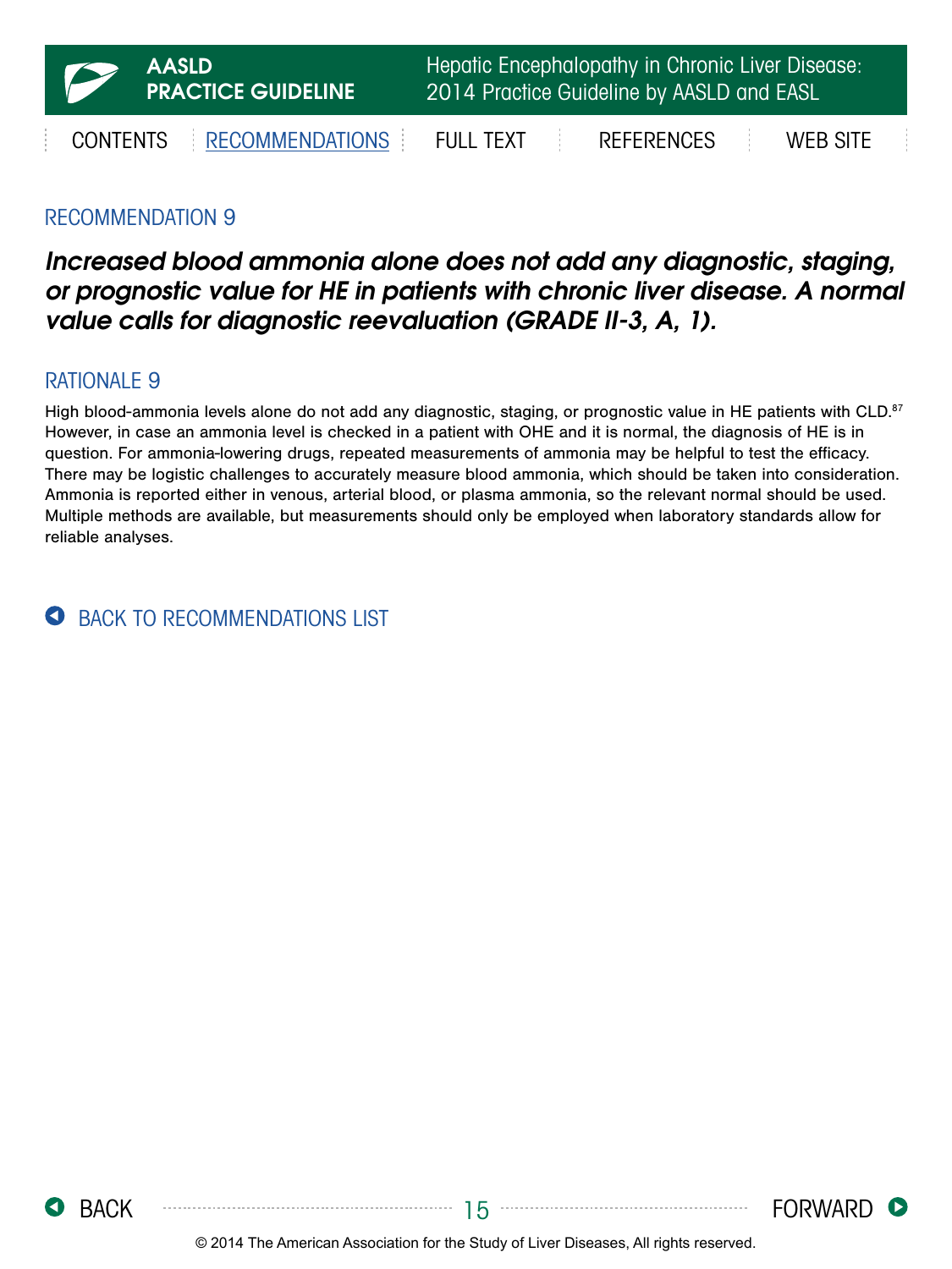## RECOMMENDATION 9

***Increased blood ammonia alone does not add any diagnostic, staging, or prognostic value for HE in patients with chronic liver disease. A normal value calls for diagnostic reevaluation (GRADE II-3, A, 1).***

## RATIONALE 9

High blood-ammonia levels alone do not add any diagnostic, staging, or prognostic value in HE patients with CLD.[87] However, in case an ammonia level is checked in a patient with OHE and it is normal, the diagnosis of HE is in question. For ammonia-lowering drugs, repeated measurements of ammonia may be helpful to test the efficacy. There may be logistic challenges to accurately measure blood ammonia, which should be taken into consideration. Ammonia is reported either in venous, arterial blood, or plasma ammonia, so the relevant normal should be used. Multiple methods are available, but measurements should only be employed when laboratory standards allow for reliable analyses.

BACK TO RECOMMENDATIONS LIST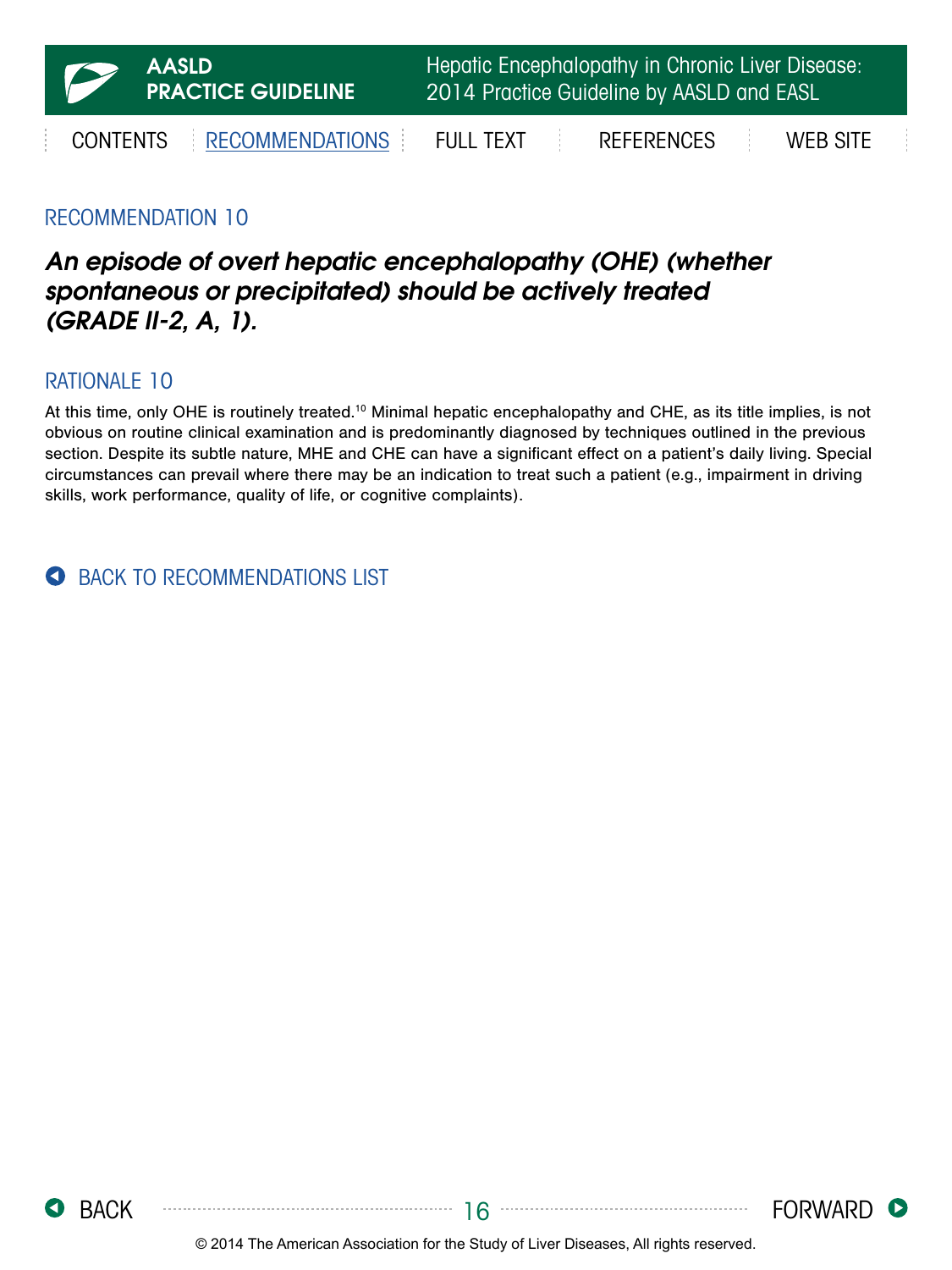## RECOMMENDATION 10

***An episode of overt hepatic encephalopathy (OHE) (whether spontaneous or precipitated) should be actively treated (GRADE II-2, A, 1).***

## RATIONALE 10

At this time, only OHE is routinely treated.[10] Minimal hepatic encephalopathy and CHE, as its title implies, is not obvious on routine clinical examination and is predominantly diagnosed by techniques outlined in the previous section. Despite its subtle nature, MHE and CHE can have a significant effect on a patient's daily living. Special circumstances can prevail where there may be an indication to treat such a patient (e.g., impairment in driving skills, work performance, quality of life, or cognitive complaints).

BACK TO RECOMMENDATIONS LIST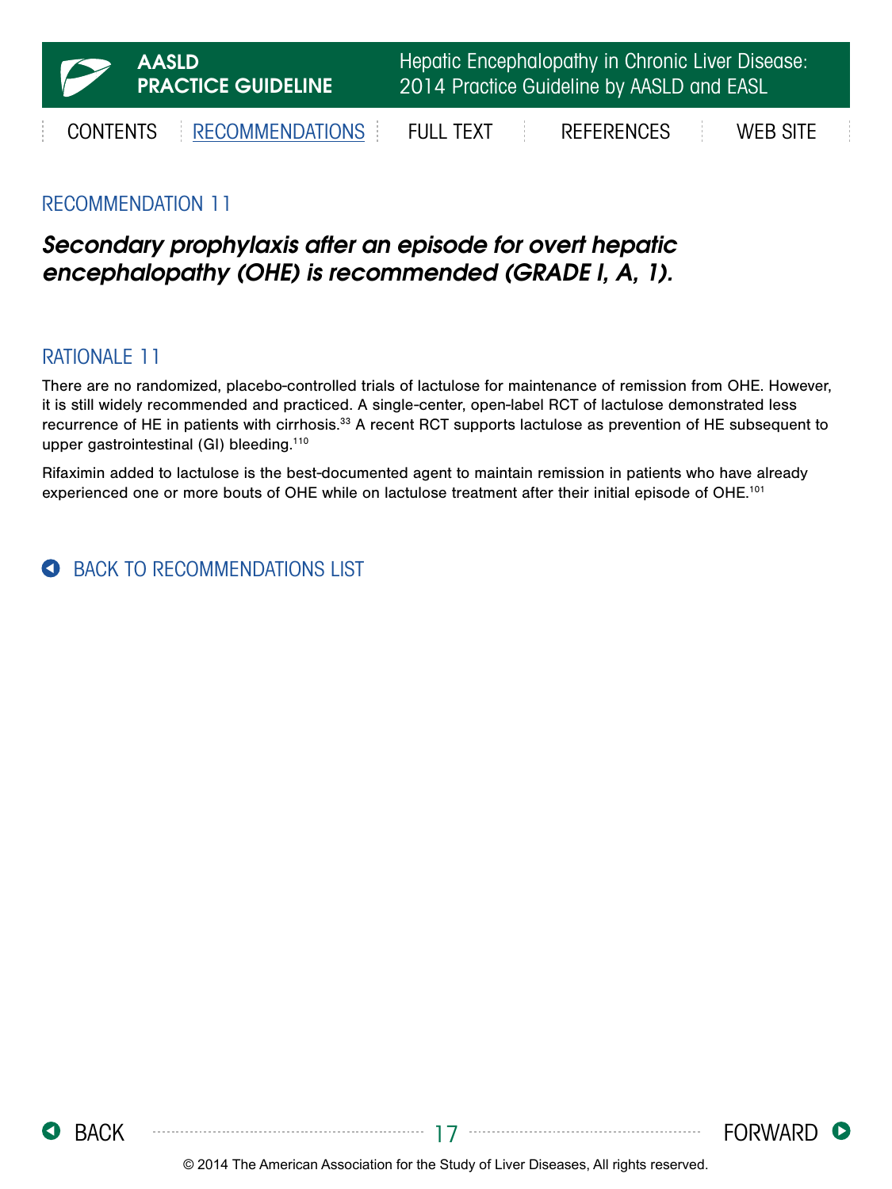## RECOMMENDATION 11

***Secondary prophylaxis after an episode for overt hepatic encephalopathy (OHE) is recommended (GRADE I, A, 1).***

## RATIONALE 11

There are no randomized, placebo-controlled trials of lactulose for maintenance of remission from OHE. However, it is still widely recommended and practiced. A single-center, open-label RCT of lactulose demonstrated less recurrence of HE in patients with cirrhosis.[33] A recent RCT supports lactulose as prevention of HE subsequent to upper gastrointestinal (GI) bleeding.[110]

Rifaximin added to lactulose is the best-documented agent to maintain remission in patients who have already experienced one or more bouts of OHE while on lactulose treatment after their initial episode of OHE.[101]

BACK TO RECOMMENDATIONS LIST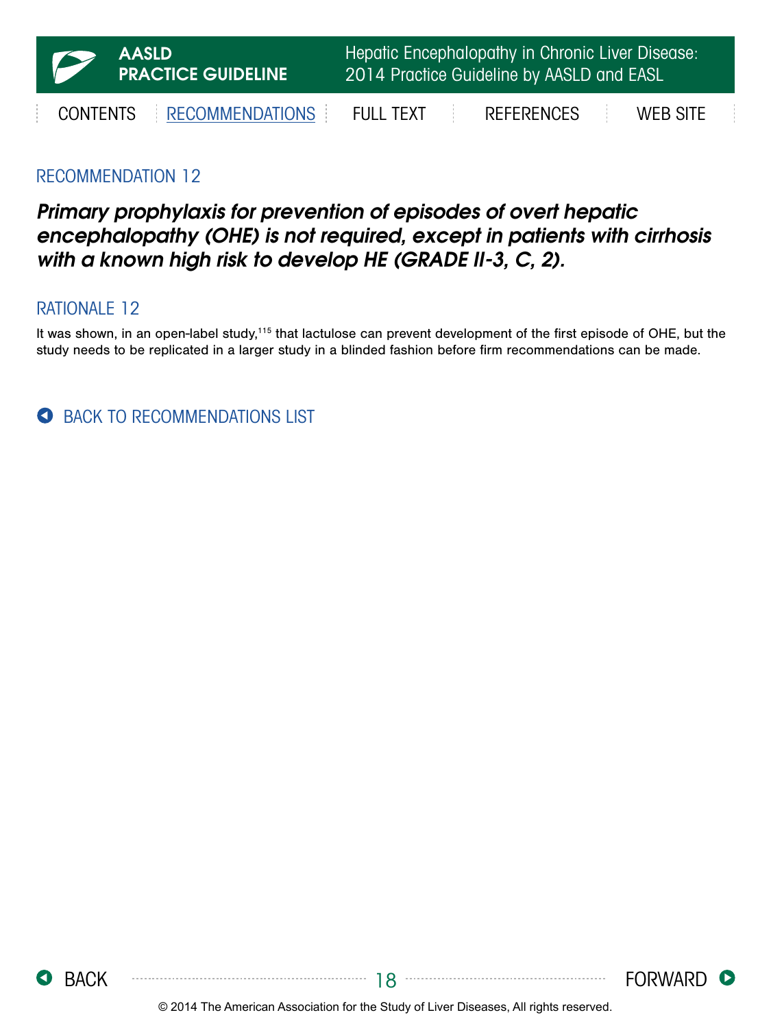## RECOMMENDATION 12

***Primary prophylaxis for prevention of episodes of overt hepatic encephalopathy (OHE) is not required, except in patients with cirrhosis with a known high risk to develop HE (GRADE II-3, C, 2).***

## RATIONALE 12

It was shown, in an open-label study,[115] that lactulose can prevent development of the first episode of OHE, but the study needs to be replicated in a larger study in a blinded fashion before firm recommendations can be made.

BACK TO RECOMMENDATIONS LIST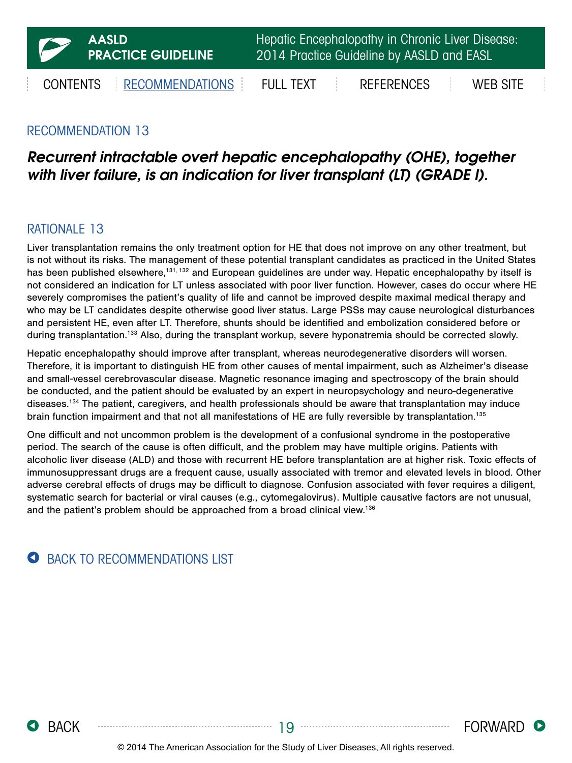## RECOMMENDATION 13

***Recurrent intractable overt hepatic encephalopathy (OHE), together with liver failure, is an indication for liver transplant (LT) (GRADE I).***

## RATIONALE 13

Liver transplantation remains the only treatment option for HE that does not improve on any other treatment, but is not without its risks. The management of these potential transplant candidates as practiced in the United States has been published elsewhere,[131, 132] and European guidelines are under way. Hepatic encephalopathy by itself is not considered an indication for LT unless associated with poor liver function. However, cases do occur where HE severely compromises the patient's quality of life and cannot be improved despite maximal medical therapy and who may be LT candidates despite otherwise good liver status. Large PSSs may cause neurological disturbances and persistent HE, even after LT. Therefore, shunts should be identified and embolization considered before or during transplantation.[133] Also, during the transplant workup, severe hyponatremia should be corrected slowly.

Hepatic encephalopathy should improve after transplant, whereas neurodegenerative disorders will worsen. Therefore, it is important to distinguish HE from other causes of mental impairment, such as Alzheimer's disease and small-vessel cerebrovascular disease. Magnetic resonance imaging and spectroscopy of the brain should be conducted, and the patient should be evaluated by an expert in neuropsychology and neuro-degenerative diseases.[134] The patient, caregivers, and health professionals should be aware that transplantation may induce brain function impairment and that not all manifestations of HE are fully reversible by transplantation.[135]

One difficult and not uncommon problem is the development of a confusional syndrome in the postoperative period. The search of the cause is often difficult, and the problem may have multiple origins. Patients with alcoholic liver disease (ALD) and those with recurrent HE before transplantation are at higher risk. Toxic effects of immunosuppressant drugs are a frequent cause, usually associated with tremor and elevated levels in blood. Other adverse cerebral effects of drugs may be difficult to diagnose. Confusion associated with fever requires a diligent, systematic search for bacterial or viral causes (e.g., cytomegalovirus). Multiple causative factors are not unusual, and the patient's problem should be approached from a broad clinical view.[136]

BACK TO RECOMMENDATIONS LIST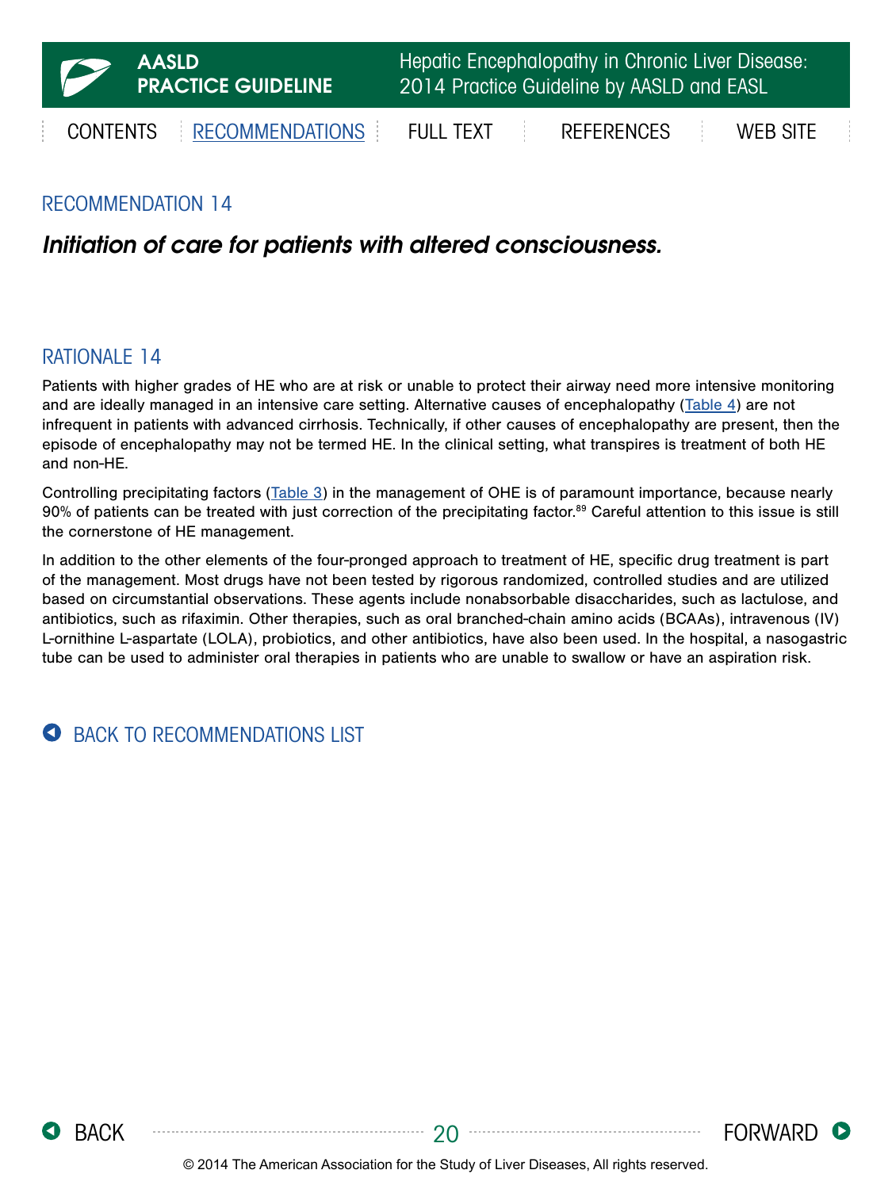## RECOMMENDATION 14

***Initiation of care for patients with altered consciousness.***

## RATIONALE 14

Patients with higher grades of HE who are at risk or unable to protect their airway need more intensive monitoring and are ideally managed in an intensive care setting. Alternative causes of encephalopathy (Table 4) are not infrequent in patients with advanced cirrhosis. Technically, if other causes of encephalopathy are present, then the episode of encephalopathy may not be termed HE. In the clinical setting, what transpires is treatment of both HE and non-HE.

Controlling precipitating factors (Table 3) in the management of OHE is of paramount importance, because nearly 90% of patients can be treated with just correction of the precipitating factor.[89] Careful attention to this issue is still the cornerstone of HE management.

In addition to the other elements of the four-pronged approach to treatment of HE, specific drug treatment is part of the management. Most drugs have not been tested by rigorous randomized, controlled studies and are utilized based on circumstantial observations. These agents include nonabsorbable disaccharides, such as lactulose, and antibiotics, such as rifaximin. Other therapies, such as oral branched-chain amino acids (BCAAs), intravenous (IV) L-ornithine L-aspartate (LOLA), probiotics, and other antibiotics, have also been used. In the hospital, a nasogastric tube can be used to administer oral therapies in patients who are unable to swallow or have an aspiration risk.

BACK TO RECOMMENDATIONS LIST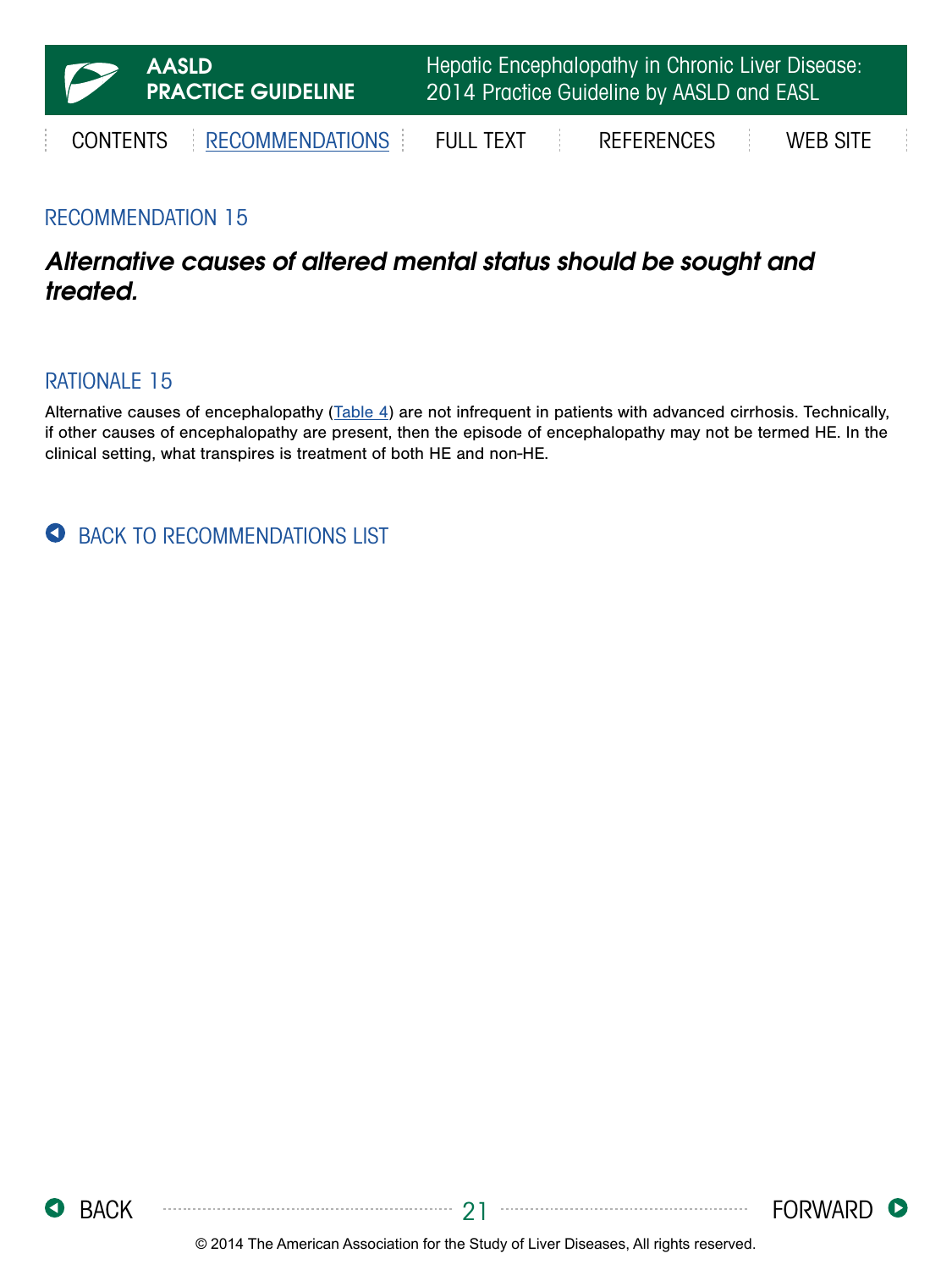## RECOMMENDATION 15

***Alternative causes of altered mental status should be sought and treated.***

## RATIONALE 15

Alternative causes of encephalopathy (Table 4) are not infrequent in patients with advanced cirrhosis. Technically, if other causes of encephalopathy are present, then the episode of encephalopathy may not be termed HE. In the clinical setting, what transpires is treatment of both HE and non-HE.

BACK TO RECOMMENDATIONS LIST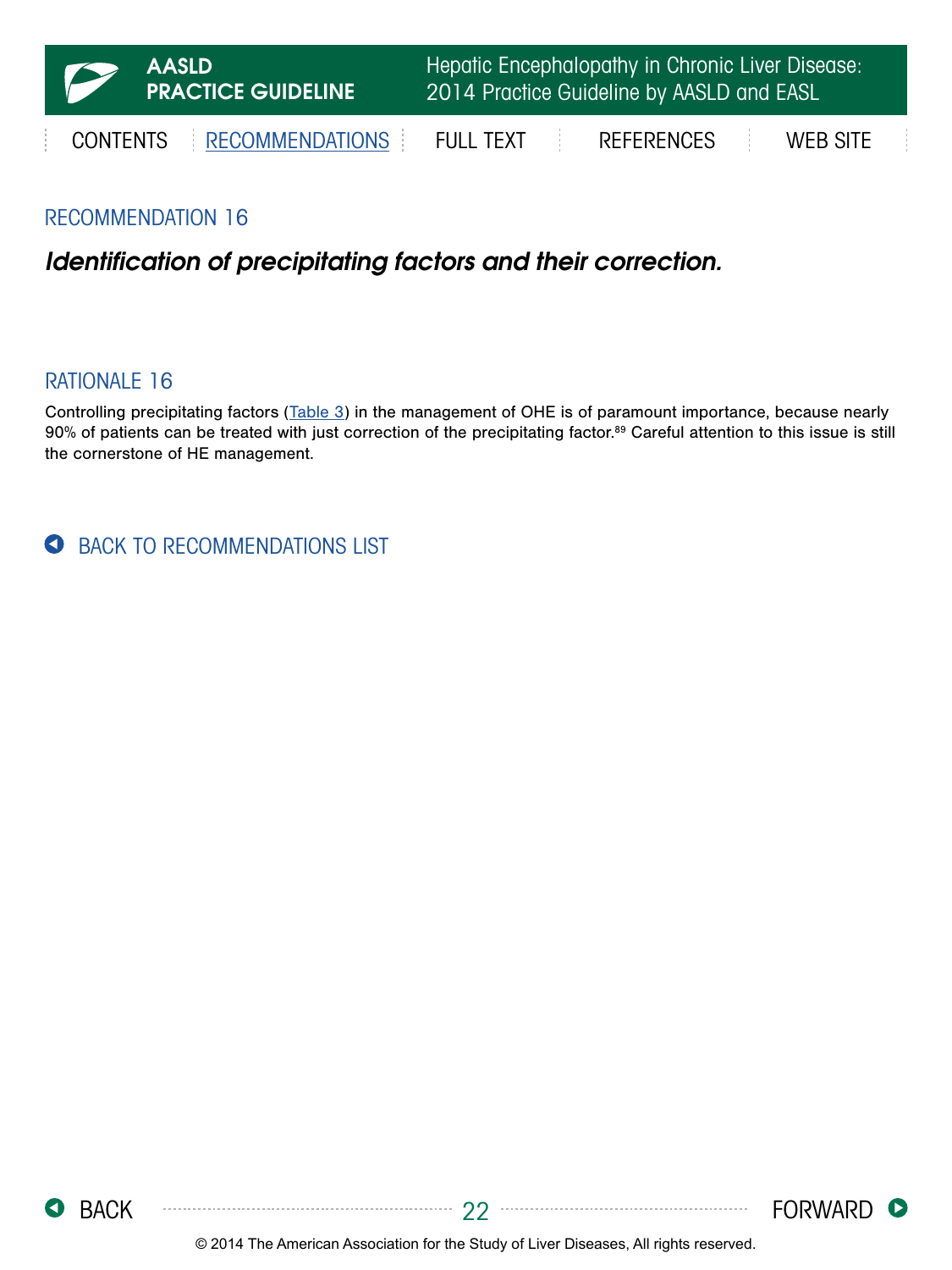## RECOMMENDATION 16

***Identification of precipitating factors and their correction.***

## RATIONALE 16

Controlling precipitating factors (Table 3) in the management of OHE is of paramount importance, because nearly 90% of patients can be treated with just correction of the precipitating factor.[89] Careful attention to this issue is still the cornerstone of HE management.

BACK TO RECOMMENDATIONS LIST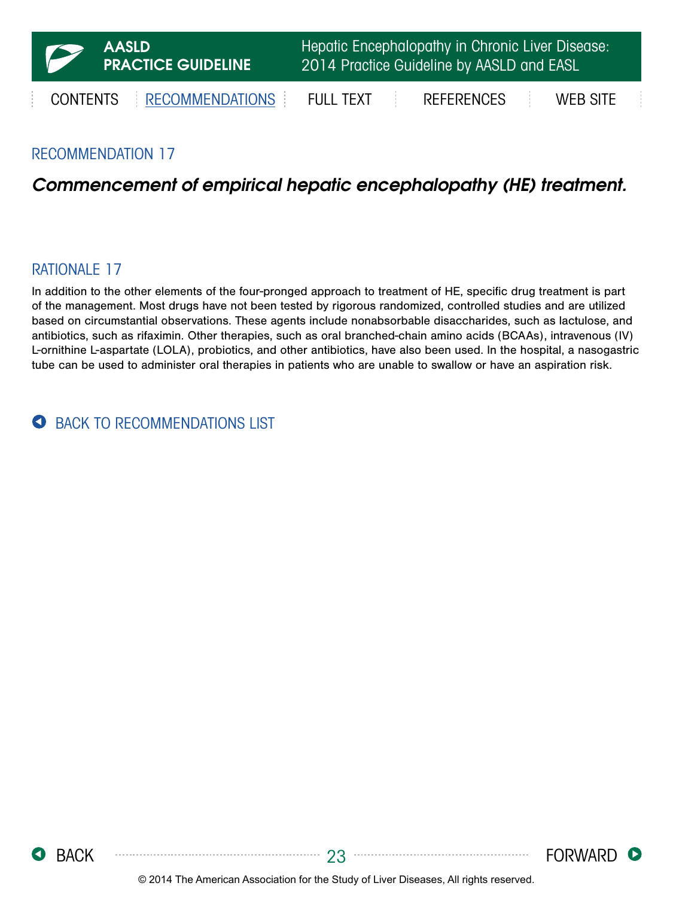## RECOMMENDATION 17

### *Commencement of empirical hepatic encephalopathy (HE) treatment.*

## RATIONALE 17

In addition to the other elements of the four-pronged approach to treatment of HE, specific drug treatment is part of the management. Most drugs have not been tested by rigorous randomized, controlled studies and are utilized based on circumstantial observations. These agents include nonabsorbable disaccharides, such as lactulose, and antibiotics, such as rifaximin. Other therapies, such as oral branched-chain amino acids (BCAAs), intravenous (IV) L-ornithine L-aspartate (LOLA), probiotics, and other antibiotics, have also been used. In the hospital, a nasogastric tube can be used to administer oral therapies in patients who are unable to swallow or have an aspiration risk.

BACK TO RECOMMENDATIONS LIST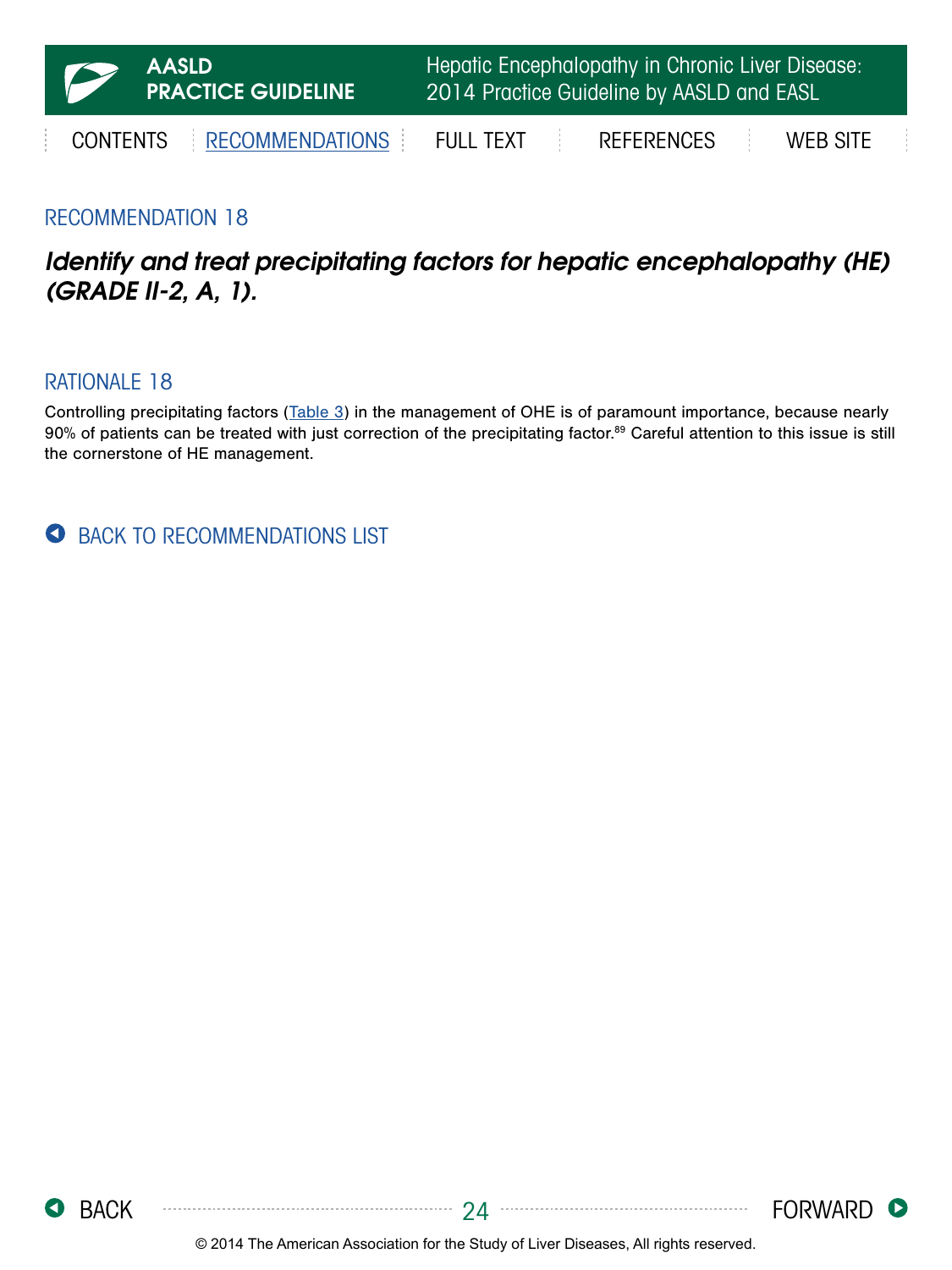## RECOMMENDATION 18

***Identify and treat precipitating factors for hepatic encephalopathy (HE) (GRADE II-2, A, 1).***

## RATIONALE 18

Controlling precipitating factors (Table 3) in the management of OHE is of paramount importance, because nearly 90% of patients can be treated with just correction of the precipitating factor.[89] Careful attention to this issue is still the cornerstone of HE management.

BACK TO RECOMMENDATIONS LIST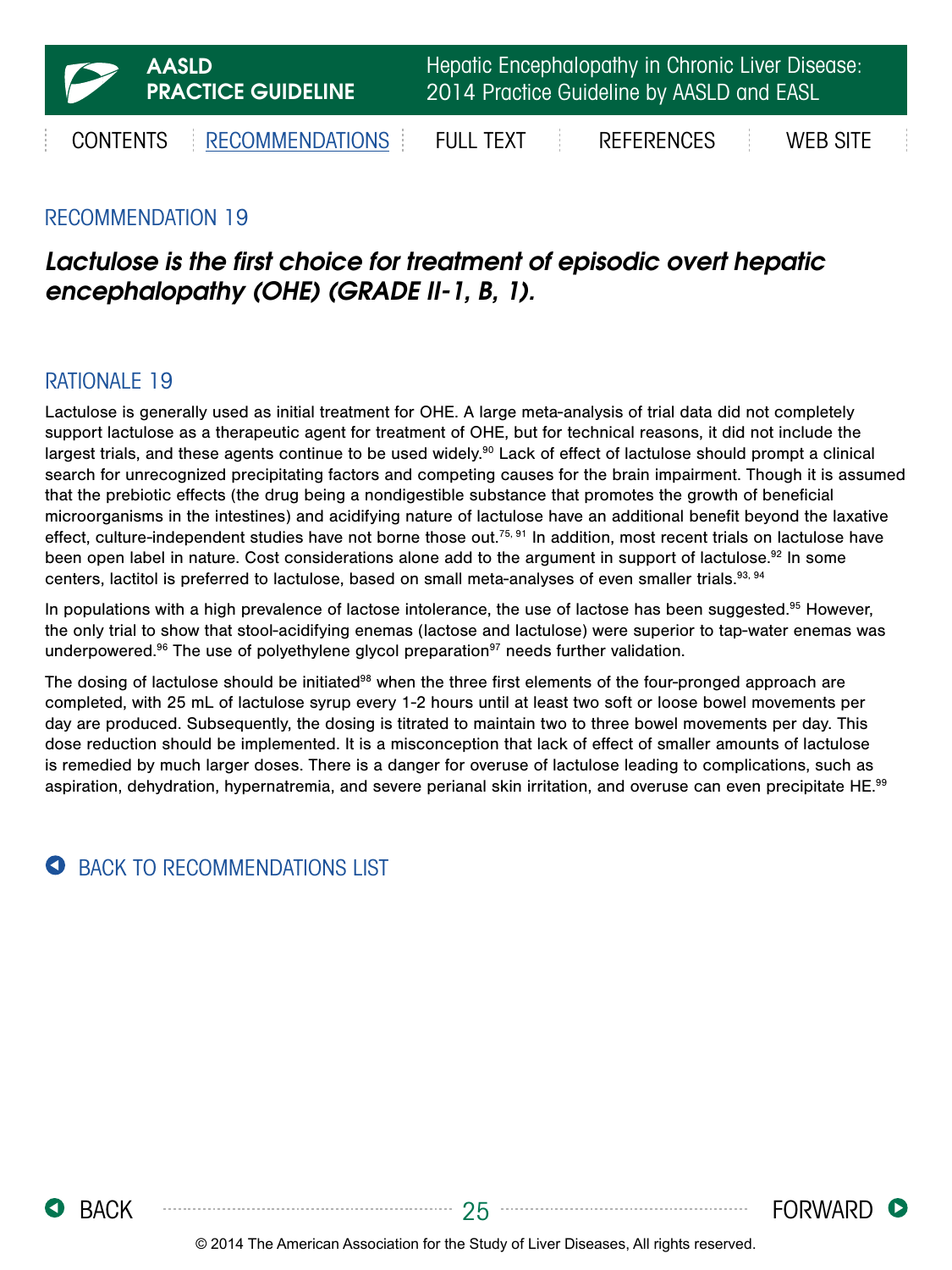## RECOMMENDATION 19

***Lactulose is the first choice for treatment of episodic overt hepatic encephalopathy (OHE) (GRADE II-1, B, 1).***

## RATIONALE 19

Lactulose is generally used as initial treatment for OHE. A large meta-analysis of trial data did not completely support lactulose as a therapeutic agent for treatment of OHE, but for technical reasons, it did not include the largest trials, and these agents continue to be used widely.[90] Lack of effect of lactulose should prompt a clinical search for unrecognized precipitating factors and competing causes for the brain impairment. Though it is assumed that the prebiotic effects (the drug being a nondigestible substance that promotes the growth of beneficial microorganisms in the intestines) and acidifying nature of lactulose have an additional benefit beyond the laxative effect, culture-independent studies have not borne those out.[75, 91] In addition, most recent trials on lactulose have been open label in nature. Cost considerations alone add to the argument in support of lactulose.[92] In some centers, lactitol is preferred to lactulose, based on small meta-analyses of even smaller trials.[93, 94]

In populations with a high prevalence of lactose intolerance, the use of lactose has been suggested.[95] However, the only trial to show that stool-acidifying enemas (lactose and lactulose) were superior to tap-water enemas was underpowered.[96] The use of polyethylene glycol preparation[97] needs further validation.

The dosing of lactulose should be initiated[98] when the three first elements of the four-pronged approach are completed, with 25 mL of lactulose syrup every 1-2 hours until at least two soft or loose bowel movements per day are produced. Subsequently, the dosing is titrated to maintain two to three bowel movements per day. This dose reduction should be implemented. It is a misconception that lack of effect of smaller amounts of lactulose is remedied by much larger doses. There is a danger for overuse of lactulose leading to complications, such as aspiration, dehydration, hypernatremia, and severe perianal skin irritation, and overuse can even precipitate HE.[99]

BACK TO RECOMMENDATIONS LIST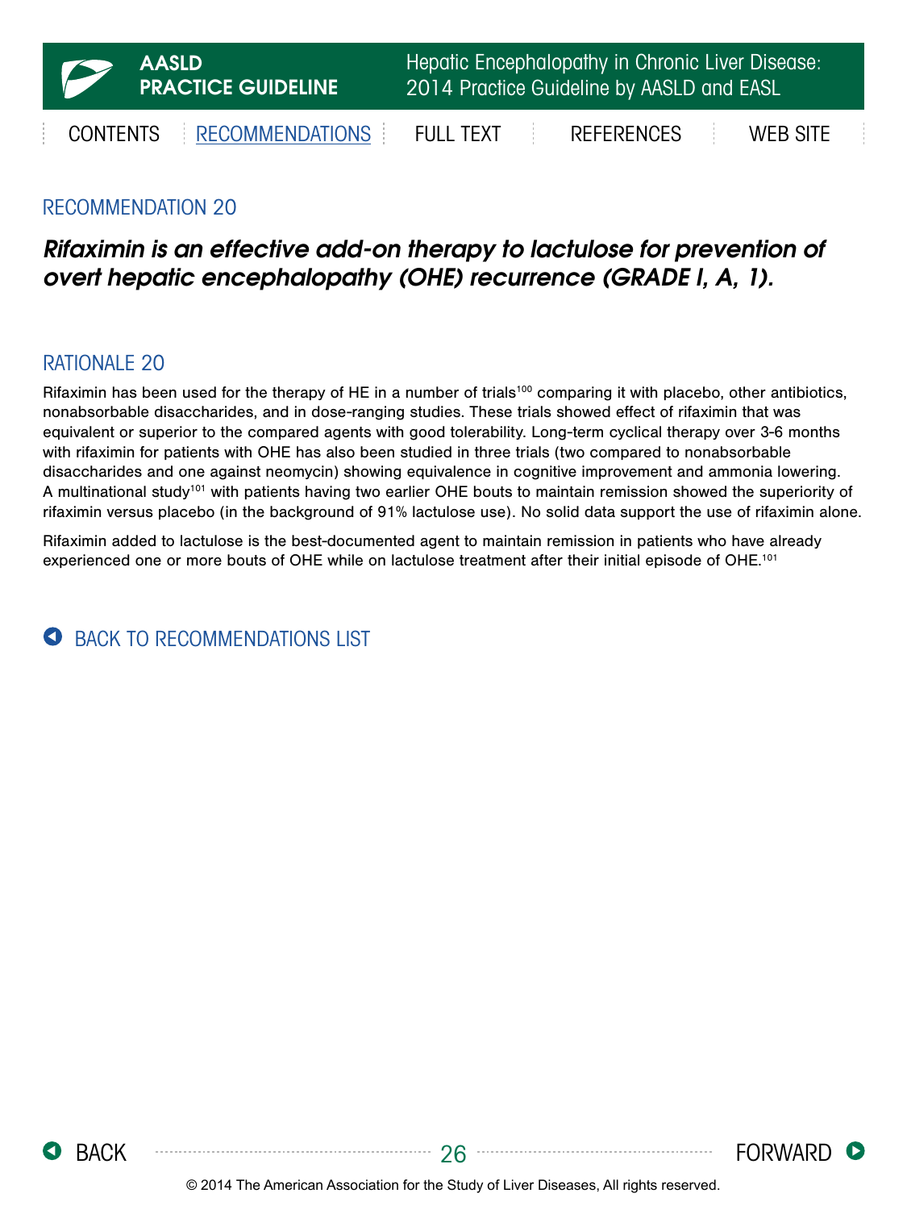## RECOMMENDATION 20

***Rifaximin is an effective add-on therapy to lactulose for prevention of overt hepatic encephalopathy (OHE) recurrence (GRADE I, A, 1).***

## RATIONALE 20

Rifaximin has been used for the therapy of HE in a number of trials[100] comparing it with placebo, other antibiotics, nonabsorbable disaccharides, and in dose-ranging studies. These trials showed effect of rifaximin that was equivalent or superior to the compared agents with good tolerability. Long-term cyclical therapy over 3-6 months with rifaximin for patients with OHE has also been studied in three trials (two compared to nonabsorbable disaccharides and one against neomycin) showing equivalence in cognitive improvement and ammonia lowering. A multinational study[101] with patients having two earlier OHE bouts to maintain remission showed the superiority of rifaximin versus placebo (in the background of 91% lactulose use). No solid data support the use of rifaximin alone.

Rifaximin added to lactulose is the best-documented agent to maintain remission in patients who have already experienced one or more bouts of OHE while on lactulose treatment after their initial episode of OHE.[101]

BACK TO RECOMMENDATIONS LIST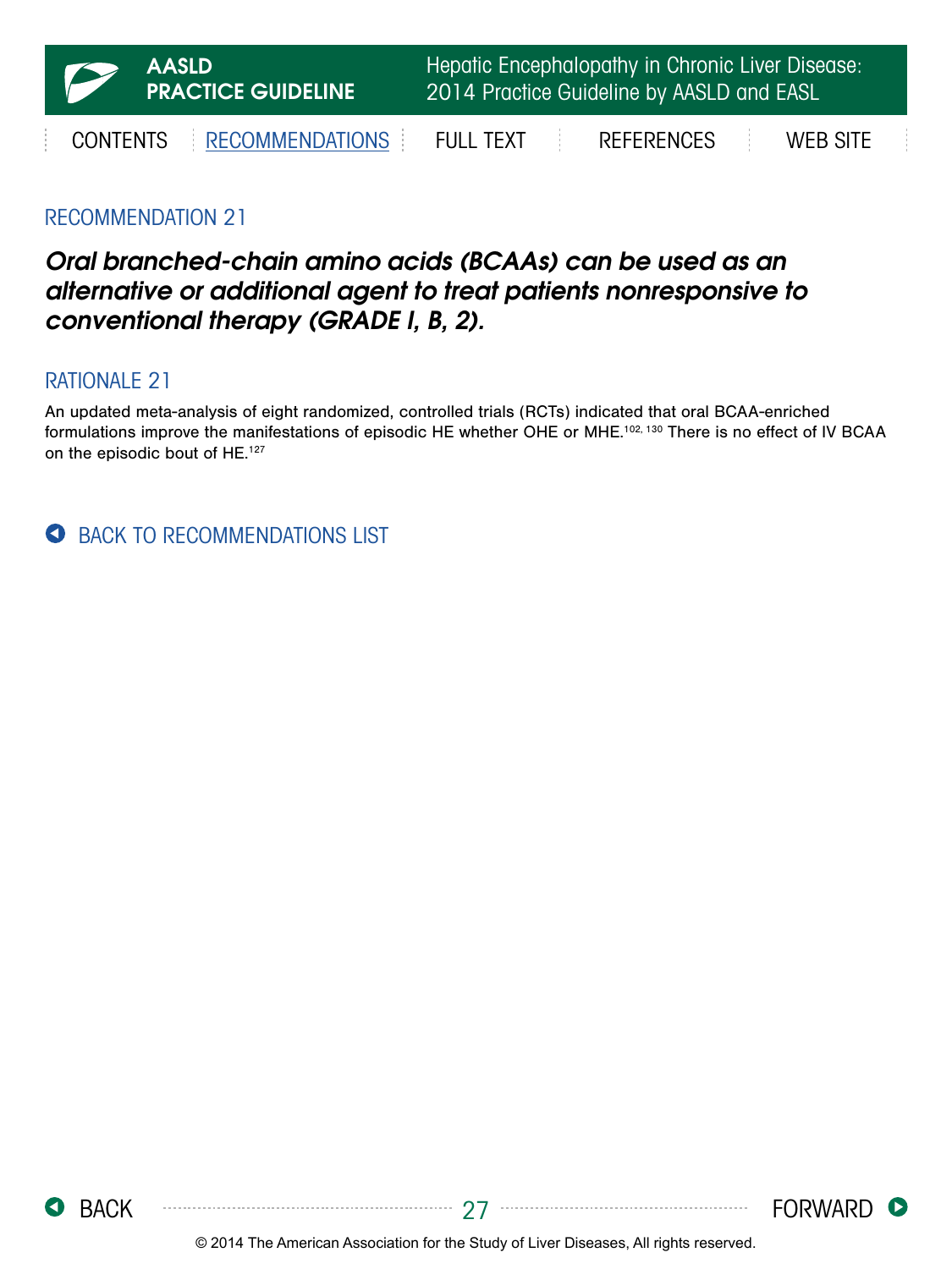## RECOMMENDATION 21

***Oral branched-chain amino acids (BCAAs) can be used as an alternative or additional agent to treat patients nonresponsive to conventional therapy (GRADE I, B, 2).***

## RATIONALE 21

An updated meta-analysis of eight randomized, controlled trials (RCTs) indicated that oral BCAA-enriched formulations improve the manifestations of episodic HE whether OHE or MHE.[102, 130] There is no effect of IV BCAA on the episodic bout of HE.[127]

BACK TO RECOMMENDATIONS LIST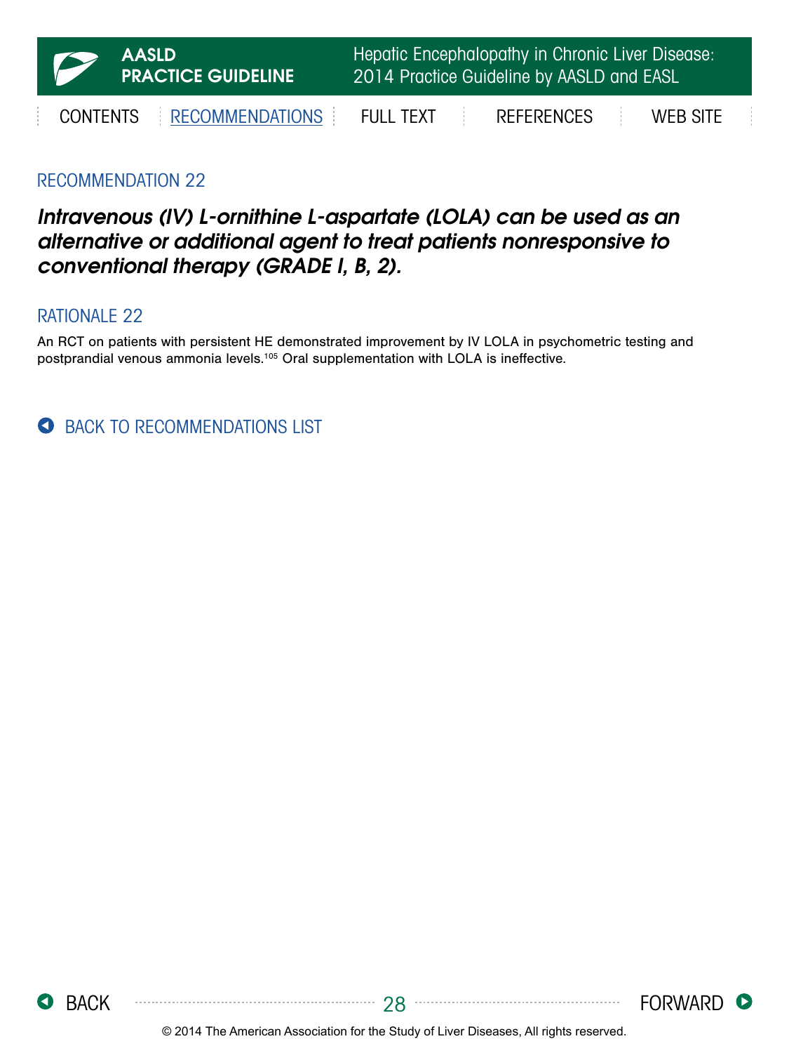## RECOMMENDATION 22

***Intravenous (IV) L-ornithine L-aspartate (LOLA) can be used as an alternative or additional agent to treat patients nonresponsive to conventional therapy (GRADE I, B, 2).***

## RATIONALE 22

An RCT on patients with persistent HE demonstrated improvement by IV LOLA in psychometric testing and postprandial venous ammonia levels.[105] Oral supplementation with LOLA is ineffective.

BACK TO RECOMMENDATIONS LIST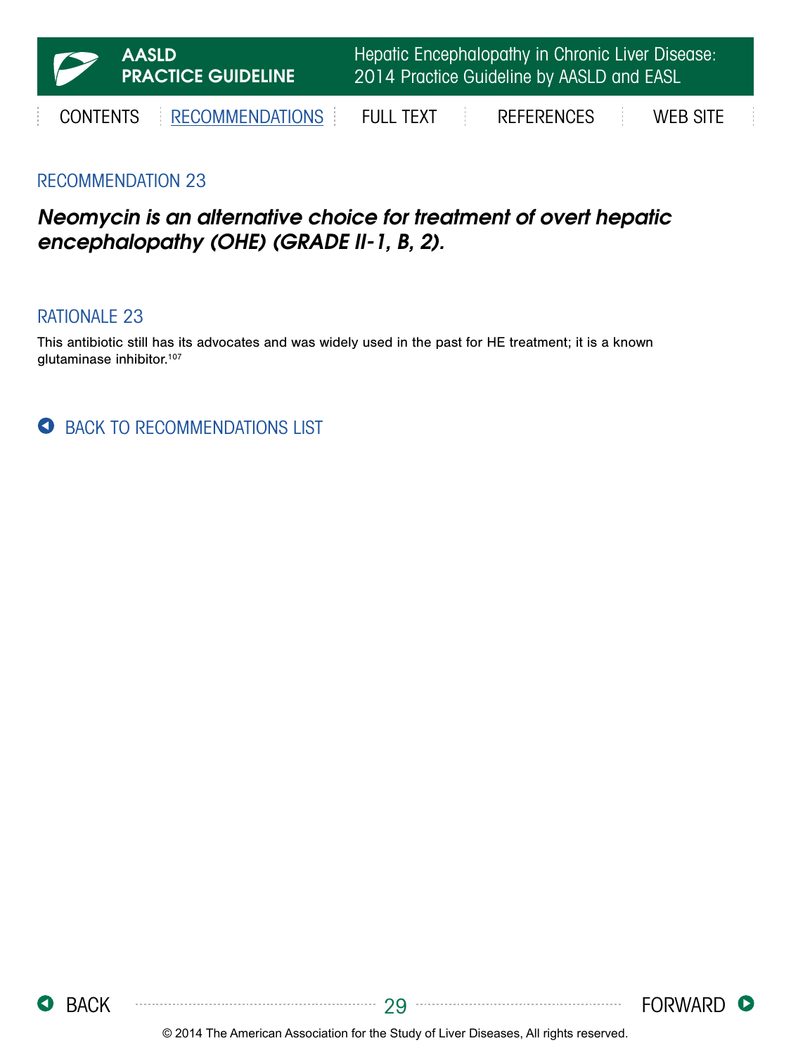## RECOMMENDATION 23

***Neomycin is an alternative choice for treatment of overt hepatic encephalopathy (OHE) (GRADE II-1, B, 2).***

## RATIONALE 23

This antibiotic still has its advocates and was widely used in the past for HE treatment; it is a known glutaminase inhibitor.[107]

BACK TO RECOMMENDATIONS LIST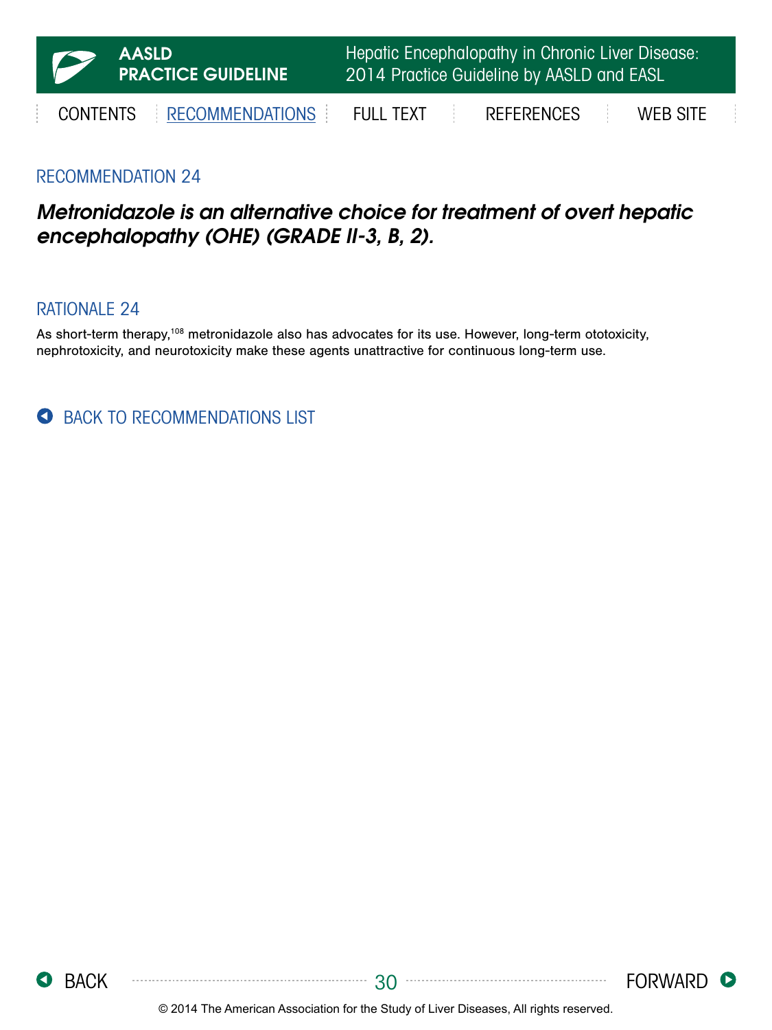## RECOMMENDATION 24

***Metronidazole is an alternative choice for treatment of overt hepatic encephalopathy (OHE) (GRADE II-3, B, 2).***

## RATIONALE 24

As short-term therapy,[108] metronidazole also has advocates for its use. However, long-term ototoxicity, nephrotoxicity, and neurotoxicity make these agents unattractive for continuous long-term use.

BACK TO RECOMMENDATIONS LIST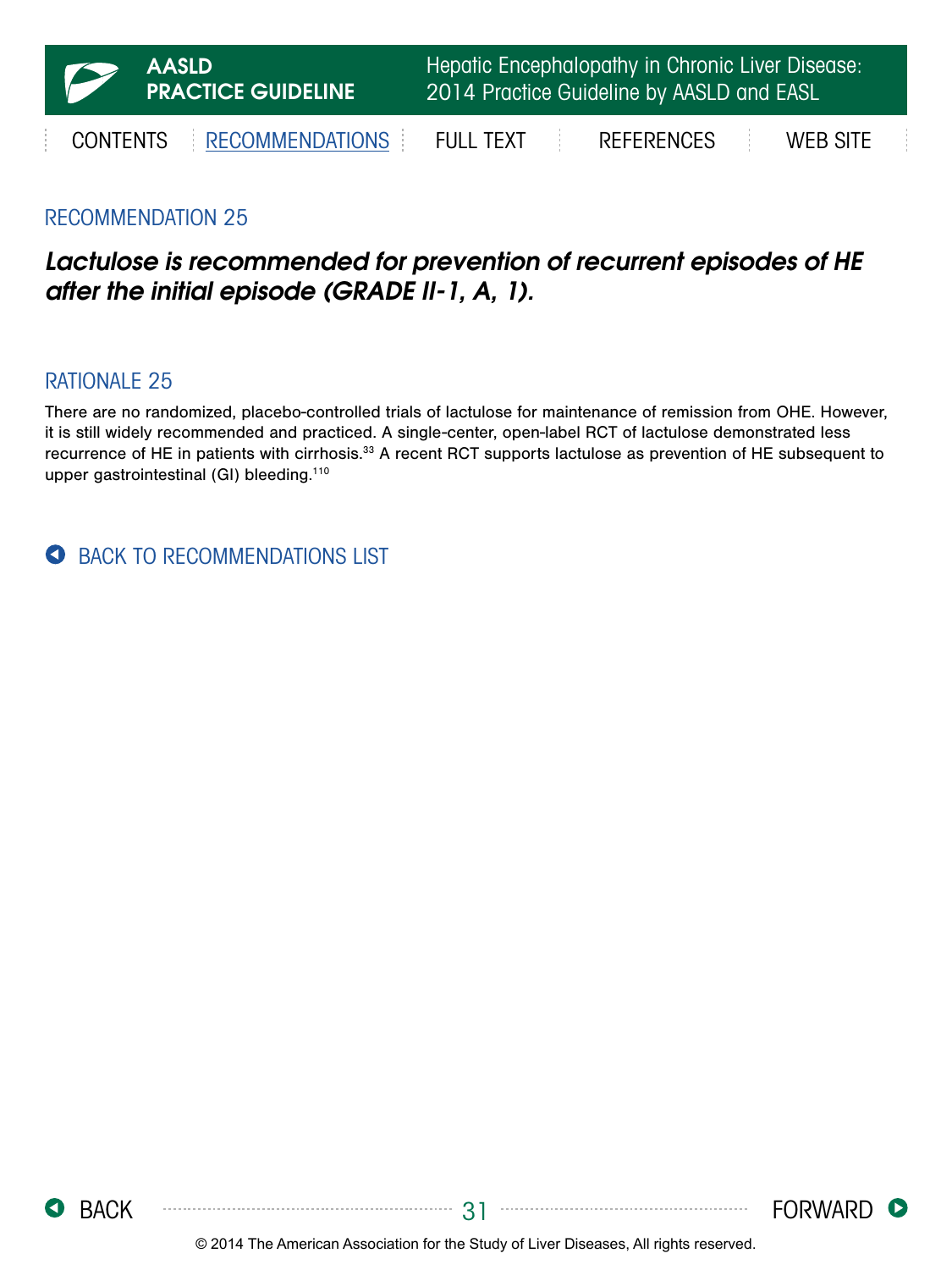## RECOMMENDATION 25

***Lactulose is recommended for prevention of recurrent episodes of HE after the initial episode (GRADE II-1, A, 1).***

## RATIONALE 25

There are no randomized, placebo-controlled trials of lactulose for maintenance of remission from OHE. However, it is still widely recommended and practiced. A single-center, open-label RCT of lactulose demonstrated less recurrence of HE in patients with cirrhosis.[33] A recent RCT supports lactulose as prevention of HE subsequent to upper gastrointestinal (GI) bleeding.[110]

BACK TO RECOMMENDATIONS LIST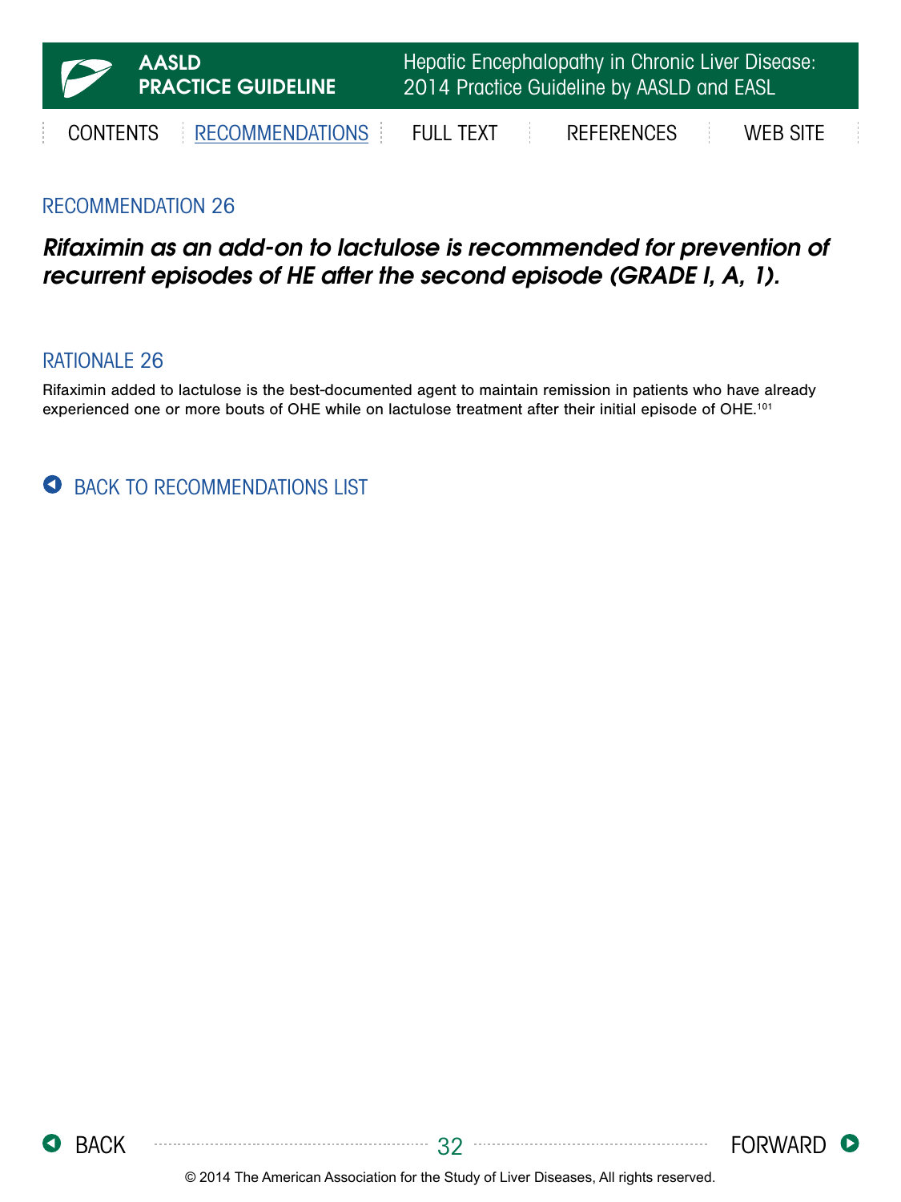## RECOMMENDATION 26

***Rifaximin as an add-on to lactulose is recommended for prevention of recurrent episodes of HE after the second episode (GRADE I, A, 1).***

## RATIONALE 26

Rifaximin added to lactulose is the best-documented agent to maintain remission in patients who have already experienced one or more bouts of OHE while on lactulose treatment after their initial episode of OHE.[101]

BACK TO RECOMMENDATIONS LIST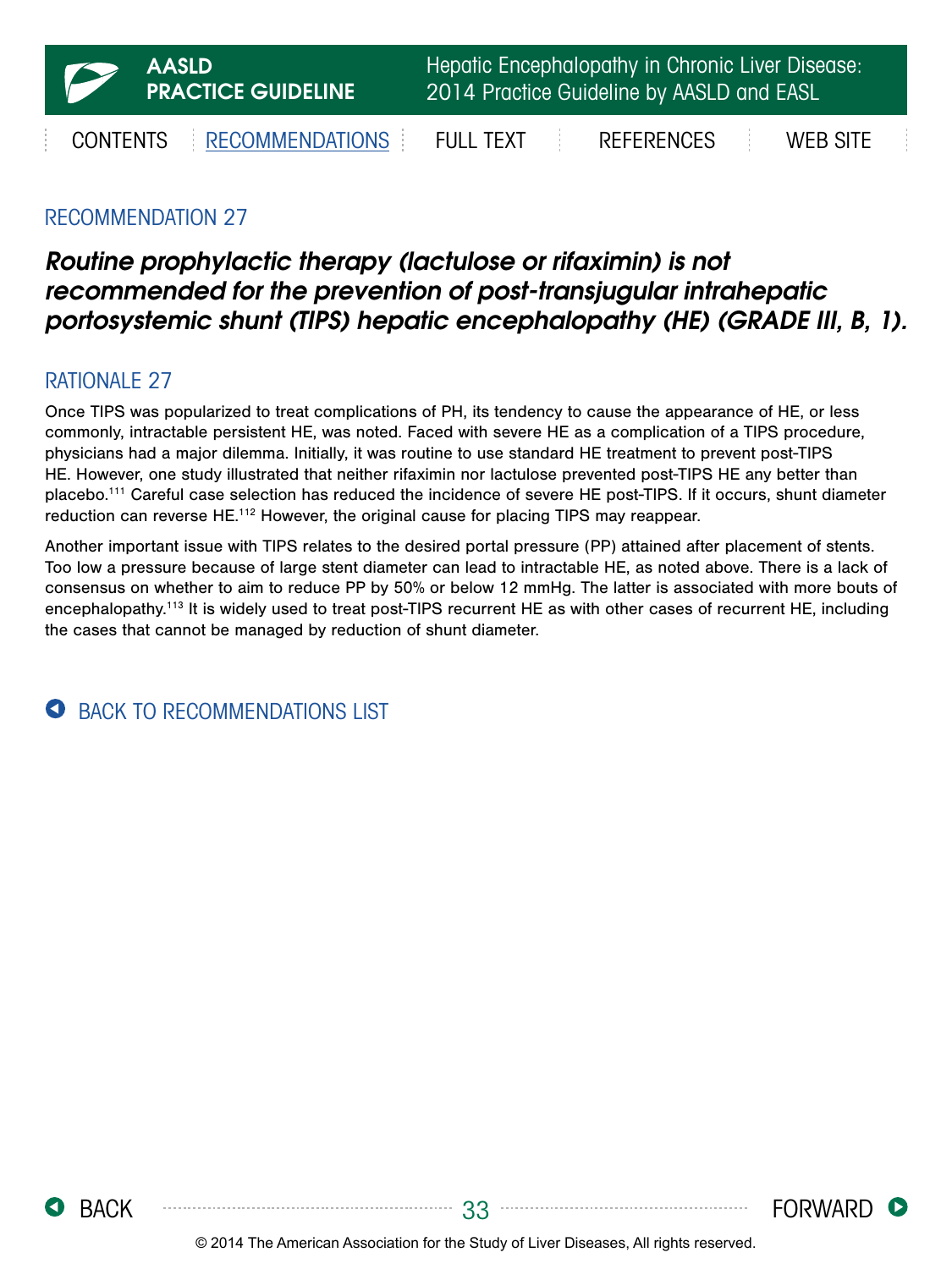## RECOMMENDATION 27

***Routine prophylactic therapy (lactulose or rifaximin) is not recommended for the prevention of post-transjugular intrahepatic portosystemic shunt (TIPS) hepatic encephalopathy (HE) (GRADE III, B, 1).***

## RATIONALE 27

Once TIPS was popularized to treat complications of PH, its tendency to cause the appearance of HE, or less commonly, intractable persistent HE, was noted. Faced with severe HE as a complication of a TIPS procedure, physicians had a major dilemma. Initially, it was routine to use standard HE treatment to prevent post-TIPS HE. However, one study illustrated that neither rifaximin nor lactulose prevented post-TIPS HE any better than placebo.[111] Careful case selection has reduced the incidence of severe HE post-TIPS. If it occurs, shunt diameter reduction can reverse HE.[112] However, the original cause for placing TIPS may reappear.

Another important issue with TIPS relates to the desired portal pressure (PP) attained after placement of stents. Too low a pressure because of large stent diameter can lead to intractable HE, as noted above. There is a lack of consensus on whether to aim to reduce PP by 50% or below 12 mmHg. The latter is associated with more bouts of encephalopathy.[113] It is widely used to treat post-TIPS recurrent HE as with other cases of recurrent HE, including the cases that cannot be managed by reduction of shunt diameter.

BACK TO RECOMMENDATIONS LIST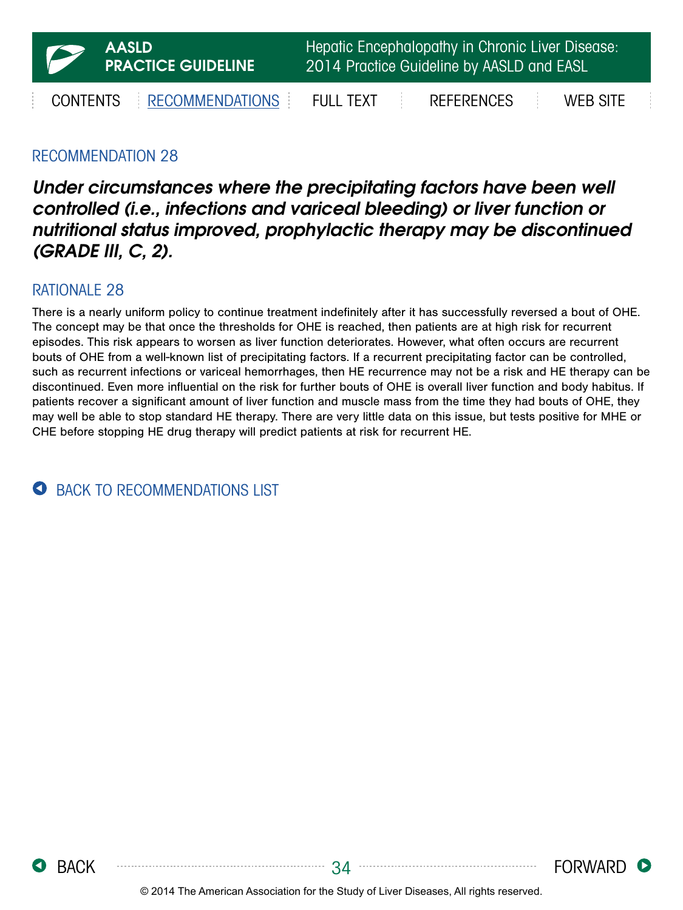## RECOMMENDATION 28

***Under circumstances where the precipitating factors have been well controlled (i.e., infections and variceal bleeding) or liver function or nutritional status improved, prophylactic therapy may be discontinued (GRADE III, C, 2).***

## RATIONALE 28

There is a nearly uniform policy to continue treatment indefinitely after it has successfully reversed a bout of OHE. The concept may be that once the thresholds for OHE is reached, then patients are at high risk for recurrent episodes. This risk appears to worsen as liver function deteriorates. However, what often occurs are recurrent bouts of OHE from a well-known list of precipitating factors. If a recurrent precipitating factor can be controlled, such as recurrent infections or variceal hemorrhages, then HE recurrence may not be a risk and HE therapy can be discontinued. Even more influential on the risk for further bouts of OHE is overall liver function and body habitus. If patients recover a significant amount of liver function and muscle mass from the time they had bouts of OHE, they may well be able to stop standard HE therapy. There are very little data on this issue, but tests positive for MHE or CHE before stopping HE drug therapy will predict patients at risk for recurrent HE.

BACK TO RECOMMENDATIONS LIST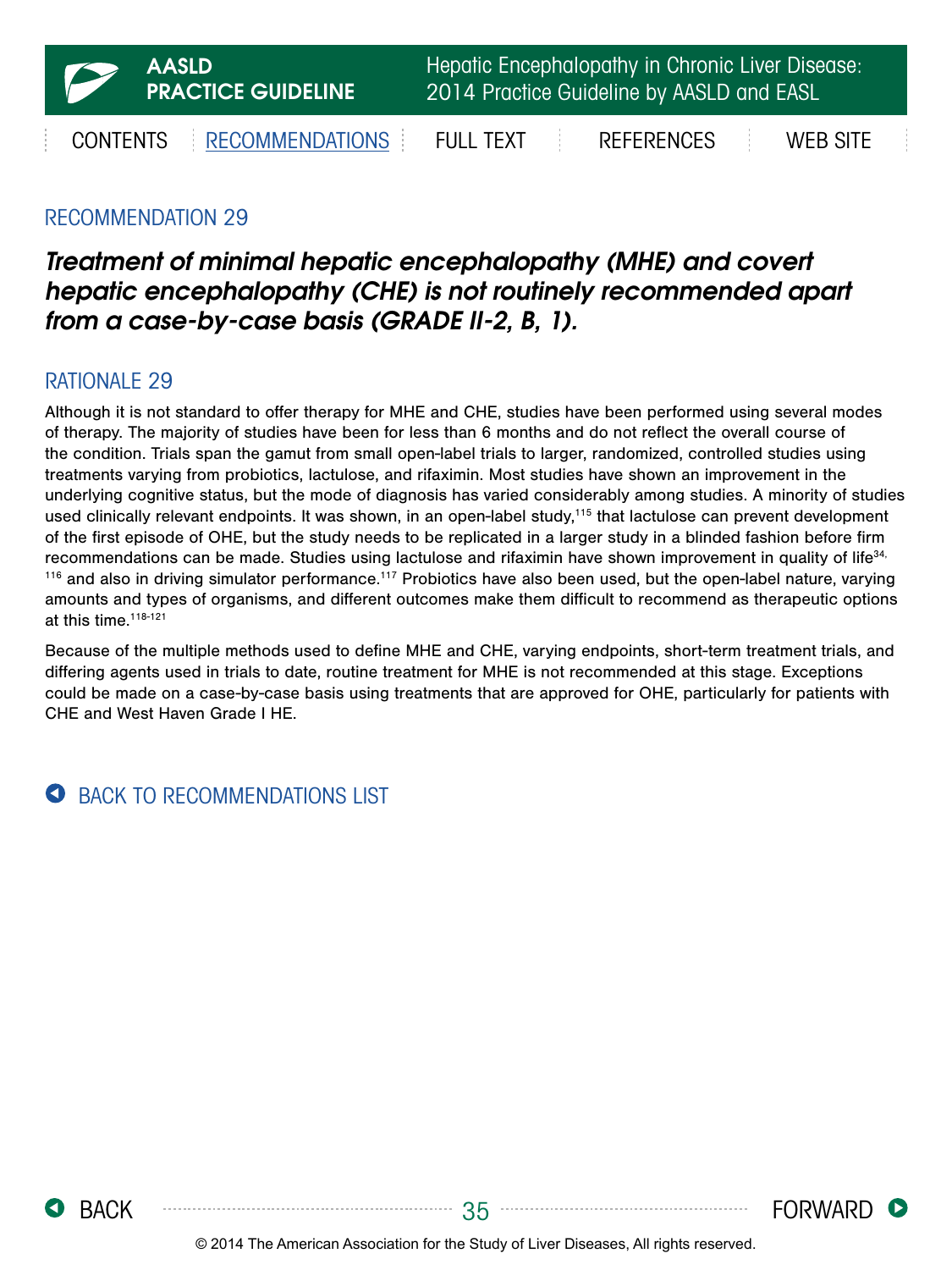## RECOMMENDATION 29

***Treatment of minimal hepatic encephalopathy (MHE) and covert hepatic encephalopathy (CHE) is not routinely recommended apart from a case-by-case basis (GRADE II-2, B, 1).***

## RATIONALE 29

Although it is not standard to offer therapy for MHE and CHE, studies have been performed using several modes of therapy. The majority of studies have been for less than 6 months and do not reflect the overall course of the condition. Trials span the gamut from small open-label trials to larger, randomized, controlled studies using treatments varying from probiotics, lactulose, and rifaximin. Most studies have shown an improvement in the underlying cognitive status, but the mode of diagnosis has varied considerably among studies. A minority of studies used clinically relevant endpoints. It was shown, in an open-label study,[115] that lactulose can prevent development of the first episode of OHE, but the study needs to be replicated in a larger study in a blinded fashion before firm recommendations can be made. Studies using lactulose and rifaximin have shown improvement in quality of life[34,116] and also in driving simulator performance.[117] Probiotics have also been used, but the open-label nature, varying amounts and types of organisms, and different outcomes make them difficult to recommend as therapeutic options at this time.[118-121]

Because of the multiple methods used to define MHE and CHE, varying endpoints, short-term treatment trials, and differing agents used in trials to date, routine treatment for MHE is not recommended at this stage. Exceptions could be made on a case-by-case basis using treatments that are approved for OHE, particularly for patients with CHE and West Haven Grade I HE.

BACK TO RECOMMENDATIONS LIST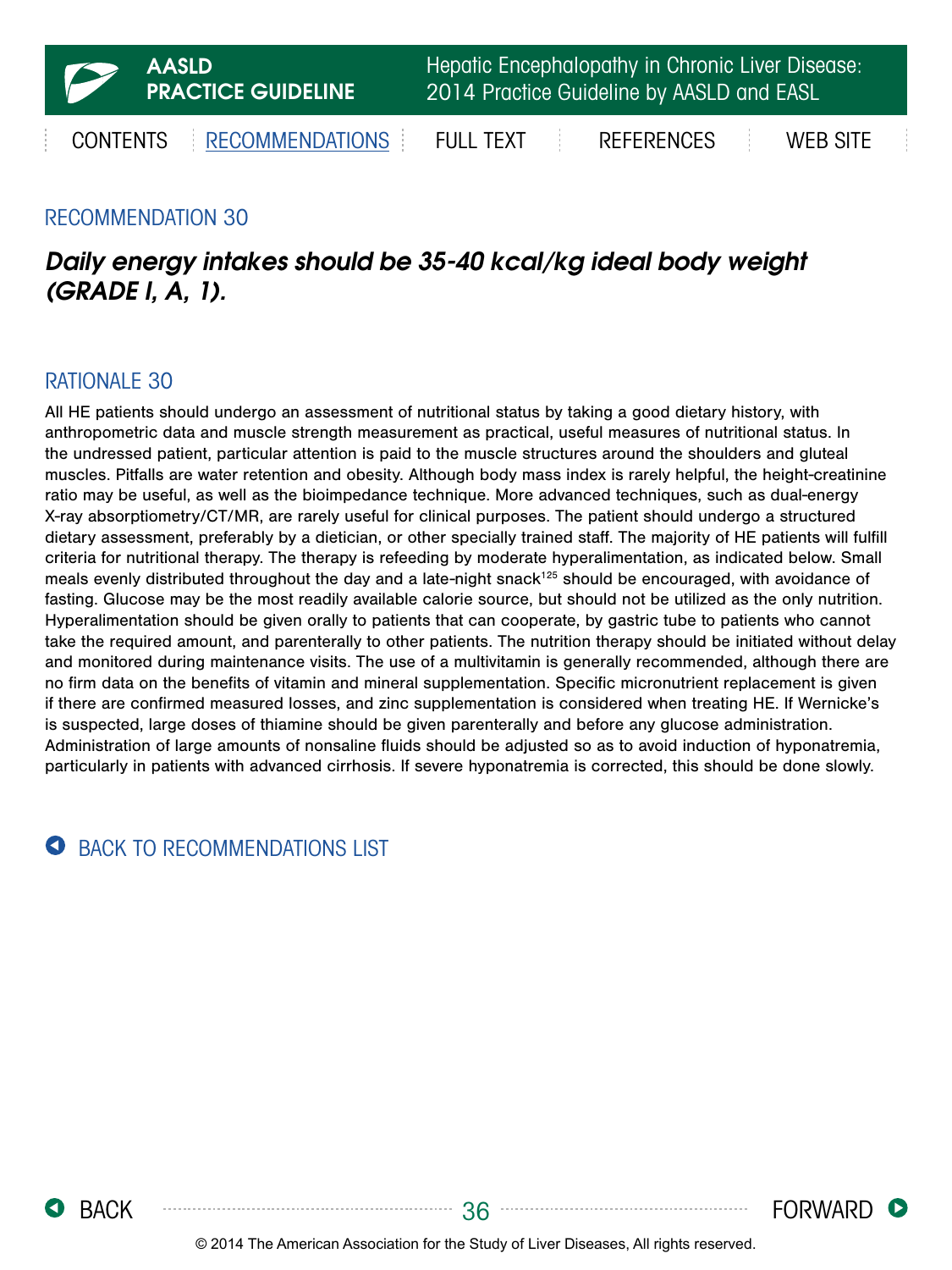## RECOMMENDATION 30

***Daily energy intakes should be 35-40 kcal/kg ideal body weight (GRADE I, A, 1).***

## RATIONALE 30

All HE patients should undergo an assessment of nutritional status by taking a good dietary history, with anthropometric data and muscle strength measurement as practical, useful measures of nutritional status. In the undressed patient, particular attention is paid to the muscle structures around the shoulders and gluteal muscles. Pitfalls are water retention and obesity. Although body mass index is rarely helpful, the height-creatinine ratio may be useful, as well as the bioimpedance technique. More advanced techniques, such as dual-energy X-ray absorptiometry/CT/MR, are rarely useful for clinical purposes. The patient should undergo a structured dietary assessment, preferably by a dietician, or other specially trained staff. The majority of HE patients will fulfill criteria for nutritional therapy. The therapy is refeeding by moderate hyperalimentation, as indicated below. Small meals evenly distributed throughout the day and a late-night snack[125] should be encouraged, with avoidance of fasting. Glucose may be the most readily available calorie source, but should not be utilized as the only nutrition. Hyperalimentation should be given orally to patients that can cooperate, by gastric tube to patients who cannot take the required amount, and parenterally to other patients. The nutrition therapy should be initiated without delay and monitored during maintenance visits. The use of a multivitamin is generally recommended, although there are no firm data on the benefits of vitamin and mineral supplementation. Specific micronutrient replacement is given if there are confirmed measured losses, and zinc supplementation is considered when treating HE. If Wernicke's is suspected, large doses of thiamine should be given parenterally and before any glucose administration. Administration of large amounts of nonsaline fluids should be adjusted so as to avoid induction of hyponatremia, particularly in patients with advanced cirrhosis. If severe hyponatremia is corrected, this should be done slowly.

BACK TO RECOMMENDATIONS LIST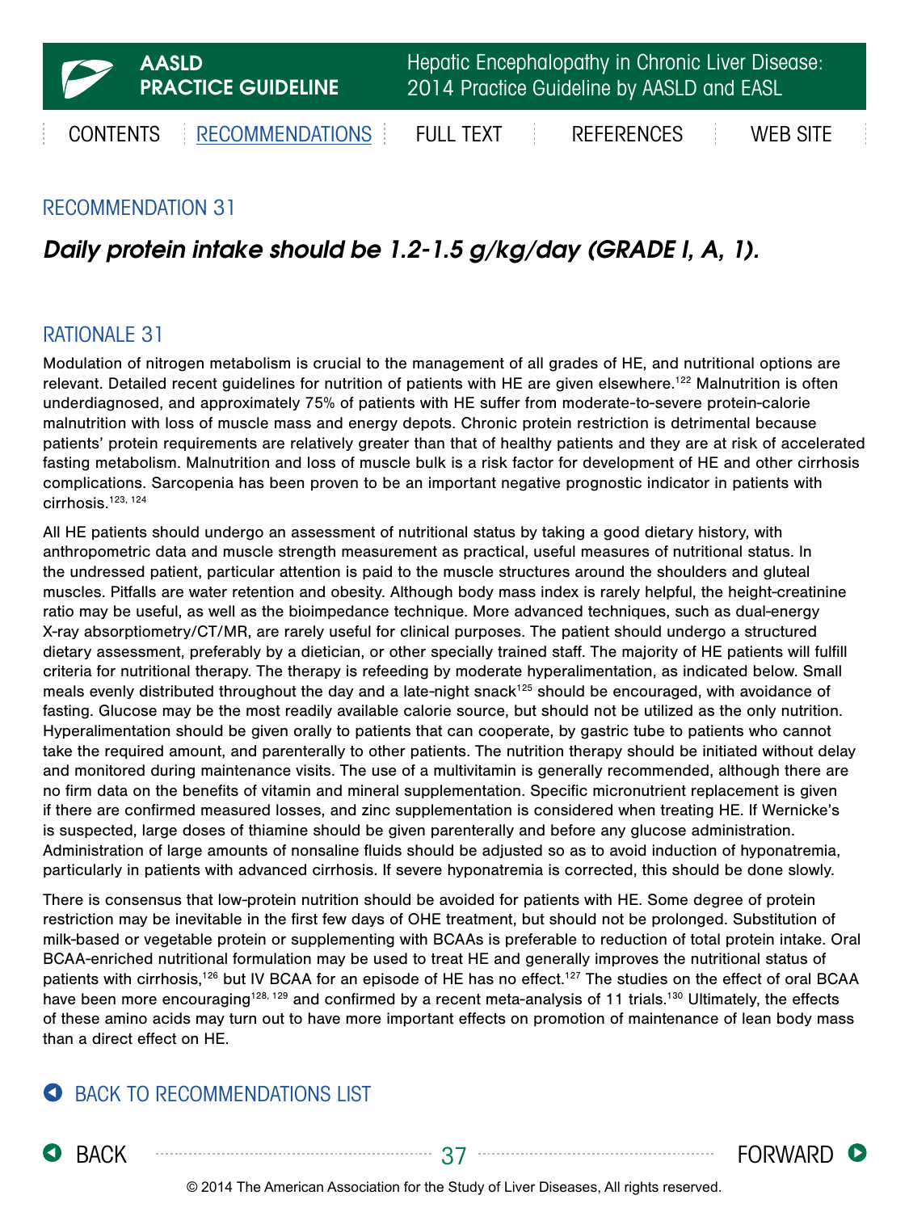## RECOMMENDATION 31

***Daily protein intake should be 1.2-1.5 g/kg/day (GRADE I, A, 1).***

## RATIONALE 31

Modulation of nitrogen metabolism is crucial to the management of all grades of HE, and nutritional options are relevant. Detailed recent guidelines for nutrition of patients with HE are given elsewhere.[122] Malnutrition is often underdiagnosed, and approximately 75% of patients with HE suffer from moderate-to-severe protein-calorie malnutrition with loss of muscle mass and energy depots. Chronic protein restriction is detrimental because patients' protein requirements are relatively greater than that of healthy patients and they are at risk of accelerated fasting metabolism. Malnutrition and loss of muscle bulk is a risk factor for development of HE and other cirrhosis complications. Sarcopenia has been proven to be an important negative prognostic indicator in patients with cirrhosis.[123, 124]

All HE patients should undergo an assessment of nutritional status by taking a good dietary history, with anthropometric data and muscle strength measurement as practical, useful measures of nutritional status. In the undressed patient, particular attention is paid to the muscle structures around the shoulders and gluteal muscles. Pitfalls are water retention and obesity. Although body mass index is rarely helpful, the height-creatinine ratio may be useful, as well as the bioimpedance technique. More advanced techniques, such as dual-energy X-ray absorptiometry/CT/MR, are rarely useful for clinical purposes. The patient should undergo a structured dietary assessment, preferably by a dietician, or other specially trained staff. The majority of HE patients will fulfill criteria for nutritional therapy. The therapy is refeeding by moderate hyperalimentation, as indicated below. Small meals evenly distributed throughout the day and a late-night snack[125] should be encouraged, with avoidance of fasting. Glucose may be the most readily available calorie source, but should not be utilized as the only nutrition. Hyperalimentation should be given orally to patients that can cooperate, by gastric tube to patients who cannot take the required amount, and parenterally to other patients. The nutrition therapy should be initiated without delay and monitored during maintenance visits. The use of a multivitamin is generally recommended, although there are no firm data on the benefits of vitamin and mineral supplementation. Specific micronutrient replacement is given if there are confirmed measured losses, and zinc supplementation is considered when treating HE. If Wernicke's is suspected, large doses of thiamine should be given parenterally and before any glucose administration. Administration of large amounts of nonsaline fluids should be adjusted so as to avoid induction of hyponatremia, particularly in patients with advanced cirrhosis. If severe hyponatremia is corrected, this should be done slowly.

There is consensus that low-protein nutrition should be avoided for patients with HE. Some degree of protein restriction may be inevitable in the first few days of OHE treatment, but should not be prolonged. Substitution of milk-based or vegetable protein or supplementing with BCAAs is preferable to reduction of total protein intake. Oral BCAA-enriched nutritional formulation may be used to treat HE and generally improves the nutritional status of patients with cirrhosis,[126] but IV BCAA for an episode of HE has no effect.[127] The studies on the effect of oral BCAA have been more encouraging[128, 129] and confirmed by a recent meta-analysis of 11 trials.[130] Ultimately, the effects of these amino acids may turn out to have more important effects on promotion of maintenance of lean body mass than a direct effect on HE.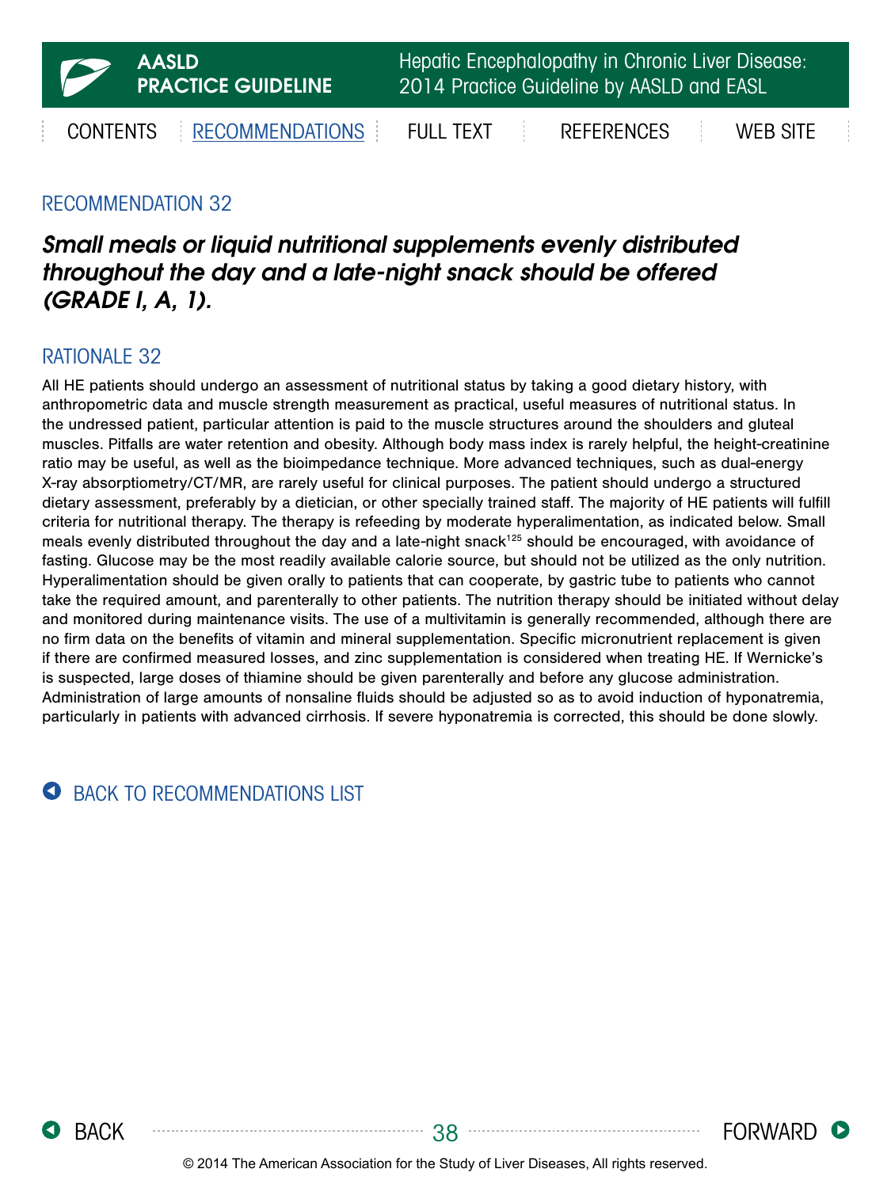## RECOMMENDATION 32

***Small meals or liquid nutritional supplements evenly distributed throughout the day and a late-night snack should be offered (GRADE I, A, 1).***

## RATIONALE 32

All HE patients should undergo an assessment of nutritional status by taking a good dietary history, with anthropometric data and muscle strength measurement as practical, useful measures of nutritional status. In the undressed patient, particular attention is paid to the muscle structures around the shoulders and gluteal muscles. Pitfalls are water retention and obesity. Although body mass index is rarely helpful, the height-creatinine ratio may be useful, as well as the bioimpedance technique. More advanced techniques, such as dual-energy X-ray absorptiometry/CT/MR, are rarely useful for clinical purposes. The patient should undergo a structured dietary assessment, preferably by a dietician, or other specially trained staff. The majority of HE patients will fulfill criteria for nutritional therapy. The therapy is refeeding by moderate hyperalimentation, as indicated below. Small meals evenly distributed throughout the day and a late-night snack[125] should be encouraged, with avoidance of fasting. Glucose may be the most readily available calorie source, but should not be utilized as the only nutrition. Hyperalimentation should be given orally to patients that can cooperate, by gastric tube to patients who cannot take the required amount, and parenterally to other patients. The nutrition therapy should be initiated without delay and monitored during maintenance visits. The use of a multivitamin is generally recommended, although there are no firm data on the benefits of vitamin and mineral supplementation. Specific micronutrient replacement is given if there are confirmed measured losses, and zinc supplementation is considered when treating HE. If Wernicke's is suspected, large doses of thiamine should be given parenterally and before any glucose administration. Administration of large amounts of nonsaline fluids should be adjusted so as to avoid induction of hyponatremia, particularly in patients with advanced cirrhosis. If severe hyponatremia is corrected, this should be done slowly.

BACK TO RECOMMENDATIONS LIST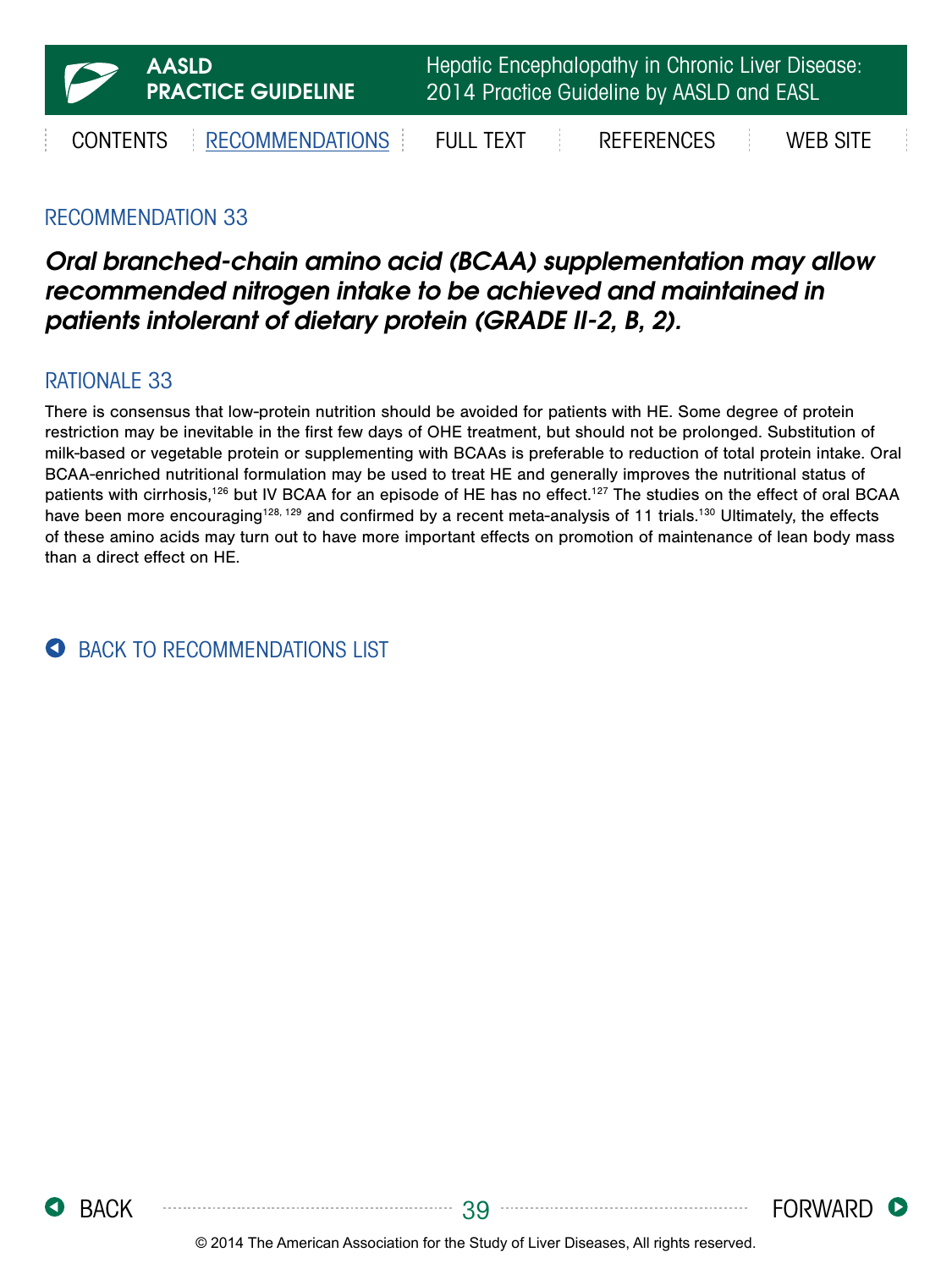## RECOMMENDATION 33

***Oral branched-chain amino acid (BCAA) supplementation may allow recommended nitrogen intake to be achieved and maintained in patients intolerant of dietary protein (GRADE II-2, B, 2).***

## RATIONALE 33

There is consensus that low-protein nutrition should be avoided for patients with HE. Some degree of protein restriction may be inevitable in the first few days of OHE treatment, but should not be prolonged. Substitution of milk-based or vegetable protein or supplementing with BCAAs is preferable to reduction of total protein intake. Oral BCAA-enriched nutritional formulation may be used to treat HE and generally improves the nutritional status of patients with cirrhosis,[126] but IV BCAA for an episode of HE has no effect.[127] The studies on the effect of oral BCAA have been more encouraging[128, 129] and confirmed by a recent meta-analysis of 11 trials.[130] Ultimately, the effects of these amino acids may turn out to have more important effects on promotion of maintenance of lean body mass than a direct effect on HE.

BACK TO RECOMMENDATIONS LIST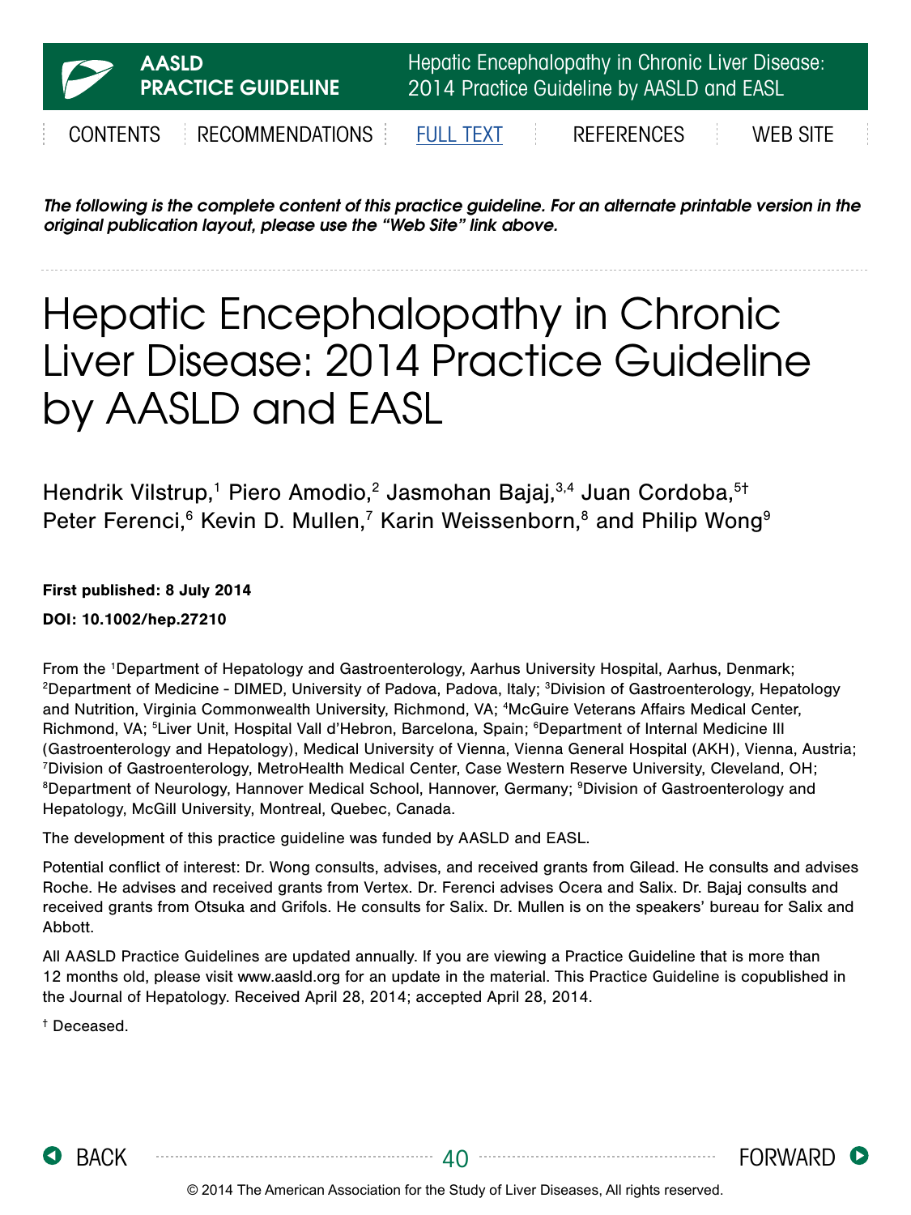*The following is the complete content of this practice guideline. For an alternate printable version in the original publication layout, please use the "Web Site" link above.*

# Hepatic Encephalopathy in Chronic Liver Disease: 2014 Practice Guideline by AASLD and EASL

Hendrik Vilstrup,[1] Piero Amodio,[2] Jasmohan Bajaj,[3,4] Juan Cordoba,[5†] Peter Ferenci,[6] Kevin D. Mullen,[7] Karin Weissenborn,[8] and Philip Wong[9]

**First published: 8 July 2014**

**DOI: 10.1002/hep.27210**

From the [1]Department of Hepatology and Gastroenterology, Aarhus University Hospital, Aarhus, Denmark; [2]Department of Medicine - DIMED, University of Padova, Padova, Italy; [3]Division of Gastroenterology, Hepatology and Nutrition, Virginia Commonwealth University, Richmond, VA; [4]McGuire Veterans Affairs Medical Center, Richmond, VA; [5]Liver Unit, Hospital Vall d'Hebron, Barcelona, Spain; [6]Department of Internal Medicine III (Gastroenterology and Hepatology), Medical University of Vienna, Vienna General Hospital (AKH), Vienna, Austria; [7]Division of Gastroenterology, MetroHealth Medical Center, Case Western Reserve University, Cleveland, OH; [8]Department of Neurology, Hannover Medical School, Hannover, Germany; [9]Division of Gastroenterology and Hepatology, McGill University, Montreal, Quebec, Canada.

The development of this practice guideline was funded by AASLD and EASL.

Potential conflict of interest: Dr. Wong consults, advises, and received grants from Gilead. He consults and advises Roche. He advises and received grants from Vertex. Dr. Ferenci advises Ocera and Salix. Dr. Bajaj consults and received grants from Otsuka and Grifols. He consults for Salix. Dr. Mullen is on the speakers' bureau for Salix and Abbott.

All AASLD Practice Guidelines are updated annually. If you are viewing a Practice Guideline that is more than 12 months old, please visit www.aasld.org for an update in the material. This Practice Guideline is copublished in the Journal of Hepatology. Received April 28, 2014; accepted April 28, 2014.

† Deceased.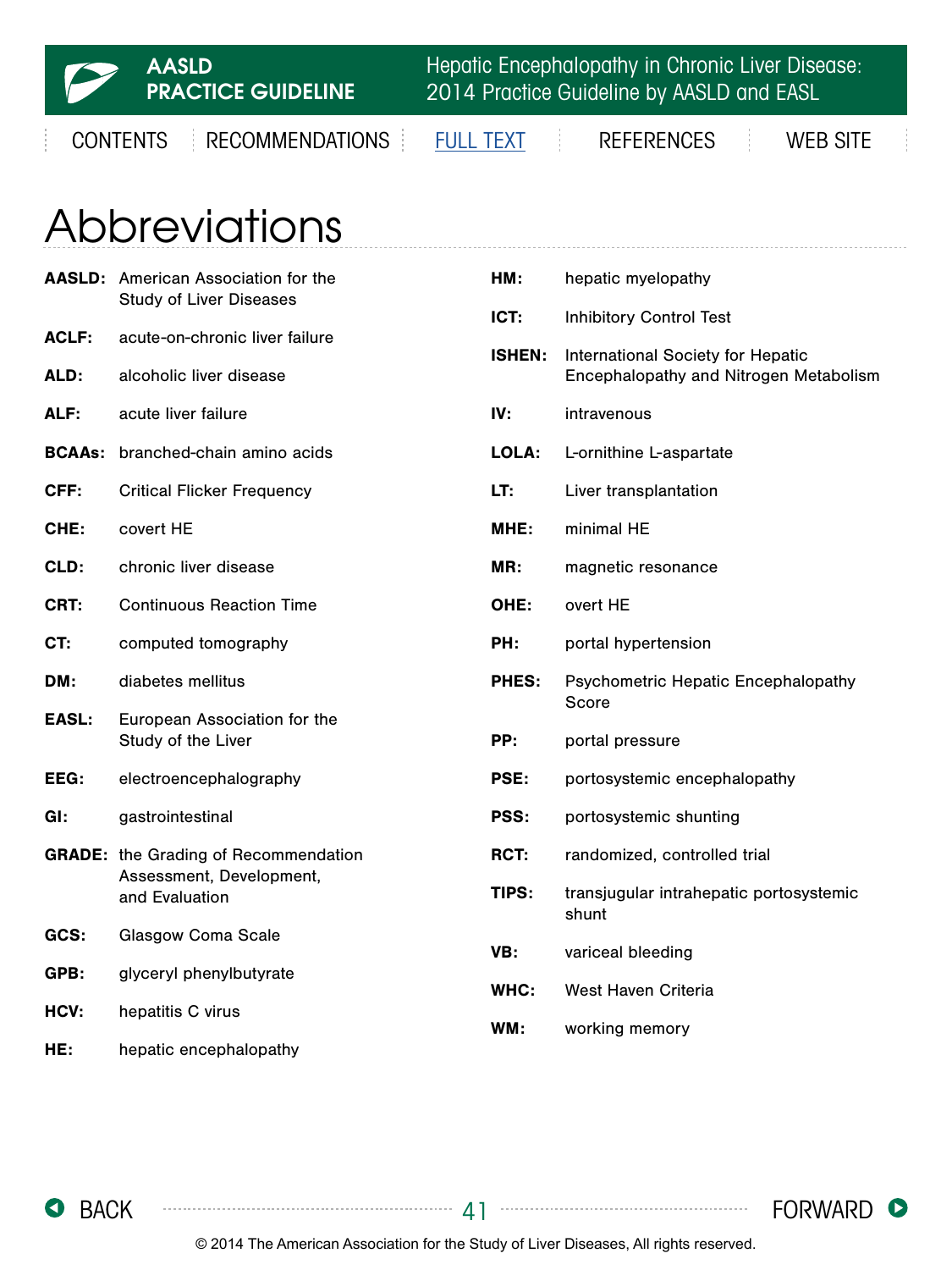# Abbreviations

**AASLD:** American Association for the Study of Liver Diseases

**ACLF:** acute-on-chronic liver failure

**ALD:** alcoholic liver disease

**ALF:** acute liver failure

**BCAAs:** branched-chain amino acids

**CFF:** Critical Flicker Frequency

**CHE:** covert HE

**CLD:** chronic liver disease

**CRT:** Continuous Reaction Time

**CT:** computed tomography

**DM:** diabetes mellitus

**EASL:** European Association for the Study of the Liver

**EEG:** electroencephalography

**GI:** gastrointestinal

**GRADE:** the Grading of Recommendation Assessment, Development, and Evaluation

**GCS:** Glasgow Coma Scale

**GPB:** glyceryl phenylbutyrate

**HCV:** hepatitis C virus

**HE:** hepatic encephalopathy

**HM:** hepatic myelopathy

**ICT:** Inhibitory Control Test

**ISHEN:** International Society for Hepatic Encephalopathy and Nitrogen Metabolism

**IV:** intravenous

**LOLA:** L-ornithine L-aspartate

**LT:** Liver transplantation

**MHE:** minimal HE

**MR:** magnetic resonance

**OHE:** overt HE

**PH:** portal hypertension

**PHES:** Psychometric Hepatic Encephalopathy Score

**PP:** portal pressure

**PSE:** portosystemic encephalopathy

**PSS:** portosystemic shunting

**RCT:** randomized, controlled trial

**TIPS:** transjugular intrahepatic portosystemic shunt

**VB:** variceal bleeding

**WHC:** West Haven Criteria

**WM:** working memory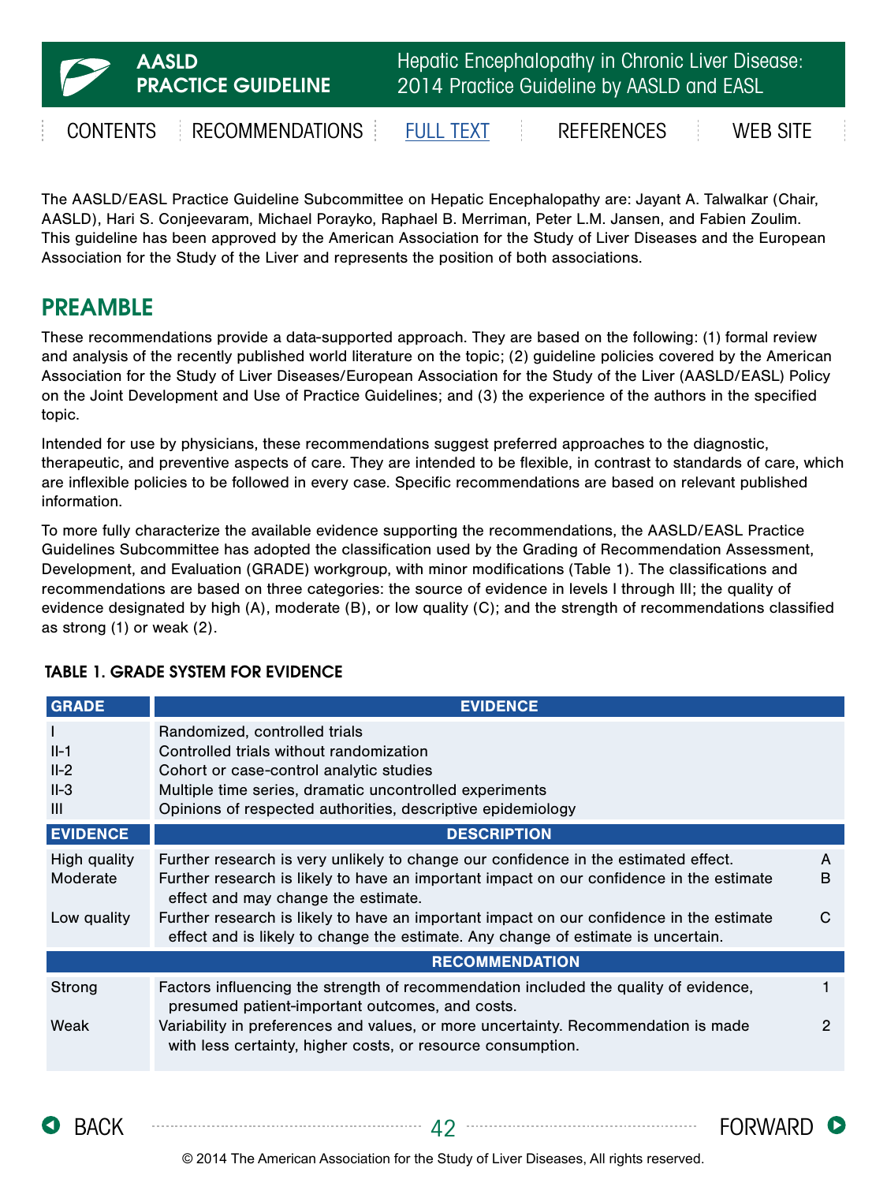The AASLD/EASL Practice Guideline Subcommittee on Hepatic Encephalopathy are: Jayant A. Talwalkar (Chair, AASLD), Hari S. Conjeevaram, Michael Porayko, Raphael B. Merriman, Peter L.M. Jansen, and Fabien Zoulim. This guideline has been approved by the American Association for the Study of Liver Diseases and the European Association for the Study of the Liver and represents the position of both associations.

## PREAMBLE

These recommendations provide a data-supported approach. They are based on the following: (1) formal review and analysis of the recently published world literature on the topic; (2) guideline policies covered by the American Association for the Study of Liver Diseases/European Association for the Study of the Liver (AASLD/EASL) Policy on the Joint Development and Use of Practice Guidelines; and (3) the experience of the authors in the specified topic.

Intended for use by physicians, these recommendations suggest preferred approaches to the diagnostic, therapeutic, and preventive aspects of care. They are intended to be flexible, in contrast to standards of care, which are inflexible policies to be followed in every case. Specific recommendations are based on relevant published information.

To more fully characterize the available evidence supporting the recommendations, the AASLD/EASL Practice Guidelines Subcommittee has adopted the classification used by the Grading of Recommendation Assessment, Development, and Evaluation (GRADE) workgroup, with minor modifications (Table 1). The classifications and recommendations are based on three categories: the source of evidence in levels I through III; the quality of evidence designated by high (A), moderate (B), or low quality (C); and the strength of recommendations classified as strong (1) or weak (2).

### TABLE 1. GRADE SYSTEM FOR EVIDENCE

| GRADE | EVIDENCE | |
|---|---|---|
| I | Randomized, controlled trials | |
| II-1 | Controlled trials without randomization | |
| II-2 | Cohort or case-control analytic studies | |
| II-3 | Multiple time series, dramatic uncontrolled experiments | |
| III | Opinions of respected authorities, descriptive epidemiology | |
| **EVIDENCE** | **DESCRIPTION** | |
| High quality | Further research is very unlikely to change our confidence in the estimated effect. | A |
| Moderate | Further research is likely to have an important impact on our confidence in the estimate effect and may change the estimate. | B |
| Low quality | Further research is likely to have an important impact on our confidence in the estimate effect and is likely to change the estimate. Any change of estimate is uncertain. | C |
| | **RECOMMENDATION** | |
| Strong | Factors influencing the strength of recommendation included the quality of evidence, presumed patient-important outcomes, and costs. | 1 |
| Weak | Variability in preferences and values, or more uncertainty. Recommendation is made with less certainty, higher costs, or resource consumption. | 2 |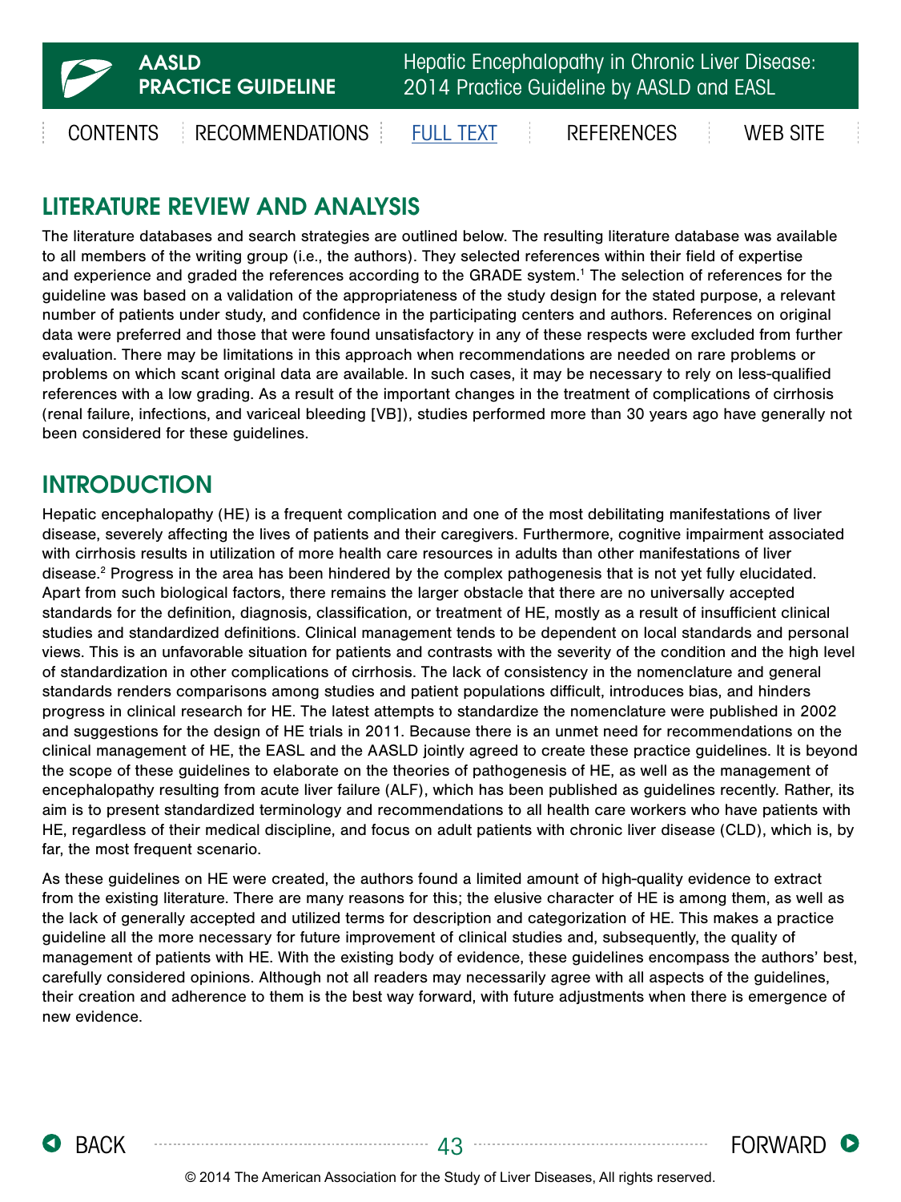## LITERATURE REVIEW AND ANALYSIS

The literature databases and search strategies are outlined below. The resulting literature database was available to all members of the writing group (i.e., the authors). They selected references within their field of expertise and experience and graded the references according to the GRADE system.[1] The selection of references for the guideline was based on a validation of the appropriateness of the study design for the stated purpose, a relevant number of patients under study, and confidence in the participating centers and authors. References on original data were preferred and those that were found unsatisfactory in any of these respects were excluded from further evaluation. There may be limitations in this approach when recommendations are needed on rare problems or problems on which scant original data are available. In such cases, it may be necessary to rely on less-qualified references with a low grading. As a result of the important changes in the treatment of complications of cirrhosis (renal failure, infections, and variceal bleeding [VB]), studies performed more than 30 years ago have generally not been considered for these guidelines.

## INTRODUCTION

Hepatic encephalopathy (HE) is a frequent complication and one of the most debilitating manifestations of liver disease, severely affecting the lives of patients and their caregivers. Furthermore, cognitive impairment associated with cirrhosis results in utilization of more health care resources in adults than other manifestations of liver disease.[2] Progress in the area has been hindered by the complex pathogenesis that is not yet fully elucidated. Apart from such biological factors, there remains the larger obstacle that there are no universally accepted standards for the definition, diagnosis, classification, or treatment of HE, mostly as a result of insufficient clinical studies and standardized definitions. Clinical management tends to be dependent on local standards and personal views. This is an unfavorable situation for patients and contrasts with the severity of the condition and the high level of standardization in other complications of cirrhosis. The lack of consistency in the nomenclature and general standards renders comparisons among studies and patient populations difficult, introduces bias, and hinders progress in clinical research for HE. The latest attempts to standardize the nomenclature were published in 2002 and suggestions for the design of HE trials in 2011. Because there is an unmet need for recommendations on the clinical management of HE, the EASL and the AASLD jointly agreed to create these practice guidelines. It is beyond the scope of these guidelines to elaborate on the theories of pathogenesis of HE, as well as the management of encephalopathy resulting from acute liver failure (ALF), which has been published as guidelines recently. Rather, its aim is to present standardized terminology and recommendations to all health care workers who have patients with HE, regardless of their medical discipline, and focus on adult patients with chronic liver disease (CLD), which is, by far, the most frequent scenario.

As these guidelines on HE were created, the authors found a limited amount of high-quality evidence to extract from the existing literature. There are many reasons for this; the elusive character of HE is among them, as well as the lack of generally accepted and utilized terms for description and categorization of HE. This makes a practice guideline all the more necessary for future improvement of clinical studies and, subsequently, the quality of management of patients with HE. With the existing body of evidence, these guidelines encompass the authors' best, carefully considered opinions. Although not all readers may necessarily agree with all aspects of the guidelines, their creation and adherence to them is the best way forward, with future adjustments when there is emergence of new evidence.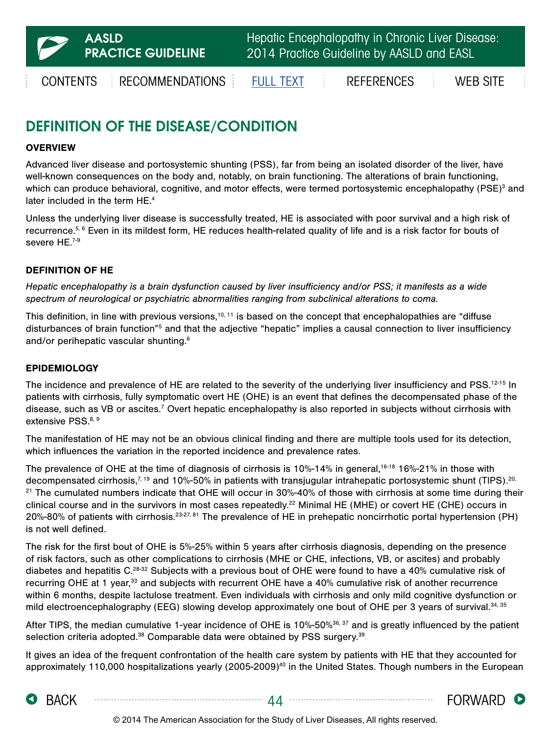## DEFINITION OF THE DISEASE/CONDITION

### OVERVIEW

Advanced liver disease and portosystemic shunting (PSS), far from being an isolated disorder of the liver, have well-known consequences on the body and, notably, on brain functioning. The alterations of brain functioning, which can produce behavioral, cognitive, and motor effects, were termed portosystemic encephalopathy (PSE)[3] and later included in the term HE.[4]

Unless the underlying liver disease is successfully treated, HE is associated with poor survival and a high risk of recurrence.[5, 6] Even in its mildest form, HE reduces health-related quality of life and is a risk factor for bouts of severe HE.[7-9]

### DEFINITION OF HE

*Hepatic encephalopathy is a brain dysfunction caused by liver insufficiency and/or PSS; it manifests as a wide spectrum of neurological or psychiatric abnormalities ranging from subclinical alterations to coma.*

This definition, in line with previous versions,[10, 11] is based on the concept that encephalopathies are "diffuse disturbances of brain function"[5] and that the adjective "hepatic" implies a causal connection to liver insufficiency and/or perihepatic vascular shunting.[6]

### EPIDEMIOLOGY

The incidence and prevalence of HE are related to the severity of the underlying liver insufficiency and PSS.[12-15] In patients with cirrhosis, fully symptomatic overt HE (OHE) is an event that defines the decompensated phase of the disease, such as VB or ascites.[7] Overt hepatic encephalopathy is also reported in subjects without cirrhosis with extensive PSS.[8, 9]

The manifestation of HE may not be an obvious clinical finding and there are multiple tools used for its detection, which influences the variation in the reported incidence and prevalence rates.

The prevalence of OHE at the time of diagnosis of cirrhosis is 10%-14% in general,[16-18] 16%-21% in those with decompensated cirrhosis,[7, 19] and 10%-50% in patients with transjugular intrahepatic portosystemic shunt (TIPS).[20, 21] The cumulated numbers indicate that OHE will occur in 30%-40% of those with cirrhosis at some time during their clinical course and in the survivors in most cases repeatedly.[22] Minimal HE (MHE) or covert HE (CHE) occurs in 20%-80% of patients with cirrhosis.[23-27, 81] The prevalence of HE in prehepatic noncirrhotic portal hypertension (PH) is not well defined.

The risk for the first bout of OHE is 5%-25% within 5 years after cirrhosis diagnosis, depending on the presence of risk factors, such as other complications to cirrhosis (MHE or CHE, infections, VB, or ascites) and probably diabetes and hepatitis C.[28-32] Subjects with a previous bout of OHE were found to have a 40% cumulative risk of recurring OHE at 1 year,[33] and subjects with recurrent OHE have a 40% cumulative risk of another recurrence within 6 months, despite lactulose treatment. Even individuals with cirrhosis and only mild cognitive dysfunction or mild electroencephalography (EEG) slowing develop approximately one bout of OHE per 3 years of survival.[34, 35]

After TIPS, the median cumulative 1-year incidence of OHE is 10%-50%[36, 37] and is greatly influenced by the patient selection criteria adopted.[38] Comparable data were obtained by PSS surgery.[39]

It gives an idea of the frequent confrontation of the health care system by patients with HE that they accounted for approximately 110,000 hospitalizations yearly (2005-2009)[40] in the United States. Though numbers in the European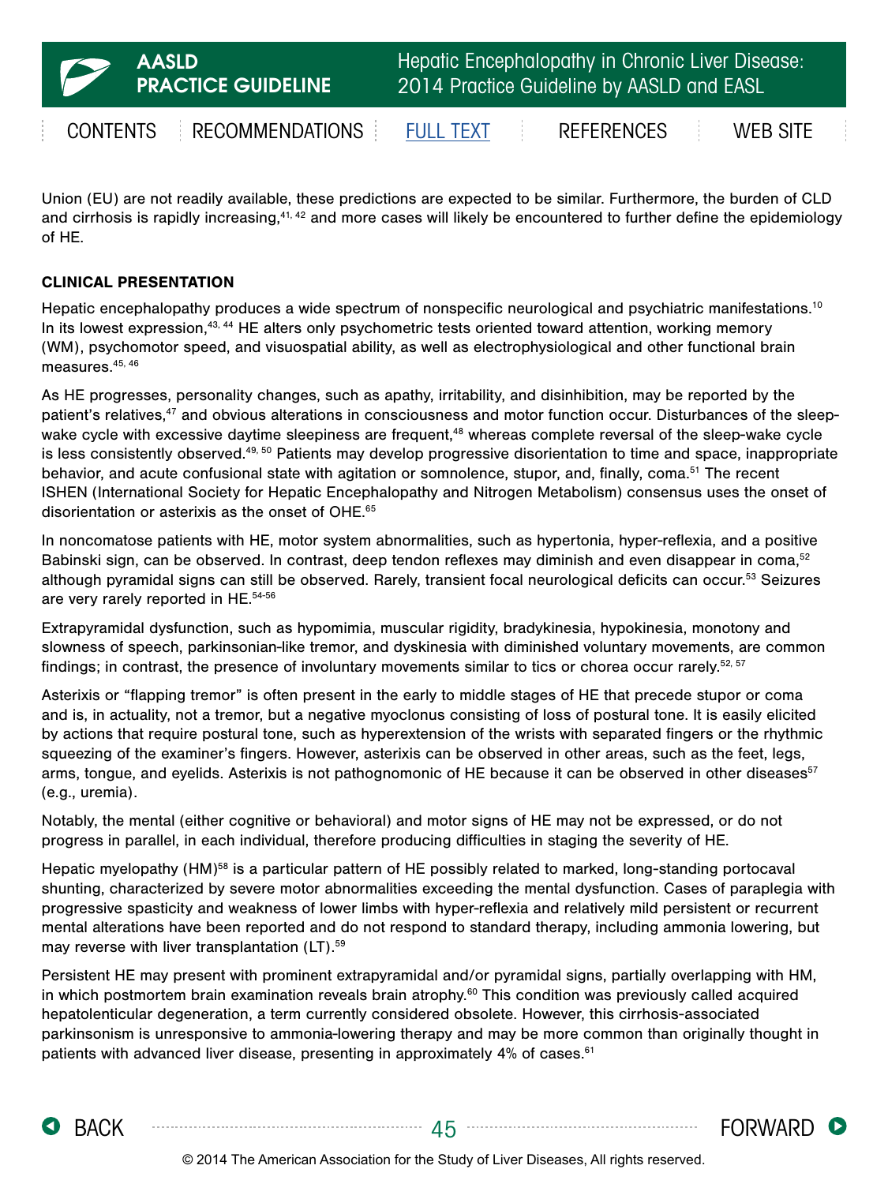Union (EU) are not readily available, these predictions are expected to be similar. Furthermore, the burden of CLD and cirrhosis is rapidly increasing,[41, 42] and more cases will likely be encountered to further define the epidemiology of HE.

## CLINICAL PRESENTATION

Hepatic encephalopathy produces a wide spectrum of nonspecific neurological and psychiatric manifestations.[10] In its lowest expression,[43, 44] HE alters only psychometric tests oriented toward attention, working memory (WM), psychomotor speed, and visuospatial ability, as well as electrophysiological and other functional brain measures.[45, 46]

As HE progresses, personality changes, such as apathy, irritability, and disinhibition, may be reported by the patient's relatives,[47] and obvious alterations in consciousness and motor function occur. Disturbances of the sleep-wake cycle with excessive daytime sleepiness are frequent,[48] whereas complete reversal of the sleep-wake cycle is less consistently observed.[49, 50] Patients may develop progressive disorientation to time and space, inappropriate behavior, and acute confusional state with agitation or somnolence, stupor, and, finally, coma.[51] The recent ISHEN (International Society for Hepatic Encephalopathy and Nitrogen Metabolism) consensus uses the onset of disorientation or asterixis as the onset of OHE.[65]

In noncomatose patients with HE, motor system abnormalities, such as hypertonia, hyper-reflexia, and a positive Babinski sign, can be observed. In contrast, deep tendon reflexes may diminish and even disappear in coma,[52] although pyramidal signs can still be observed. Rarely, transient focal neurological deficits can occur.[53] Seizures are very rarely reported in HE.[54-56]

Extrapyramidal dysfunction, such as hypomimia, muscular rigidity, bradykinesia, hypokinesia, monotony and slowness of speech, parkinsonian-like tremor, and dyskinesia with diminished voluntary movements, are common findings; in contrast, the presence of involuntary movements similar to tics or chorea occur rarely.[52, 57]

Asterixis or "flapping tremor" is often present in the early to middle stages of HE that precede stupor or coma and is, in actuality, not a tremor, but a negative myoclonus consisting of loss of postural tone. It is easily elicited by actions that require postural tone, such as hyperextension of the wrists with separated fingers or the rhythmic squeezing of the examiner's fingers. However, asterixis can be observed in other areas, such as the feet, legs, arms, tongue, and eyelids. Asterixis is not pathognomonic of HE because it can be observed in other diseases[57] (e.g., uremia).

Notably, the mental (either cognitive or behavioral) and motor signs of HE may not be expressed, or do not progress in parallel, in each individual, therefore producing difficulties in staging the severity of HE.

Hepatic myelopathy (HM)[58] is a particular pattern of HE possibly related to marked, long-standing portocaval shunting, characterized by severe motor abnormalities exceeding the mental dysfunction. Cases of paraplegia with progressive spasticity and weakness of lower limbs with hyper-reflexia and relatively mild persistent or recurrent mental alterations have been reported and do not respond to standard therapy, including ammonia lowering, but may reverse with liver transplantation (LT).[59]

Persistent HE may present with prominent extrapyramidal and/or pyramidal signs, partially overlapping with HM, in which postmortem brain examination reveals brain atrophy.[60] This condition was previously called acquired hepatolenticular degeneration, a term currently considered obsolete. However, this cirrhosis-associated parkinsonism is unresponsive to ammonia-lowering therapy and may be more common than originally thought in patients with advanced liver disease, presenting in approximately 4% of cases.[61]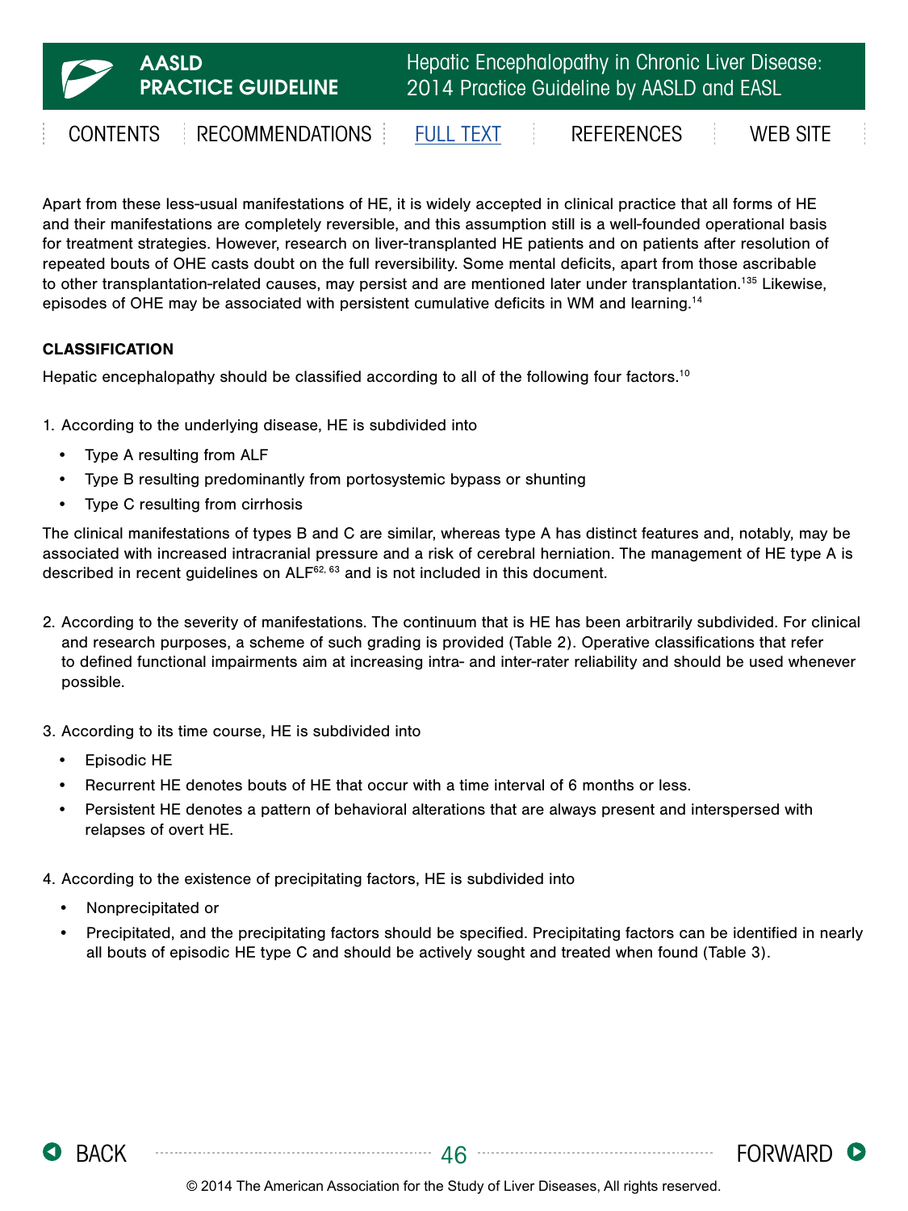Apart from these less-usual manifestations of HE, it is widely accepted in clinical practice that all forms of HE and their manifestations are completely reversible, and this assumption still is a well-founded operational basis for treatment strategies. However, research on liver-transplanted HE patients and on patients after resolution of repeated bouts of OHE casts doubt on the full reversibility. Some mental deficits, apart from those ascribable to other transplantation-related causes, may persist and are mentioned later under transplantation.[135] Likewise, episodes of OHE may be associated with persistent cumulative deficits in WM and learning.[14]

## CLASSIFICATION

Hepatic encephalopathy should be classified according to all of the following four factors.[10]

1. According to the underlying disease, HE is subdivided into
   - Type A resulting from ALF
   - Type B resulting predominantly from portosystemic bypass or shunting
   - Type C resulting from cirrhosis

The clinical manifestations of types B and C are similar, whereas type A has distinct features and, notably, may be associated with increased intracranial pressure and a risk of cerebral herniation. The management of HE type A is described in recent guidelines on ALF[62, 63] and is not included in this document.

2. According to the severity of manifestations. The continuum that is HE has been arbitrarily subdivided. For clinical and research purposes, a scheme of such grading is provided (Table 2). Operative classifications that refer to defined functional impairments aim at increasing intra- and inter-rater reliability and should be used whenever possible.

3. According to its time course, HE is subdivided into
   - Episodic HE
   - Recurrent HE denotes bouts of HE that occur with a time interval of 6 months or less.
   - Persistent HE denotes a pattern of behavioral alterations that are always present and interspersed with relapses of overt HE.

4. According to the existence of precipitating factors, HE is subdivided into
   - Nonprecipitated or
   - Precipitated, and the precipitating factors should be specified. Precipitating factors can be identified in nearly all bouts of episodic HE type C and should be actively sought and treated when found (Table 3).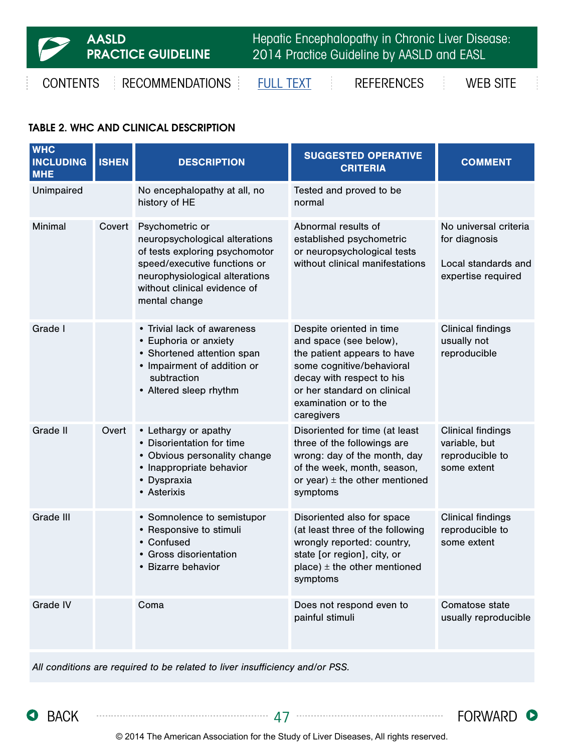### TABLE 2. WHC AND CLINICAL DESCRIPTION

| WHC INCLUDING MHE | ISHEN | DESCRIPTION | SUGGESTED OPERATIVE CRITERIA | COMMENT |
|---|---|---|---|---|
| Unimpaired | | No encephalopathy at all, no history of HE | Tested and proved to be normal | |
| Minimal | Covert | Psychometric or neuropsychological alterations of tests exploring psychomotor speed/executive functions or neurophysiological alterations without clinical evidence of mental change | Abnormal results of established psychometric or neuropsychological tests without clinical manifestations | No universal criteria for diagnosis<br><br>Local standards and expertise required |
| Grade I | | • Trivial lack of awareness<br>• Euphoria or anxiety<br>• Shortened attention span<br>• Impairment of addition or subtraction<br>• Altered sleep rhythm | Despite oriented in time and space (see below), the patient appears to have some cognitive/behavioral decay with respect to his or her standard on clinical examination or to the caregivers | Clinical findings usually not reproducible |
| Grade II | Overt | • Lethargy or apathy<br>• Disorientation for time<br>• Obvious personality change<br>• Inappropriate behavior<br>• Dyspraxia<br>• Asterixis | Disoriented for time (at least three of the followings are wrong: day of the month, day of the week, month, season, or year) ± the other mentioned symptoms | Clinical findings variable, but reproducible to some extent |
| Grade III | | • Somnolence to semistupor<br>• Responsive to stimuli<br>• Confused<br>• Gross disorientation<br>• Bizarre behavior | Disoriented also for space (at least three of the following wrongly reported: country, state [or region], city, or place) ± the other mentioned symptoms | Clinical findings reproducible to some extent |
| Grade IV | | Coma | Does not respond even to painful stimuli | Comatose state usually reproducible |

*All conditions are required to be related to liver insufficiency and/or PSS.*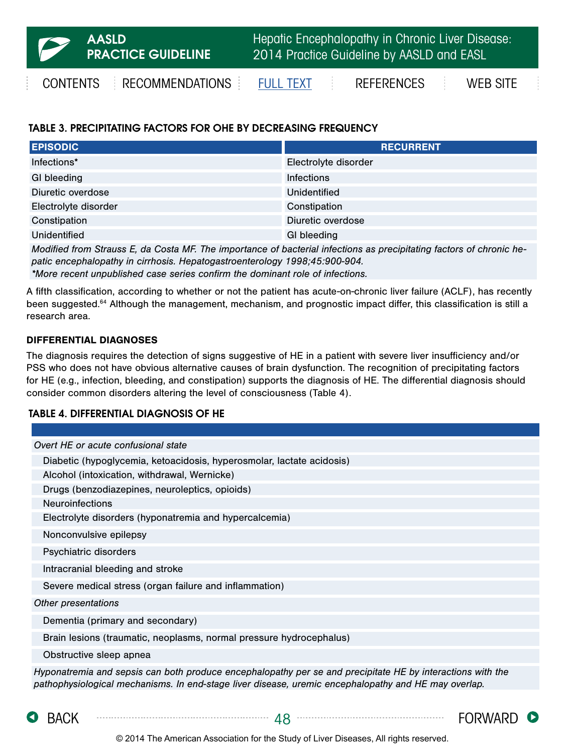#### TABLE 3. PRECIPITATING FACTORS FOR OHE BY DECREASING FREQUENCY

| EPISODIC | RECURRENT |
|---|---|
| Infections* | Electrolyte disorder |
| GI bleeding | Infections |
| Diuretic overdose | Unidentified |
| Electrolyte disorder | Constipation |
| Constipation | Diuretic overdose |
| Unidentified | GI bleeding |

*Modified from Strauss E, da Costa MF. The importance of bacterial infections as precipitating factors of chronic hepatic encephalopathy in cirrhosis. Hepatogastroenterology 1998;45:900-904.*
**More recent unpublished case series confirm the dominant role of infections.*

A fifth classification, according to whether or not the patient has acute-on-chronic liver failure (ACLF), has recently been suggested.[64] Although the management, mechanism, and prognostic impact differ, this classification is still a research area.

#### DIFFERENTIAL DIAGNOSES

The diagnosis requires the detection of signs suggestive of HE in a patient with severe liver insufficiency and/or PSS who does not have obvious alternative causes of brain dysfunction. The recognition of precipitating factors for HE (e.g., infection, bleeding, and constipation) supports the diagnosis of HE. The differential diagnosis should consider common disorders altering the level of consciousness (Table 4).

#### TABLE 4. DIFFERENTIAL DIAGNOSIS OF HE

| |
|---|
| *Overt HE or acute confusional state* |
| Diabetic (hypoglycemia, ketoacidosis, hyperosmolar, lactate acidosis) |
| Alcohol (intoxication, withdrawal, Wernicke) |
| Drugs (benzodiazepines, neuroleptics, opioids) |
| Neuroinfections |
| Electrolyte disorders (hyponatremia and hypercalcemia) |
| Nonconvulsive epilepsy |
| Psychiatric disorders |
| Intracranial bleeding and stroke |
| Severe medical stress (organ failure and inflammation) |
| *Other presentations* |
| Dementia (primary and secondary) |
| Brain lesions (traumatic, neoplasms, normal pressure hydrocephalus) |
| Obstructive sleep apnea |

*Hyponatremia and sepsis can both produce encephalopathy per se and precipitate HE by interactions with the pathophysiological mechanisms. In end-stage liver disease, uremic encephalopathy and HE may overlap.*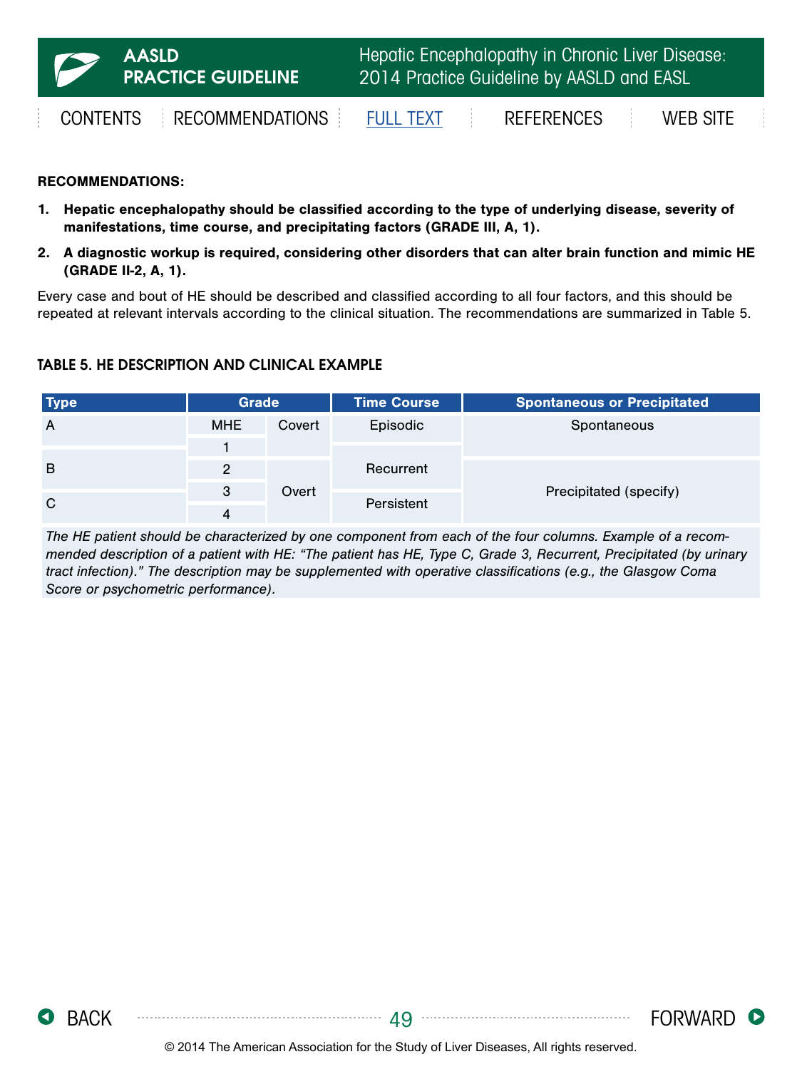**RECOMMENDATIONS:**

1. **Hepatic encephalopathy should be classified according to the type of underlying disease, severity of manifestations, time course, and precipitating factors (GRADE III, A, 1).**
2. **A diagnostic workup is required, considering other disorders that can alter brain function and mimic HE (GRADE II-2, A, 1).**

Every case and bout of HE should be described and classified according to all four factors, and this should be repeated at relevant intervals according to the clinical situation. The recommendations are summarized in Table 5.

### TABLE 5. HE DESCRIPTION AND CLINICAL EXAMPLE

| Type | Grade | | Time Course | Spontaneous or Precipitated |
|---|---|---|---|---|
| A | MHE | Covert | Episodic | Spontaneous |
| | 1 | | | |
| B | 2 | Overt | Recurrent | Precipitated (specify) |
| | 3 | | | |
| C | 4 | | Persistent | |

*The HE patient should be characterized by one component from each of the four columns. Example of a recommended description of a patient with HE: "The patient has HE, Type C, Grade 3, Recurrent, Precipitated (by urinary tract infection)." The description may be supplemented with operative classifications (e.g., the Glasgow Coma Score or psychometric performance).*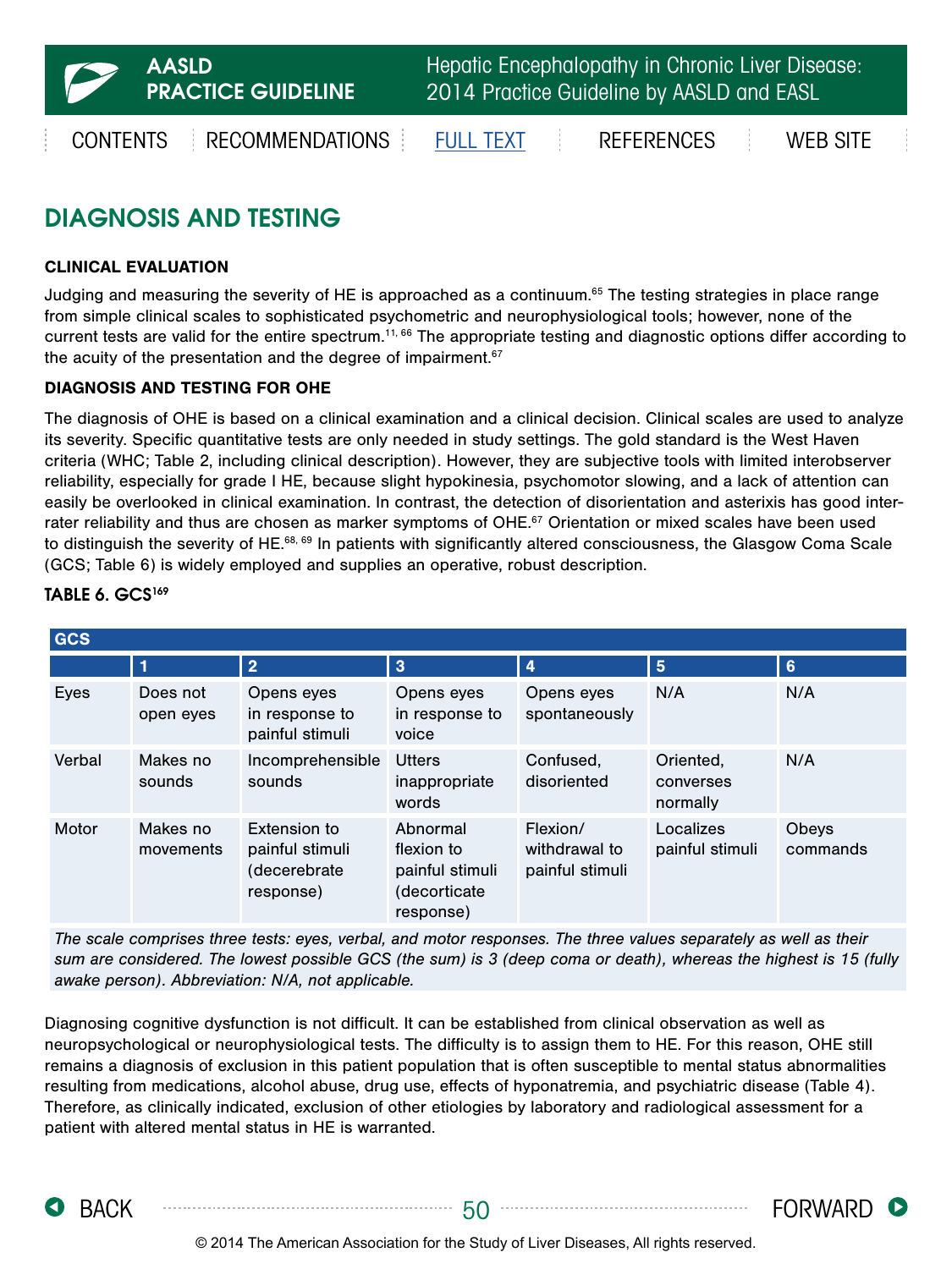## DIAGNOSIS AND TESTING

### CLINICAL EVALUATION

Judging and measuring the severity of HE is approached as a continuum.[65] The testing strategies in place range from simple clinical scales to sophisticated psychometric and neurophysiological tools; however, none of the current tests are valid for the entire spectrum.[11, 66] The appropriate testing and diagnostic options differ according to the acuity of the presentation and the degree of impairment.[67]

### DIAGNOSIS AND TESTING FOR OHE

The diagnosis of OHE is based on a clinical examination and a clinical decision. Clinical scales are used to analyze its severity. Specific quantitative tests are only needed in study settings. The gold standard is the West Haven criteria (WHC; Table 2, including clinical description). However, they are subjective tools with limited interobserver reliability, especially for grade I HE, because slight hypokinesia, psychomotor slowing, and a lack of attention can easily be overlooked in clinical examination. In contrast, the detection of disorientation and asterixis has good inter-rater reliability and thus are chosen as marker symptoms of OHE.[67] Orientation or mixed scales have been used to distinguish the severity of HE.[68, 69] In patients with significantly altered consciousness, the Glasgow Coma Scale (GCS; Table 6) is widely employed and supplies an operative, robust description.

**TABLE 6. GCS[169]**

| GCS | 1 | 2 | 3 | 4 | 5 | 6 |
|---|---|---|---|---|---|---|
| Eyes | Does not open eyes | Opens eyes in response to painful stimuli | Opens eyes in response to voice | Opens eyes spontaneously | N/A | N/A |
| Verbal | Makes no sounds | Incomprehensible sounds | Utters inappropriate words | Confused, disoriented | Oriented, converses normally | N/A |
| Motor | Makes no movements | Extension to painful stimuli (decerebrate response) | Abnormal flexion to painful stimuli (decorticate response) | Flexion/ withdrawal to painful stimuli | Localizes painful stimuli | Obeys commands |

*The scale comprises three tests: eyes, verbal, and motor responses. The three values separately as well as their sum are considered. The lowest possible GCS (the sum) is 3 (deep coma or death), whereas the highest is 15 (fully awake person). Abbreviation: N/A, not applicable.*

Diagnosing cognitive dysfunction is not difficult. It can be established from clinical observation as well as neuropsychological or neurophysiological tests. The difficulty is to assign them to HE. For this reason, OHE still remains a diagnosis of exclusion in this patient population that is often susceptible to mental status abnormalities resulting from medications, alcohol abuse, drug use, effects of hyponatremia, and psychiatric disease (Table 4). Therefore, as clinically indicated, exclusion of other etiologies by laboratory and radiological assessment for a patient with altered mental status in HE is warranted.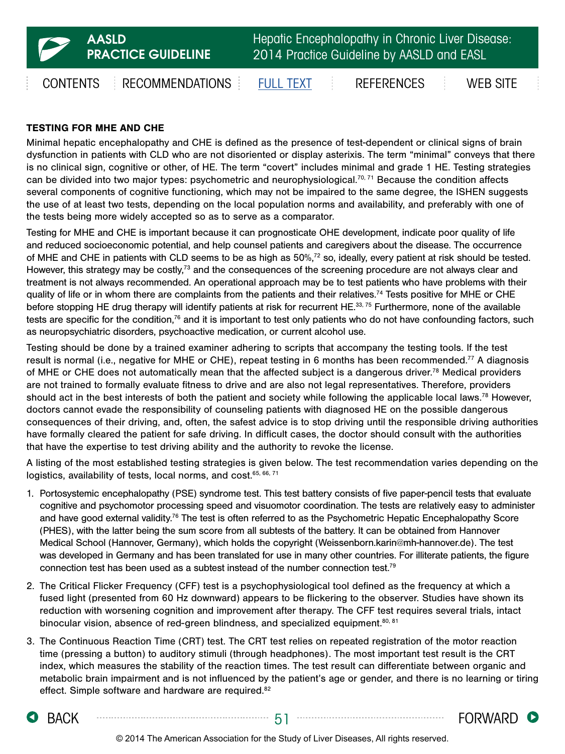### TESTING FOR MHE AND CHE

Minimal hepatic encephalopathy and CHE is defined as the presence of test-dependent or clinical signs of brain dysfunction in patients with CLD who are not disoriented or display asterixis. The term "minimal" conveys that there is no clinical sign, cognitive or other, of HE. The term "covert" includes minimal and grade 1 HE. Testing strategies can be divided into two major types: psychometric and neurophysiological.[70, 71] Because the condition affects several components of cognitive functioning, which may not be impaired to the same degree, the ISHEN suggests the use of at least two tests, depending on the local population norms and availability, and preferably with one of the tests being more widely accepted so as to serve as a comparator.

Testing for MHE and CHE is important because it can prognosticate OHE development, indicate poor quality of life and reduced socioeconomic potential, and help counsel patients and caregivers about the disease. The occurrence of MHE and CHE in patients with CLD seems to be as high as 50%,[72] so, ideally, every patient at risk should be tested. However, this strategy may be costly,[73] and the consequences of the screening procedure are not always clear and treatment is not always recommended. An operational approach may be to test patients who have problems with their quality of life or in whom there are complaints from the patients and their relatives.[74] Tests positive for MHE or CHE before stopping HE drug therapy will identify patients at risk for recurrent HE.[33, 75] Furthermore, none of the available tests are specific for the condition,[76] and it is important to test only patients who do not have confounding factors, such as neuropsychiatric disorders, psychoactive medication, or current alcohol use.

Testing should be done by a trained examiner adhering to scripts that accompany the testing tools. If the test result is normal (i.e., negative for MHE or CHE), repeat testing in 6 months has been recommended.[77] A diagnosis of MHE or CHE does not automatically mean that the affected subject is a dangerous driver.[78] Medical providers are not trained to formally evaluate fitness to drive and are also not legal representatives. Therefore, providers should act in the best interests of both the patient and society while following the applicable local laws.[78] However, doctors cannot evade the responsibility of counseling patients with diagnosed HE on the possible dangerous consequences of their driving, and, often, the safest advice is to stop driving until the responsible driving authorities have formally cleared the patient for safe driving. In difficult cases, the doctor should consult with the authorities that have the expertise to test driving ability and the authority to revoke the license.

A listing of the most established testing strategies is given below. The test recommendation varies depending on the logistics, availability of tests, local norms, and cost.[65, 66, 71]

1. Portosystemic encephalopathy (PSE) syndrome test. This test battery consists of five paper-pencil tests that evaluate cognitive and psychomotor processing speed and visuomotor coordination. The tests are relatively easy to administer and have good external validity.[76] The test is often referred to as the Psychometric Hepatic Encephalopathy Score (PHES), with the latter being the sum score from all subtests of the battery. It can be obtained from Hannover Medical School (Hannover, Germany), which holds the copyright (Weissenborn.karin@mh-hannover.de). The test was developed in Germany and has been translated for use in many other countries. For illiterate patients, the figure connection test has been used as a subtest instead of the number connection test.[79]
2. The Critical Flicker Frequency (CFF) test is a psychophysiological tool defined as the frequency at which a fused light (presented from 60 Hz downward) appears to be flickering to the observer. Studies have shown its reduction with worsening cognition and improvement after therapy. The CFF test requires several trials, intact binocular vision, absence of red-green blindness, and specialized equipment.[80, 81]
3. The Continuous Reaction Time (CRT) test. The CRT test relies on repeated registration of the motor reaction time (pressing a button) to auditory stimuli (through headphones). The most important test result is the CRT index, which measures the stability of the reaction times. The test result can differentiate between organic and metabolic brain impairment and is not influenced by the patient's age or gender, and there is no learning or tiring effect. Simple software and hardware are required.[82]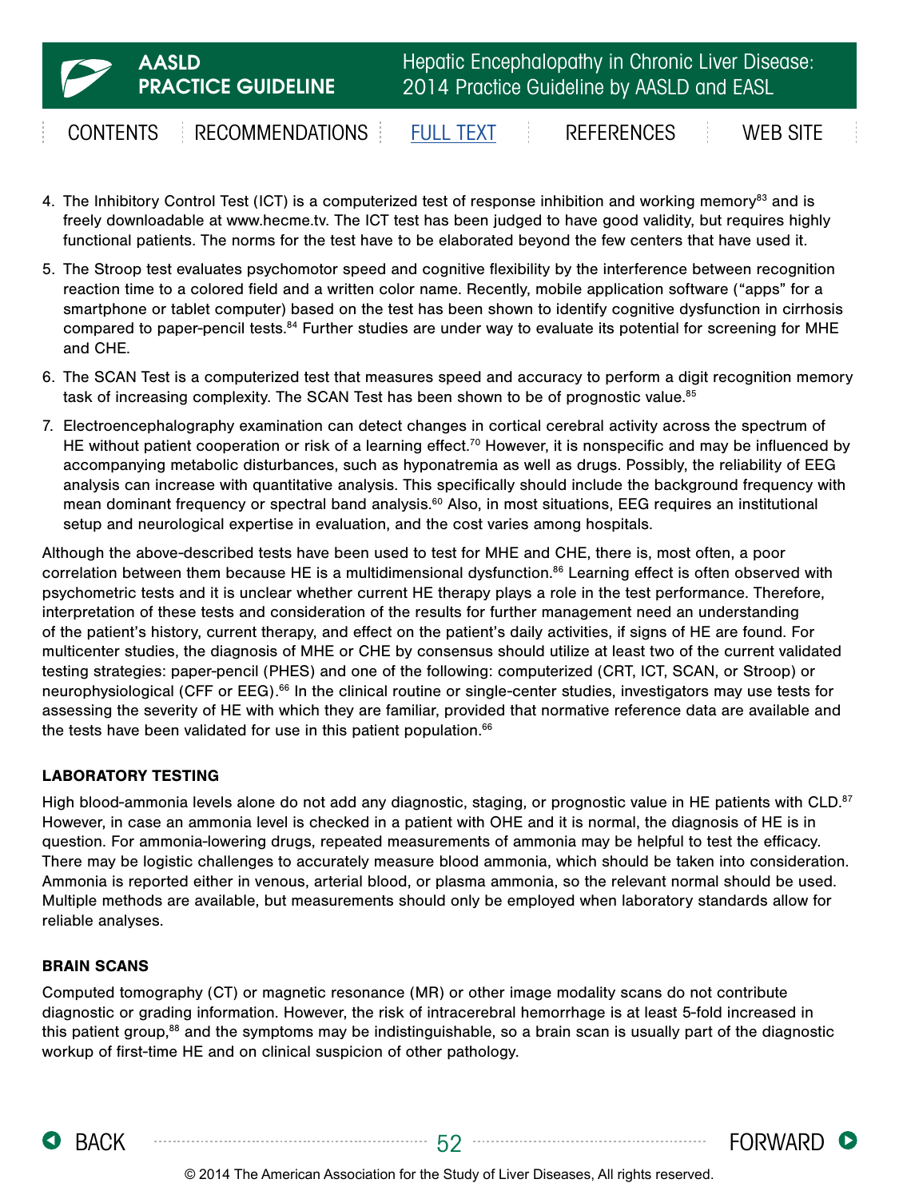4. The Inhibitory Control Test (ICT) is a computerized test of response inhibition and working memory[83] and is freely downloadable at www.hecme.tv. The ICT test has been judged to have good validity, but requires highly functional patients. The norms for the test have to be elaborated beyond the few centers that have used it.
5. The Stroop test evaluates psychomotor speed and cognitive flexibility by the interference between recognition reaction time to a colored field and a written color name. Recently, mobile application software ("apps" for a smartphone or tablet computer) based on the test has been shown to identify cognitive dysfunction in cirrhosis compared to paper-pencil tests.[84] Further studies are under way to evaluate its potential for screening for MHE and CHE.
6. The SCAN Test is a computerized test that measures speed and accuracy to perform a digit recognition memory task of increasing complexity. The SCAN Test has been shown to be of prognostic value.[85]
7. Electroencephalography examination can detect changes in cortical cerebral activity across the spectrum of HE without patient cooperation or risk of a learning effect.[70] However, it is nonspecific and may be influenced by accompanying metabolic disturbances, such as hyponatremia as well as drugs. Possibly, the reliability of EEG analysis can increase with quantitative analysis. This specifically should include the background frequency with mean dominant frequency or spectral band analysis.[60] Also, in most situations, EEG requires an institutional setup and neurological expertise in evaluation, and the cost varies among hospitals.

Although the above-described tests have been used to test for MHE and CHE, there is, most often, a poor correlation between them because HE is a multidimensional dysfunction.[86] Learning effect is often observed with psychometric tests and it is unclear whether current HE therapy plays a role in the test performance. Therefore, interpretation of these tests and consideration of the results for further management need an understanding of the patient's history, current therapy, and effect on the patient's daily activities, if signs of HE are found. For multicenter studies, the diagnosis of MHE or CHE by consensus should utilize at least two of the current validated testing strategies: paper-pencil (PHES) and one of the following: computerized (CRT, ICT, SCAN, or Stroop) or neurophysiological (CFF or EEG).[66] In the clinical routine or single-center studies, investigators may use tests for assessing the severity of HE with which they are familiar, provided that normative reference data are available and the tests have been validated for use in this patient population.[66]

## LABORATORY TESTING

High blood-ammonia levels alone do not add any diagnostic, staging, or prognostic value in HE patients with CLD.[87] However, in case an ammonia level is checked in a patient with OHE and it is normal, the diagnosis of HE is in question. For ammonia-lowering drugs, repeated measurements of ammonia may be helpful to test the efficacy. There may be logistic challenges to accurately measure blood ammonia, which should be taken into consideration. Ammonia is reported either in venous, arterial blood, or plasma ammonia, so the relevant normal should be used. Multiple methods are available, but measurements should only be employed when laboratory standards allow for reliable analyses.

## BRAIN SCANS

Computed tomography (CT) or magnetic resonance (MR) or other image modality scans do not contribute diagnostic or grading information. However, the risk of intracerebral hemorrhage is at least 5-fold increased in this patient group,[88] and the symptoms may be indistinguishable, so a brain scan is usually part of the diagnostic workup of first-time HE and on clinical suspicion of other pathology.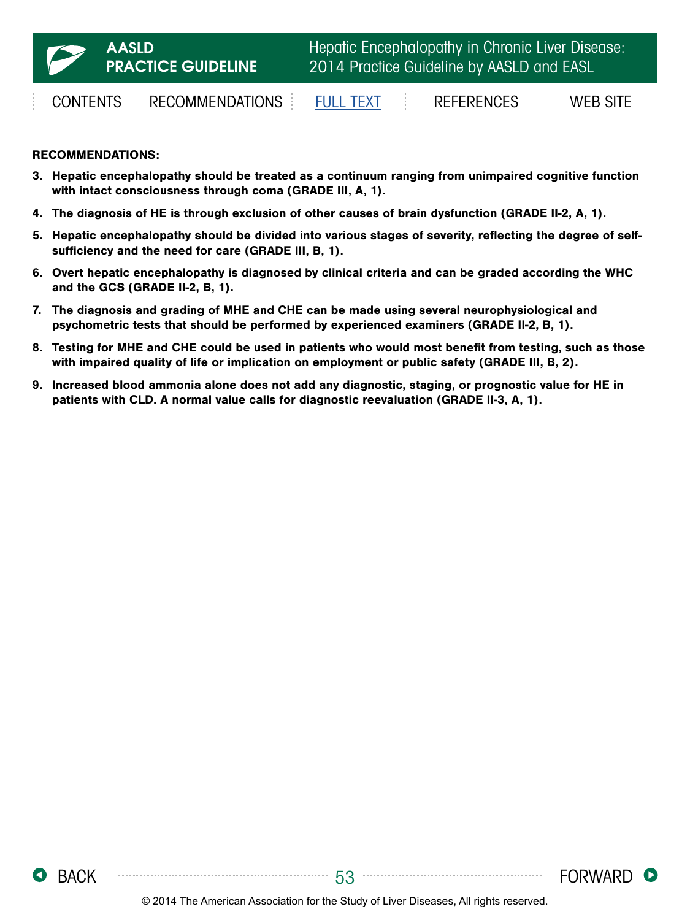**RECOMMENDATIONS:**

3. **Hepatic encephalopathy should be treated as a continuum ranging from unimpaired cognitive function with intact consciousness through coma (GRADE III, A, 1).**
4. **The diagnosis of HE is through exclusion of other causes of brain dysfunction (GRADE II-2, A, 1).**
5. **Hepatic encephalopathy should be divided into various stages of severity, reflecting the degree of self-sufficiency and the need for care (GRADE III, B, 1).**
6. **Overt hepatic encephalopathy is diagnosed by clinical criteria and can be graded according the WHC and the GCS (GRADE II-2, B, 1).**
7. **The diagnosis and grading of MHE and CHE can be made using several neurophysiological and psychometric tests that should be performed by experienced examiners (GRADE II-2, B, 1).**
8. **Testing for MHE and CHE could be used in patients who would most benefit from testing, such as those with impaired quality of life or implication on employment or public safety (GRADE III, B, 2).**
9. **Increased blood ammonia alone does not add any diagnostic, staging, or prognostic value for HE in patients with CLD. A normal value calls for diagnostic reevaluation (GRADE II-3, A, 1).**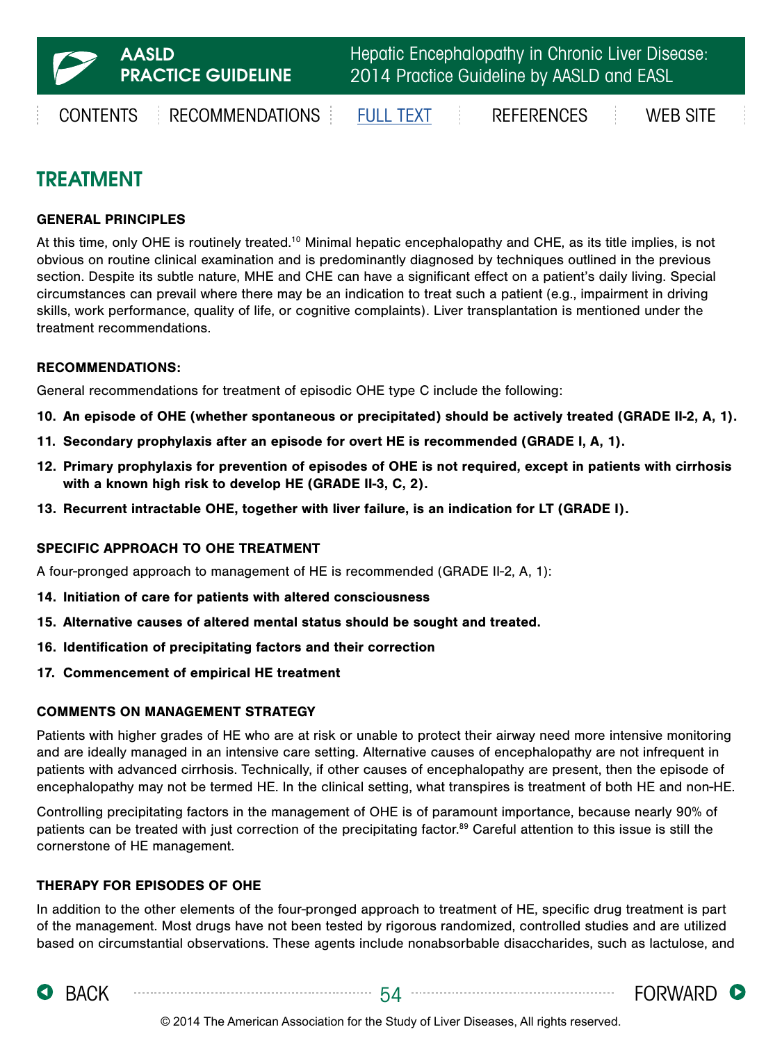## TREATMENT

### GENERAL PRINCIPLES

At this time, only OHE is routinely treated.[10] Minimal hepatic encephalopathy and CHE, as its title implies, is not obvious on routine clinical examination and is predominantly diagnosed by techniques outlined in the previous section. Despite its subtle nature, MHE and CHE can have a significant effect on a patient's daily living. Special circumstances can prevail where there may be an indication to treat such a patient (e.g., impairment in driving skills, work performance, quality of life, or cognitive complaints). Liver transplantation is mentioned under the treatment recommendations.

### RECOMMENDATIONS:

General recommendations for treatment of episodic OHE type C include the following:

10. **An episode of OHE (whether spontaneous or precipitated) should be actively treated (GRADE II-2, A, 1).**
11. **Secondary prophylaxis after an episode for overt HE is recommended (GRADE I, A, 1).**
12. **Primary prophylaxis for prevention of episodes of OHE is not required, except in patients with cirrhosis with a known high risk to develop HE (GRADE II-3, C, 2).**
13. **Recurrent intractable OHE, together with liver failure, is an indication for LT (GRADE I).**

### SPECIFIC APPROACH TO OHE TREATMENT

A four-pronged approach to management of HE is recommended (GRADE II-2, A, 1):

14. **Initiation of care for patients with altered consciousness**
15. **Alternative causes of altered mental status should be sought and treated.**
16. **Identification of precipitating factors and their correction**
17. **Commencement of empirical HE treatment**

### COMMENTS ON MANAGEMENT STRATEGY

Patients with higher grades of HE who are at risk or unable to protect their airway need more intensive monitoring and are ideally managed in an intensive care setting. Alternative causes of encephalopathy are not infrequent in patients with advanced cirrhosis. Technically, if other causes of encephalopathy are present, then the episode of encephalopathy may not be termed HE. In the clinical setting, what transpires is treatment of both HE and non-HE.

Controlling precipitating factors in the management of OHE is of paramount importance, because nearly 90% of patients can be treated with just correction of the precipitating factor.[89] Careful attention to this issue is still the cornerstone of HE management.

### THERAPY FOR EPISODES OF OHE

In addition to the other elements of the four-pronged approach to treatment of HE, specific drug treatment is part of the management. Most drugs have not been tested by rigorous randomized, controlled studies and are utilized based on circumstantial observations. These agents include nonabsorbable disaccharides, such as lactulose, and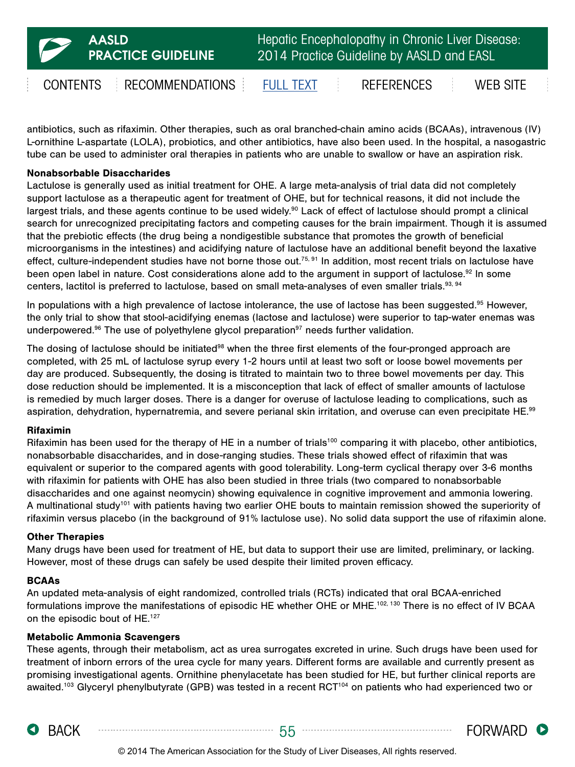antibiotics, such as rifaximin. Other therapies, such as oral branched-chain amino acids (BCAAs), intravenous (IV) L-ornithine L-aspartate (LOLA), probiotics, and other antibiotics, have also been used. In the hospital, a nasogastric tube can be used to administer oral therapies in patients who are unable to swallow or have an aspiration risk.

**Nonabsorbable Disaccharides**

Lactulose is generally used as initial treatment for OHE. A large meta-analysis of trial data did not completely support lactulose as a therapeutic agent for treatment of OHE, but for technical reasons, it did not include the largest trials, and these agents continue to be used widely.[90] Lack of effect of lactulose should prompt a clinical search for unrecognized precipitating factors and competing causes for the brain impairment. Though it is assumed that the prebiotic effects (the drug being a nondigestible substance that promotes the growth of beneficial microorganisms in the intestines) and acidifying nature of lactulose have an additional benefit beyond the laxative effect, culture-independent studies have not borne those out.[75, 91] In addition, most recent trials on lactulose have been open label in nature. Cost considerations alone add to the argument in support of lactulose.[92] In some centers, lactitol is preferred to lactulose, based on small meta-analyses of even smaller trials.[93, 94]

In populations with a high prevalence of lactose intolerance, the use of lactose has been suggested.[95] However, the only trial to show that stool-acidifying enemas (lactose and lactulose) were superior to tap-water enemas was underpowered.[96] The use of polyethylene glycol preparation[97] needs further validation.

The dosing of lactulose should be initiated[98] when the three first elements of the four-pronged approach are completed, with 25 mL of lactulose syrup every 1-2 hours until at least two soft or loose bowel movements per day are produced. Subsequently, the dosing is titrated to maintain two to three bowel movements per day. This dose reduction should be implemented. It is a misconception that lack of effect of smaller amounts of lactulose is remedied by much larger doses. There is a danger for overuse of lactulose leading to complications, such as aspiration, dehydration, hypernatremia, and severe perianal skin irritation, and overuse can even precipitate HE.[99]

**Rifaximin**

Rifaximin has been used for the therapy of HE in a number of trials[100] comparing it with placebo, other antibiotics, nonabsorbable disaccharides, and in dose-ranging studies. These trials showed effect of rifaximin that was equivalent or superior to the compared agents with good tolerability. Long-term cyclical therapy over 3-6 months with rifaximin for patients with OHE has also been studied in three trials (two compared to nonabsorbable disaccharides and one against neomycin) showing equivalence in cognitive improvement and ammonia lowering. A multinational study[101] with patients having two earlier OHE bouts to maintain remission showed the superiority of rifaximin versus placebo (in the background of 91% lactulose use). No solid data support the use of rifaximin alone.

**Other Therapies**

Many drugs have been used for treatment of HE, but data to support their use are limited, preliminary, or lacking. However, most of these drugs can safely be used despite their limited proven efficacy.

**BCAAs**

An updated meta-analysis of eight randomized, controlled trials (RCTs) indicated that oral BCAA-enriched formulations improve the manifestations of episodic HE whether OHE or MHE.[102, 130] There is no effect of IV BCAA on the episodic bout of HE.[127]

**Metabolic Ammonia Scavengers**

These agents, through their metabolism, act as urea surrogates excreted in urine. Such drugs have been used for treatment of inborn errors of the urea cycle for many years. Different forms are available and currently present as promising investigational agents. Ornithine phenylacetate has been studied for HE, but further clinical reports are awaited.[103] Glyceryl phenylbutyrate (GPB) was tested in a recent RCT[104] on patients who had experienced two or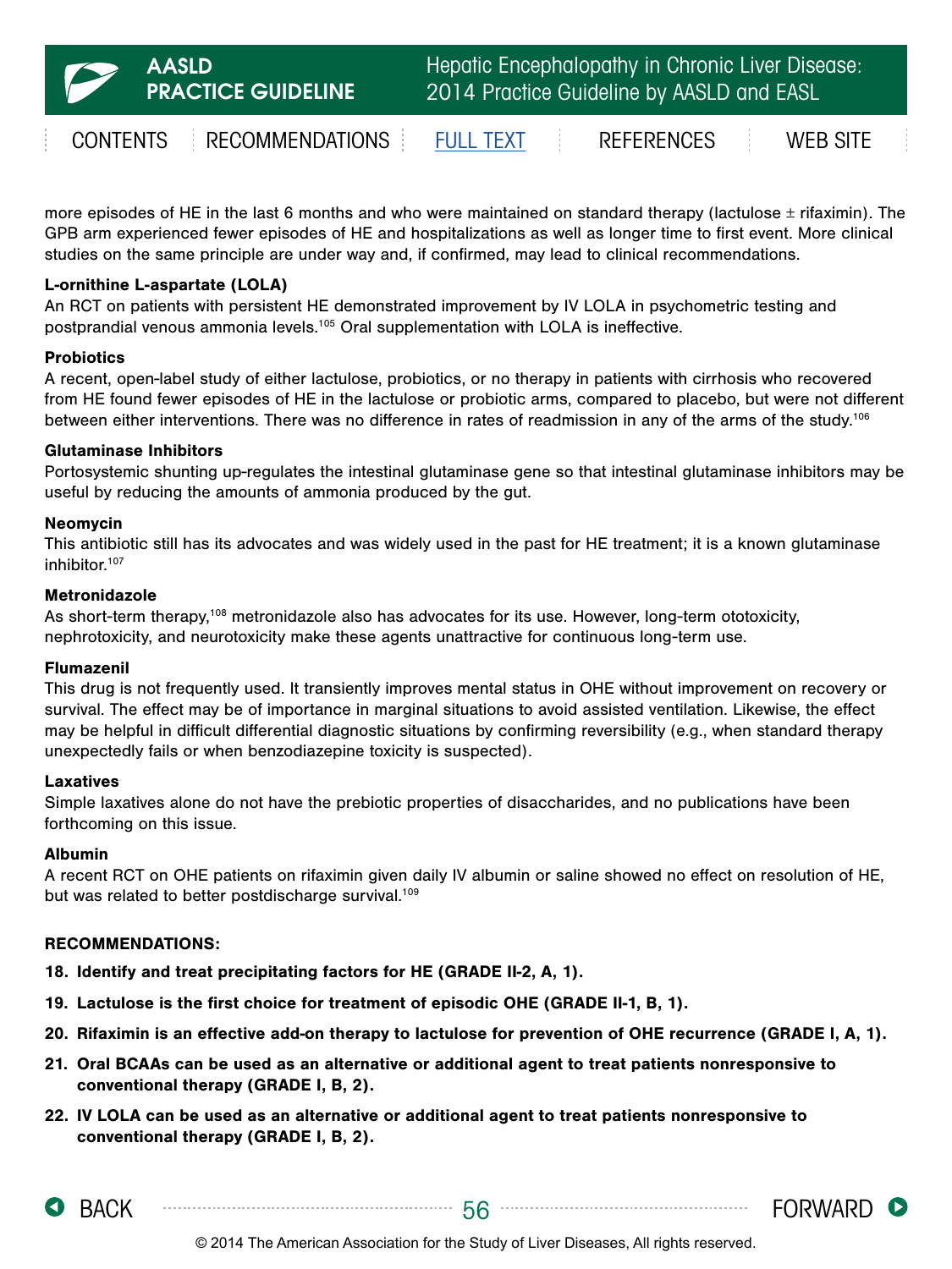more episodes of HE in the last 6 months and who were maintained on standard therapy (lactulose ± rifaximin). The GPB arm experienced fewer episodes of HE and hospitalizations as well as longer time to first event. More clinical studies on the same principle are under way and, if confirmed, may lead to clinical recommendations.

**L-ornithine L-aspartate (LOLA)**

An RCT on patients with persistent HE demonstrated improvement by IV LOLA in psychometric testing and postprandial venous ammonia levels.[105] Oral supplementation with LOLA is ineffective.

**Probiotics**

A recent, open-label study of either lactulose, probiotics, or no therapy in patients with cirrhosis who recovered from HE found fewer episodes of HE in the lactulose or probiotic arms, compared to placebo, but were not different between either interventions. There was no difference in rates of readmission in any of the arms of the study.[106]

**Glutaminase Inhibitors**

Portosystemic shunting up-regulates the intestinal glutaminase gene so that intestinal glutaminase inhibitors may be useful by reducing the amounts of ammonia produced by the gut.

**Neomycin**

This antibiotic still has its advocates and was widely used in the past for HE treatment; it is a known glutaminase inhibitor.[107]

**Metronidazole**

As short-term therapy,[108] metronidazole also has advocates for its use. However, long-term ototoxicity, nephrotoxicity, and neurotoxicity make these agents unattractive for continuous long-term use.

**Flumazenil**

This drug is not frequently used. It transiently improves mental status in OHE without improvement on recovery or survival. The effect may be of importance in marginal situations to avoid assisted ventilation. Likewise, the effect may be helpful in difficult differential diagnostic situations by confirming reversibility (e.g., when standard therapy unexpectedly fails or when benzodiazepine toxicity is suspected).

**Laxatives**

Simple laxatives alone do not have the prebiotic properties of disaccharides, and no publications have been forthcoming on this issue.

**Albumin**

A recent RCT on OHE patients on rifaximin given daily IV albumin or saline showed no effect on resolution of HE, but was related to better postdischarge survival.[109]

**RECOMMENDATIONS:**

18. **Identify and treat precipitating factors for HE (GRADE II-2, A, 1).**
19. **Lactulose is the first choice for treatment of episodic OHE (GRADE II-1, B, 1).**
20. **Rifaximin is an effective add-on therapy to lactulose for prevention of OHE recurrence (GRADE I, A, 1).**
21. **Oral BCAAs can be used as an alternative or additional agent to treat patients nonresponsive to conventional therapy (GRADE I, B, 2).**
22. **IV LOLA can be used as an alternative or additional agent to treat patients nonresponsive to conventional therapy (GRADE I, B, 2).**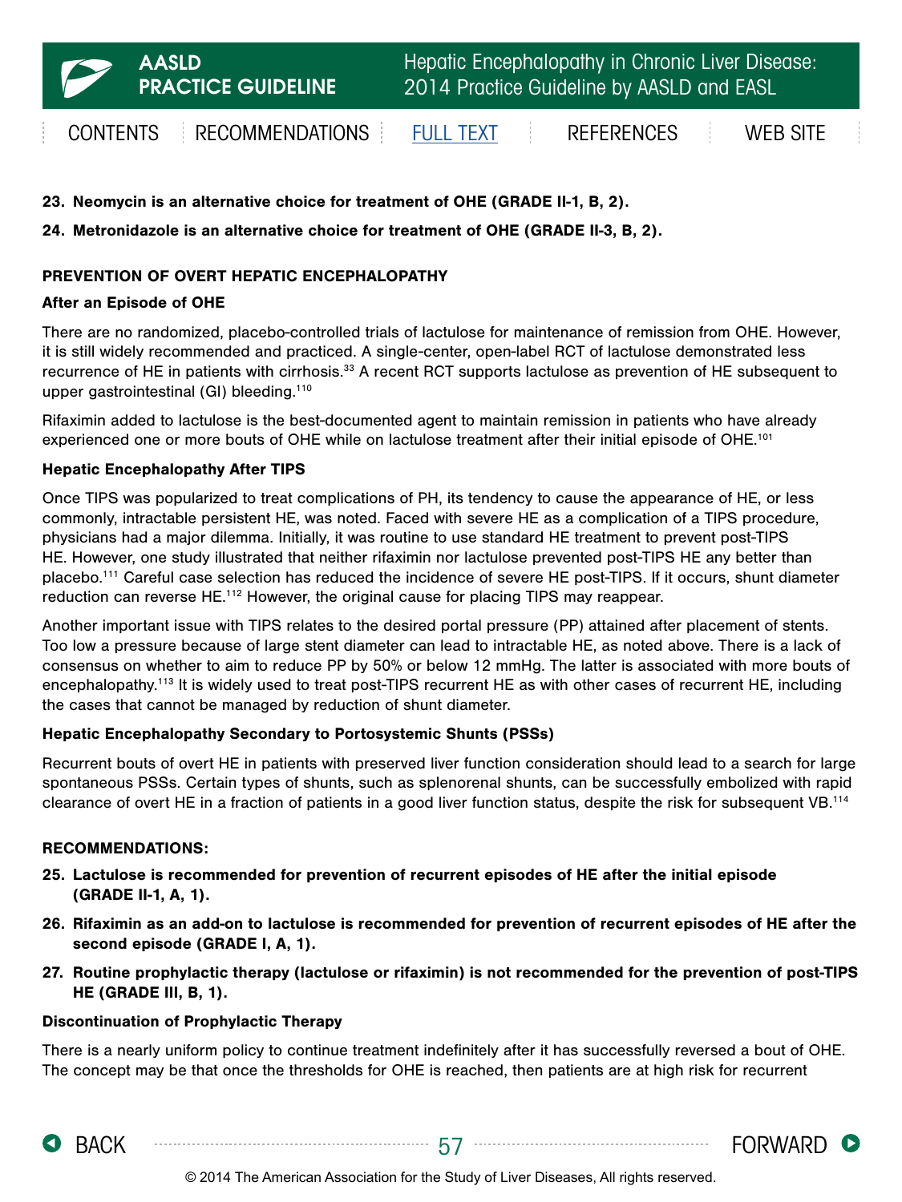**23. Neomycin is an alternative choice for treatment of OHE (GRADE II-1, B, 2).**

**24. Metronidazole is an alternative choice for treatment of OHE (GRADE II-3, B, 2).**

## PREVENTION OF OVERT HEPATIC ENCEPHALOPATHY

### After an Episode of OHE

There are no randomized, placebo-controlled trials of lactulose for maintenance of remission from OHE. However, it is still widely recommended and practiced. A single-center, open-label RCT of lactulose demonstrated less recurrence of HE in patients with cirrhosis.[33] A recent RCT supports lactulose as prevention of HE subsequent to upper gastrointestinal (GI) bleeding.[110]

Rifaximin added to lactulose is the best-documented agent to maintain remission in patients who have already experienced one or more bouts of OHE while on lactulose treatment after their initial episode of OHE.[101]

### Hepatic Encephalopathy After TIPS

Once TIPS was popularized to treat complications of PH, its tendency to cause the appearance of HE, or less commonly, intractable persistent HE, was noted. Faced with severe HE as a complication of a TIPS procedure, physicians had a major dilemma. Initially, it was routine to use standard HE treatment to prevent post-TIPS HE. However, one study illustrated that neither rifaximin nor lactulose prevented post-TIPS HE any better than placebo.[111] Careful case selection has reduced the incidence of severe HE post-TIPS. If it occurs, shunt diameter reduction can reverse HE.[112] However, the original cause for placing TIPS may reappear.

Another important issue with TIPS relates to the desired portal pressure (PP) attained after placement of stents. Too low a pressure because of large stent diameter can lead to intractable HE, as noted above. There is a lack of consensus on whether to aim to reduce PP by 50% or below 12 mmHg. The latter is associated with more bouts of encephalopathy.[113] It is widely used to treat post-TIPS recurrent HE as with other cases of recurrent HE, including the cases that cannot be managed by reduction of shunt diameter.

### Hepatic Encephalopathy Secondary to Portosystemic Shunts (PSSs)

Recurrent bouts of overt HE in patients with preserved liver function consideration should lead to a search for large spontaneous PSSs. Certain types of shunts, such as splenorenal shunts, can be successfully embolized with rapid clearance of overt HE in a fraction of patients in a good liver function status, despite the risk for subsequent VB.[114]

### RECOMMENDATIONS:

**25. Lactulose is recommended for prevention of recurrent episodes of HE after the initial episode (GRADE II-1, A, 1).**

**26. Rifaximin as an add-on to lactulose is recommended for prevention of recurrent episodes of HE after the second episode (GRADE I, A, 1).**

**27. Routine prophylactic therapy (lactulose or rifaximin) is not recommended for the prevention of post-TIPS HE (GRADE III, B, 1).**

### Discontinuation of Prophylactic Therapy

There is a nearly uniform policy to continue treatment indefinitely after it has successfully reversed a bout of OHE. The concept may be that once the thresholds for OHE is reached, then patients are at high risk for recurrent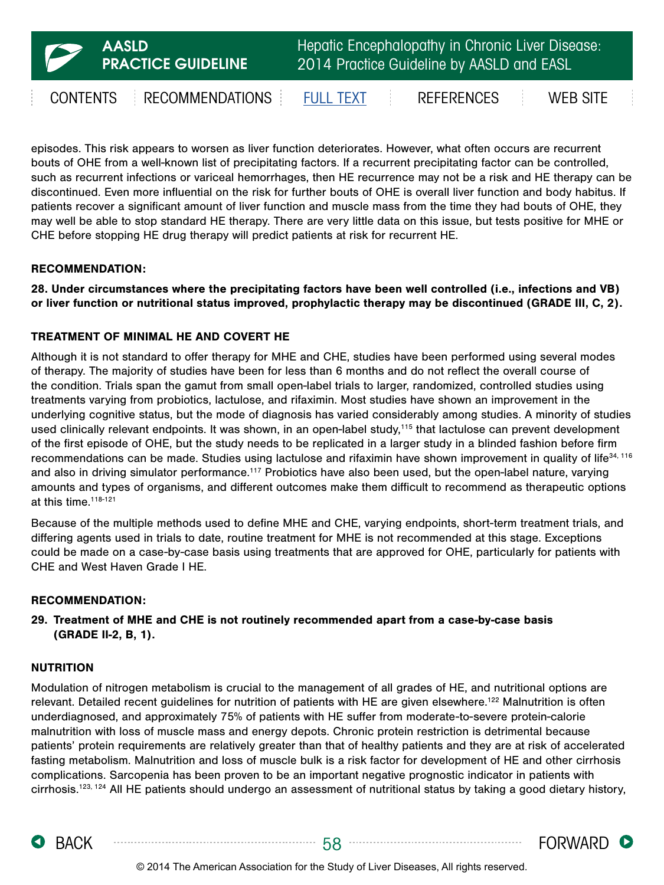episodes. This risk appears to worsen as liver function deteriorates. However, what often occurs are recurrent bouts of OHE from a well-known list of precipitating factors. If a recurrent precipitating factor can be controlled, such as recurrent infections or variceal hemorrhages, then HE recurrence may not be a risk and HE therapy can be discontinued. Even more influential on the risk for further bouts of OHE is overall liver function and body habitus. If patients recover a significant amount of liver function and muscle mass from the time they had bouts of OHE, they may well be able to stop standard HE therapy. There are very little data on this issue, but tests positive for MHE or CHE before stopping HE drug therapy will predict patients at risk for recurrent HE.

**RECOMMENDATION:**

**28. Under circumstances where the precipitating factors have been well controlled (i.e., infections and VB) or liver function or nutritional status improved, prophylactic therapy may be discontinued (GRADE III, C, 2).**

## TREATMENT OF MINIMAL HE AND COVERT HE

Although it is not standard to offer therapy for MHE and CHE, studies have been performed using several modes of therapy. The majority of studies have been for less than 6 months and do not reflect the overall course of the condition. Trials span the gamut from small open-label trials to larger, randomized, controlled studies using treatments varying from probiotics, lactulose, and rifaximin. Most studies have shown an improvement in the underlying cognitive status, but the mode of diagnosis has varied considerably among studies. A minority of studies used clinically relevant endpoints. It was shown, in an open-label study,[115] that lactulose can prevent development of the first episode of OHE, but the study needs to be replicated in a larger study in a blinded fashion before firm recommendations can be made. Studies using lactulose and rifaximin have shown improvement in quality of life[34, 116] and also in driving simulator performance.[117] Probiotics have also been used, but the open-label nature, varying amounts and types of organisms, and different outcomes make them difficult to recommend as therapeutic options at this time.[118-121]

Because of the multiple methods used to define MHE and CHE, varying endpoints, short-term treatment trials, and differing agents used in trials to date, routine treatment for MHE is not recommended at this stage. Exceptions could be made on a case-by-case basis using treatments that are approved for OHE, particularly for patients with CHE and West Haven Grade I HE.

**RECOMMENDATION:**

**29. Treatment of MHE and CHE is not routinely recommended apart from a case-by-case basis (GRADE II-2, B, 1).**

## NUTRITION

Modulation of nitrogen metabolism is crucial to the management of all grades of HE, and nutritional options are relevant. Detailed recent guidelines for nutrition of patients with HE are given elsewhere.[122] Malnutrition is often underdiagnosed, and approximately 75% of patients with HE suffer from moderate-to-severe protein-calorie malnutrition with loss of muscle mass and energy depots. Chronic protein restriction is detrimental because patients' protein requirements are relatively greater than that of healthy patients and they are at risk of accelerated fasting metabolism. Malnutrition and loss of muscle bulk is a risk factor for development of HE and other cirrhosis complications. Sarcopenia has been proven to be an important negative prognostic indicator in patients with cirrhosis.[123, 124] All HE patients should undergo an assessment of nutritional status by taking a good dietary history,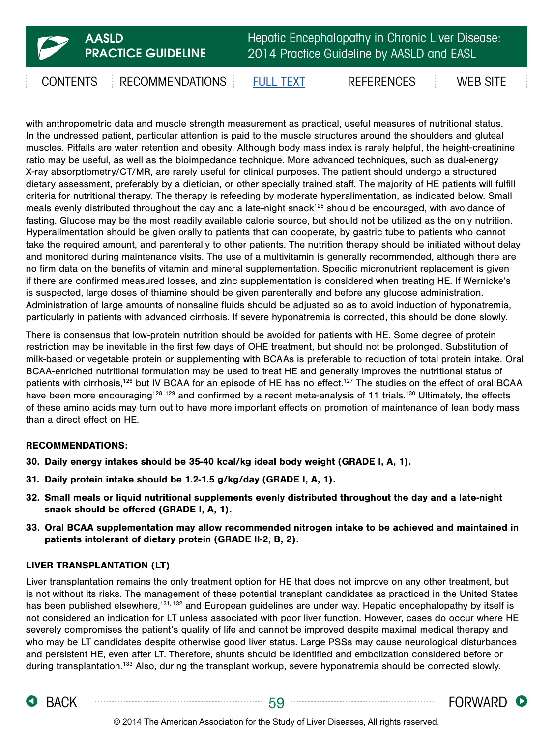with anthropometric data and muscle strength measurement as practical, useful measures of nutritional status. In the undressed patient, particular attention is paid to the muscle structures around the shoulders and gluteal muscles. Pitfalls are water retention and obesity. Although body mass index is rarely helpful, the height-creatinine ratio may be useful, as well as the bioimpedance technique. More advanced techniques, such as dual-energy X-ray absorptiometry/CT/MR, are rarely useful for clinical purposes. The patient should undergo a structured dietary assessment, preferably by a dietician, or other specially trained staff. The majority of HE patients will fulfill criteria for nutritional therapy. The therapy is refeeding by moderate hyperalimentation, as indicated below. Small meals evenly distributed throughout the day and a late-night snack[125] should be encouraged, with avoidance of fasting. Glucose may be the most readily available calorie source, but should not be utilized as the only nutrition. Hyperalimentation should be given orally to patients that can cooperate, by gastric tube to patients who cannot take the required amount, and parenterally to other patients. The nutrition therapy should be initiated without delay and monitored during maintenance visits. The use of a multivitamin is generally recommended, although there are no firm data on the benefits of vitamin and mineral supplementation. Specific micronutrient replacement is given if there are confirmed measured losses, and zinc supplementation is considered when treating HE. If Wernicke's is suspected, large doses of thiamine should be given parenterally and before any glucose administration. Administration of large amounts of nonsaline fluids should be adjusted so as to avoid induction of hyponatremia, particularly in patients with advanced cirrhosis. If severe hyponatremia is corrected, this should be done slowly.

There is consensus that low-protein nutrition should be avoided for patients with HE. Some degree of protein restriction may be inevitable in the first few days of OHE treatment, but should not be prolonged. Substitution of milk-based or vegetable protein or supplementing with BCAAs is preferable to reduction of total protein intake. Oral BCAA-enriched nutritional formulation may be used to treat HE and generally improves the nutritional status of patients with cirrhosis,[126] but IV BCAA for an episode of HE has no effect.[127] The studies on the effect of oral BCAA have been more encouraging[128, 129] and confirmed by a recent meta-analysis of 11 trials.[130] Ultimately, the effects of these amino acids may turn out to have more important effects on promotion of maintenance of lean body mass than a direct effect on HE.

**RECOMMENDATIONS:**

30. **Daily energy intakes should be 35-40 kcal/kg ideal body weight (GRADE I, A, 1).**
31. **Daily protein intake should be 1.2-1.5 g/kg/day (GRADE I, A, 1).**
32. **Small meals or liquid nutritional supplements evenly distributed throughout the day and a late-night snack should be offered (GRADE I, A, 1).**
33. **Oral BCAA supplementation may allow recommended nitrogen intake to be achieved and maintained in patients intolerant of dietary protein (GRADE II-2, B, 2).**

### LIVER TRANSPLANTATION (LT)

Liver transplantation remains the only treatment option for HE that does not improve on any other treatment, but is not without its risks. The management of these potential transplant candidates as practiced in the United States has been published elsewhere,[131, 132] and European guidelines are under way. Hepatic encephalopathy by itself is not considered an indication for LT unless associated with poor liver function. However, cases do occur where HE severely compromises the patient's quality of life and cannot be improved despite maximal medical therapy and who may be LT candidates despite otherwise good liver status. Large PSSs may cause neurological disturbances and persistent HE, even after LT. Therefore, shunts should be identified and embolization considered before or during transplantation.[133] Also, during the transplant workup, severe hyponatremia should be corrected slowly.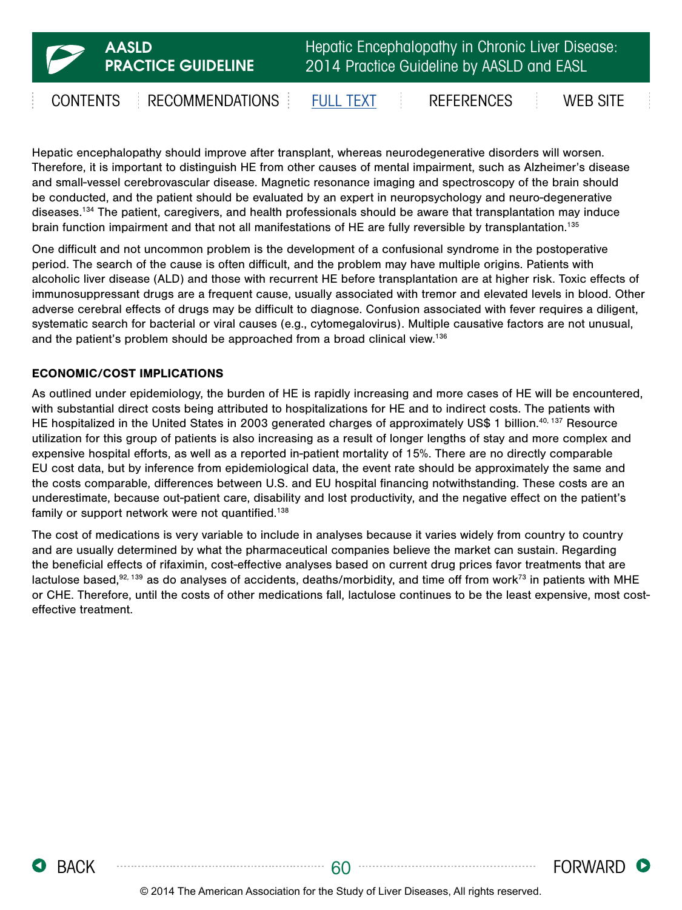Hepatic encephalopathy should improve after transplant, whereas neurodegenerative disorders will worsen. Therefore, it is important to distinguish HE from other causes of mental impairment, such as Alzheimer's disease and small-vessel cerebrovascular disease. Magnetic resonance imaging and spectroscopy of the brain should be conducted, and the patient should be evaluated by an expert in neuropsychology and neuro-degenerative diseases.[134] The patient, caregivers, and health professionals should be aware that transplantation may induce brain function impairment and that not all manifestations of HE are fully reversible by transplantation.[135]

One difficult and not uncommon problem is the development of a confusional syndrome in the postoperative period. The search of the cause is often difficult, and the problem may have multiple origins. Patients with alcoholic liver disease (ALD) and those with recurrent HE before transplantation are at higher risk. Toxic effects of immunosuppressant drugs are a frequent cause, usually associated with tremor and elevated levels in blood. Other adverse cerebral effects of drugs may be difficult to diagnose. Confusion associated with fever requires a diligent, systematic search for bacterial or viral causes (e.g., cytomegalovirus). Multiple causative factors are not unusual, and the patient's problem should be approached from a broad clinical view.[136]

### ECONOMIC/COST IMPLICATIONS

As outlined under epidemiology, the burden of HE is rapidly increasing and more cases of HE will be encountered, with substantial direct costs being attributed to hospitalizations for HE and to indirect costs. The patients with HE hospitalized in the United States in 2003 generated charges of approximately US$ 1 billion.[40, 137] Resource utilization for this group of patients is also increasing as a result of longer lengths of stay and more complex and expensive hospital efforts, as well as a reported in-patient mortality of 15%. There are no directly comparable EU cost data, but by inference from epidemiological data, the event rate should be approximately the same and the costs comparable, differences between U.S. and EU hospital financing notwithstanding. These costs are an underestimate, because out-patient care, disability and lost productivity, and the negative effect on the patient's family or support network were not quantified.[138]

The cost of medications is very variable to include in analyses because it varies widely from country to country and are usually determined by what the pharmaceutical companies believe the market can sustain. Regarding the beneficial effects of rifaximin, cost-effective analyses based on current drug prices favor treatments that are lactulose based,[92, 139] as do analyses of accidents, deaths/morbidity, and time off from work[73] in patients with MHE or CHE. Therefore, until the costs of other medications fall, lactulose continues to be the least expensive, most cost-effective treatment.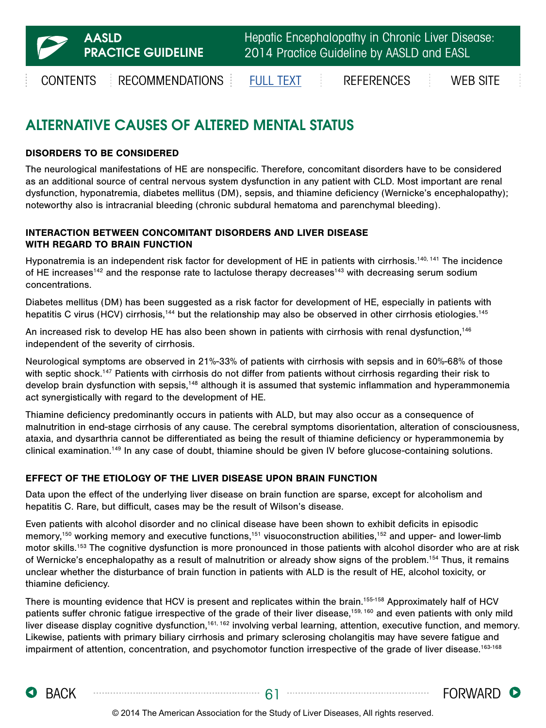## ALTERNATIVE CAUSES OF ALTERED MENTAL STATUS

### DISORDERS TO BE CONSIDERED

The neurological manifestations of HE are nonspecific. Therefore, concomitant disorders have to be considered as an additional source of central nervous system dysfunction in any patient with CLD. Most important are renal dysfunction, hyponatremia, diabetes mellitus (DM), sepsis, and thiamine deficiency (Wernicke's encephalopathy); noteworthy also is intracranial bleeding (chronic subdural hematoma and parenchymal bleeding).

### INTERACTION BETWEEN CONCOMITANT DISORDERS AND LIVER DISEASE WITH REGARD TO BRAIN FUNCTION

Hyponatremia is an independent risk factor for development of HE in patients with cirrhosis.[140, 141] The incidence of HE increases[142] and the response rate to lactulose therapy decreases[143] with decreasing serum sodium concentrations.

Diabetes mellitus (DM) has been suggested as a risk factor for development of HE, especially in patients with hepatitis C virus (HCV) cirrhosis,[144] but the relationship may also be observed in other cirrhosis etiologies.[145]

An increased risk to develop HE has also been shown in patients with cirrhosis with renal dysfunction,[146] independent of the severity of cirrhosis.

Neurological symptoms are observed in 21%-33% of patients with cirrhosis with sepsis and in 60%-68% of those with septic shock.[147] Patients with cirrhosis do not differ from patients without cirrhosis regarding their risk to develop brain dysfunction with sepsis,[148] although it is assumed that systemic inflammation and hyperammonemia act synergistically with regard to the development of HE.

Thiamine deficiency predominantly occurs in patients with ALD, but may also occur as a consequence of malnutrition in end-stage cirrhosis of any cause. The cerebral symptoms disorientation, alteration of consciousness, ataxia, and dysarthria cannot be differentiated as being the result of thiamine deficiency or hyperammonemia by clinical examination.[149] In any case of doubt, thiamine should be given IV before glucose-containing solutions.

### EFFECT OF THE ETIOLOGY OF THE LIVER DISEASE UPON BRAIN FUNCTION

Data upon the effect of the underlying liver disease on brain function are sparse, except for alcoholism and hepatitis C. Rare, but difficult, cases may be the result of Wilson's disease.

Even patients with alcohol disorder and no clinical disease have been shown to exhibit deficits in episodic memory,[150] working memory and executive functions,[151] visuoconstruction abilities,[152] and upper- and lower-limb motor skills.[153] The cognitive dysfunction is more pronounced in those patients with alcohol disorder who are at risk of Wernicke's encephalopathy as a result of malnutrition or already show signs of the problem.[154] Thus, it remains unclear whether the disturbance of brain function in patients with ALD is the result of HE, alcohol toxicity, or thiamine deficiency.

There is mounting evidence that HCV is present and replicates within the brain.[155-158] Approximately half of HCV patients suffer chronic fatigue irrespective of the grade of their liver disease,[159, 160] and even patients with only mild liver disease display cognitive dysfunction,[161, 162] involving verbal learning, attention, executive function, and memory. Likewise, patients with primary biliary cirrhosis and primary sclerosing cholangitis may have severe fatigue and impairment of attention, concentration, and psychomotor function irrespective of the grade of liver disease.[163-168]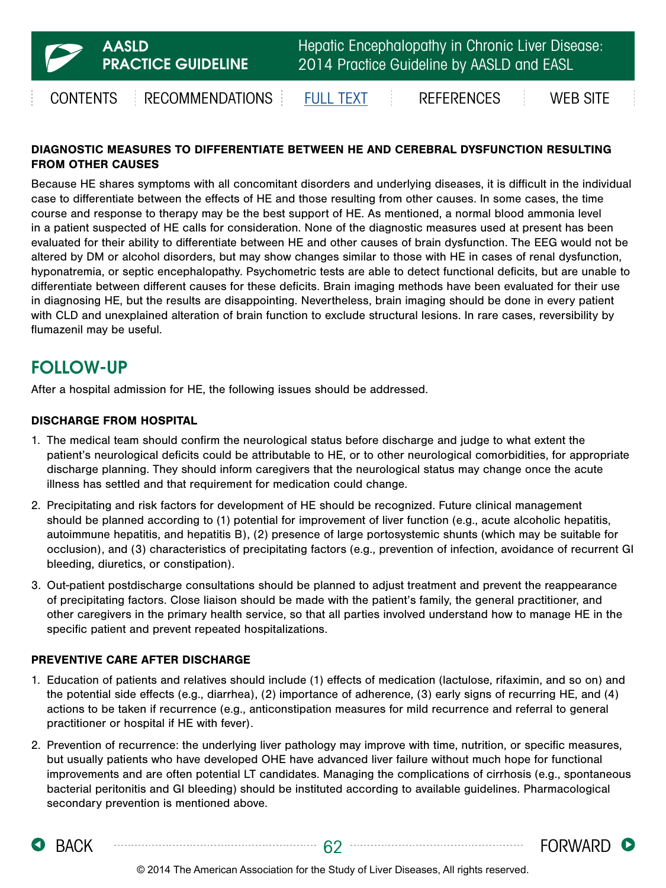### DIAGNOSTIC MEASURES TO DIFFERENTIATE BETWEEN HE AND CEREBRAL DYSFUNCTION RESULTING FROM OTHER CAUSES

Because HE shares symptoms with all concomitant disorders and underlying diseases, it is difficult in the individual case to differentiate between the effects of HE and those resulting from other causes. In some cases, the time course and response to therapy may be the best support of HE. As mentioned, a normal blood ammonia level in a patient suspected of HE calls for consideration. None of the diagnostic measures used at present has been evaluated for their ability to differentiate between HE and other causes of brain dysfunction. The EEG would not be altered by DM or alcohol disorders, but may show changes similar to those with HE in cases of renal dysfunction, hyponatremia, or septic encephalopathy. Psychometric tests are able to detect functional deficits, but are unable to differentiate between different causes for these deficits. Brain imaging methods have been evaluated for their use in diagnosing HE, but the results are disappointing. Nevertheless, brain imaging should be done in every patient with CLD and unexplained alteration of brain function to exclude structural lesions. In rare cases, reversibility by flumazenil may be useful.

## FOLLOW-UP

After a hospital admission for HE, the following issues should be addressed.

### DISCHARGE FROM HOSPITAL

1. The medical team should confirm the neurological status before discharge and judge to what extent the patient's neurological deficits could be attributable to HE, or to other neurological comorbidities, for appropriate discharge planning. They should inform caregivers that the neurological status may change once the acute illness has settled and that requirement for medication could change.
2. Precipitating and risk factors for development of HE should be recognized. Future clinical management should be planned according to (1) potential for improvement of liver function (e.g., acute alcoholic hepatitis, autoimmune hepatitis, and hepatitis B), (2) presence of large portosystemic shunts (which may be suitable for occlusion), and (3) characteristics of precipitating factors (e.g., prevention of infection, avoidance of recurrent GI bleeding, diuretics, or constipation).
3. Out-patient postdischarge consultations should be planned to adjust treatment and prevent the reappearance of precipitating factors. Close liaison should be made with the patient's family, the general practitioner, and other caregivers in the primary health service, so that all parties involved understand how to manage HE in the specific patient and prevent repeated hospitalizations.

### PREVENTIVE CARE AFTER DISCHARGE

1. Education of patients and relatives should include (1) effects of medication (lactulose, rifaximin, and so on) and the potential side effects (e.g., diarrhea), (2) importance of adherence, (3) early signs of recurring HE, and (4) actions to be taken if recurrence (e.g., anticonstipation measures for mild recurrence and referral to general practitioner or hospital if HE with fever).
2. Prevention of recurrence: the underlying liver pathology may improve with time, nutrition, or specific measures, but usually patients who have developed OHE have advanced liver failure without much hope for functional improvements and are often potential LT candidates. Managing the complications of cirrhosis (e.g., spontaneous bacterial peritonitis and GI bleeding) should be instituted according to available guidelines. Pharmacological secondary prevention is mentioned above.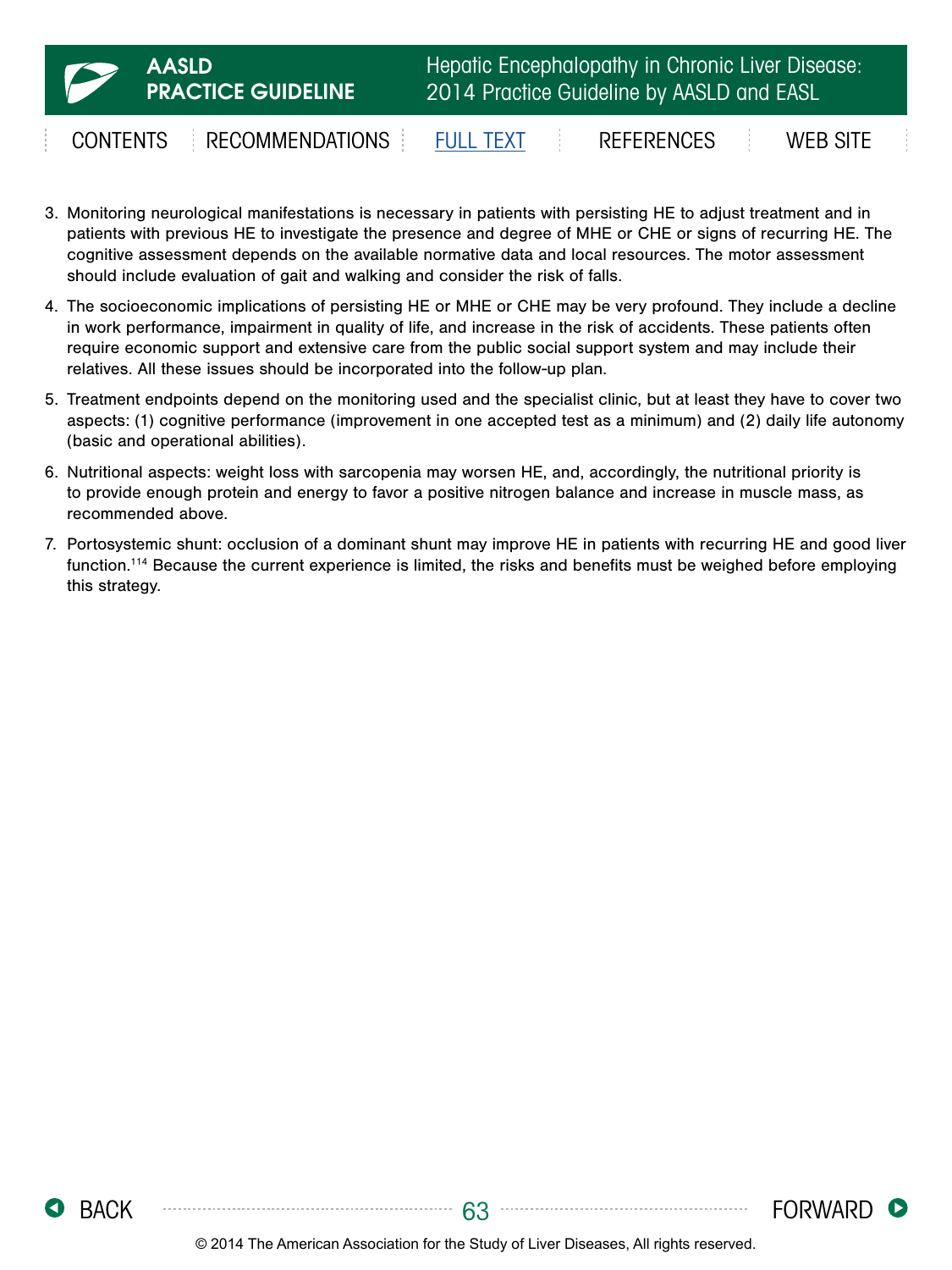3. Monitoring neurological manifestations is necessary in patients with persisting HE to adjust treatment and in patients with previous HE to investigate the presence and degree of MHE or CHE or signs of recurring HE. The cognitive assessment depends on the available normative data and local resources. The motor assessment should include evaluation of gait and walking and consider the risk of falls.
4. The socioeconomic implications of persisting HE or MHE or CHE may be very profound. They include a decline in work performance, impairment in quality of life, and increase in the risk of accidents. These patients often require economic support and extensive care from the public social support system and may include their relatives. All these issues should be incorporated into the follow-up plan.
5. Treatment endpoints depend on the monitoring used and the specialist clinic, but at least they have to cover two aspects: (1) cognitive performance (improvement in one accepted test as a minimum) and (2) daily life autonomy (basic and operational abilities).
6. Nutritional aspects: weight loss with sarcopenia may worsen HE, and, accordingly, the nutritional priority is to provide enough protein and energy to favor a positive nitrogen balance and increase in muscle mass, as recommended above.
7. Portosystemic shunt: occlusion of a dominant shunt may improve HE in patients with recurring HE and good liver function.[114] Because the current experience is limited, the risks and benefits must be weighed before employing this strategy.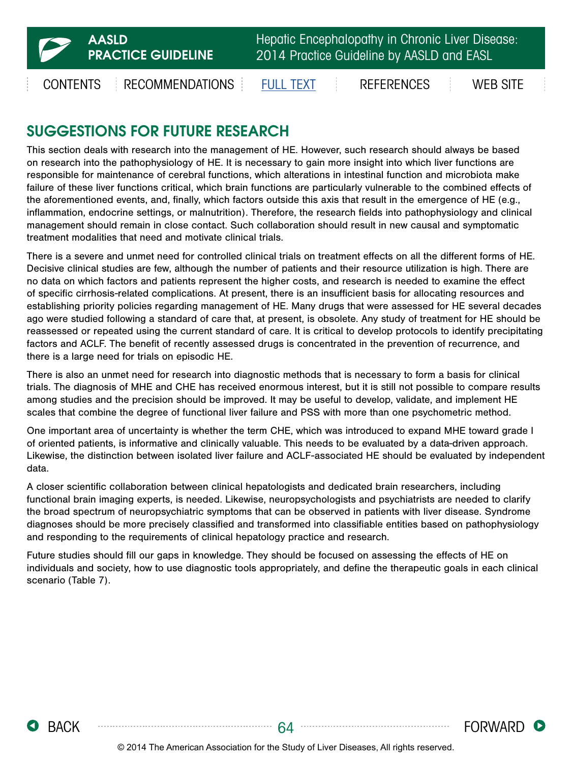## SUGGESTIONS FOR FUTURE RESEARCH

This section deals with research into the management of HE. However, such research should always be based on research into the pathophysiology of HE. It is necessary to gain more insight into which liver functions are responsible for maintenance of cerebral functions, which alterations in intestinal function and microbiota make failure of these liver functions critical, which brain functions are particularly vulnerable to the combined effects of the aforementioned events, and, finally, which factors outside this axis that result in the emergence of HE (e.g., inflammation, endocrine settings, or malnutrition). Therefore, the research fields into pathophysiology and clinical management should remain in close contact. Such collaboration should result in new causal and symptomatic treatment modalities that need and motivate clinical trials.

There is a severe and unmet need for controlled clinical trials on treatment effects on all the different forms of HE. Decisive clinical studies are few, although the number of patients and their resource utilization is high. There are no data on which factors and patients represent the higher costs, and research is needed to examine the effect of specific cirrhosis-related complications. At present, there is an insufficient basis for allocating resources and establishing priority policies regarding management of HE. Many drugs that were assessed for HE several decades ago were studied following a standard of care that, at present, is obsolete. Any study of treatment for HE should be reassessed or repeated using the current standard of care. It is critical to develop protocols to identify precipitating factors and ACLF. The benefit of recently assessed drugs is concentrated in the prevention of recurrence, and there is a large need for trials on episodic HE.

There is also an unmet need for research into diagnostic methods that is necessary to form a basis for clinical trials. The diagnosis of MHE and CHE has received enormous interest, but it is still not possible to compare results among studies and the precision should be improved. It may be useful to develop, validate, and implement HE scales that combine the degree of functional liver failure and PSS with more than one psychometric method.

One important area of uncertainty is whether the term CHE, which was introduced to expand MHE toward grade I of oriented patients, is informative and clinically valuable. This needs to be evaluated by a data-driven approach. Likewise, the distinction between isolated liver failure and ACLF-associated HE should be evaluated by independent data.

A closer scientific collaboration between clinical hepatologists and dedicated brain researchers, including functional brain imaging experts, is needed. Likewise, neuropsychologists and psychiatrists are needed to clarify the broad spectrum of neuropsychiatric symptoms that can be observed in patients with liver disease. Syndrome diagnoses should be more precisely classified and transformed into classifiable entities based on pathophysiology and responding to the requirements of clinical hepatology practice and research.

Future studies should fill our gaps in knowledge. They should be focused on assessing the effects of HE on individuals and society, how to use diagnostic tools appropriately, and define the therapeutic goals in each clinical scenario (Table 7).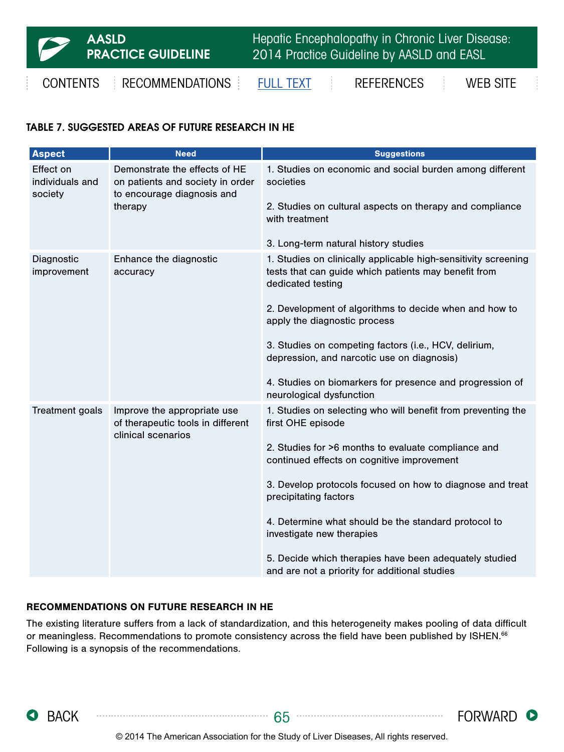### TABLE 7. SUGGESTED AREAS OF FUTURE RESEARCH IN HE

| Aspect | Need | Suggestions |
|---|---|---|
| Effect on individuals and society | Demonstrate the effects of HE on patients and society in order to encourage diagnosis and therapy | 1. Studies on economic and social burden among different societies<br><br>2. Studies on cultural aspects on therapy and compliance with treatment<br><br>3. Long-term natural history studies |
| Diagnostic improvement | Enhance the diagnostic accuracy | 1. Studies on clinically applicable high-sensitivity screening tests that can guide which patients may benefit from dedicated testing<br><br>2. Development of algorithms to decide when and how to apply the diagnostic process<br><br>3. Studies on competing factors (i.e., HCV, delirium, depression, and narcotic use on diagnosis)<br><br>4. Studies on biomarkers for presence and progression of neurological dysfunction |
| Treatment goals | Improve the appropriate use of therapeutic tools in different clinical scenarios | 1. Studies on selecting who will benefit from preventing the first OHE episode<br><br>2. Studies for >6 months to evaluate compliance and continued effects on cognitive improvement<br><br>3. Develop protocols focused on how to diagnose and treat precipitating factors<br><br>4. Determine what should be the standard protocol to investigate new therapies<br><br>5. Decide which therapies have been adequately studied and are not a priority for additional studies |

### RECOMMENDATIONS ON FUTURE RESEARCH IN HE

The existing literature suffers from a lack of standardization, and this heterogeneity makes pooling of data difficult or meaningless. Recommendations to promote consistency across the field have been published by ISHEN.[66] Following is a synopsis of the recommendations.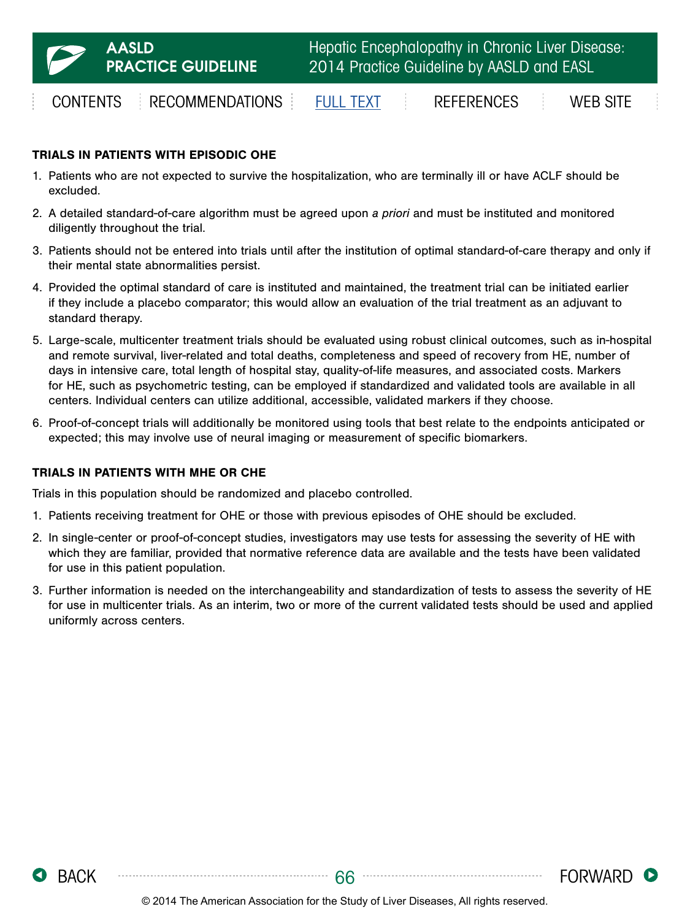### TRIALS IN PATIENTS WITH EPISODIC OHE

1. Patients who are not expected to survive the hospitalization, who are terminally ill or have ACLF should be excluded.
2. A detailed standard-of-care algorithm must be agreed upon *a priori* and must be instituted and monitored diligently throughout the trial.
3. Patients should not be entered into trials until after the institution of optimal standard-of-care therapy and only if their mental state abnormalities persist.
4. Provided the optimal standard of care is instituted and maintained, the treatment trial can be initiated earlier if they include a placebo comparator; this would allow an evaluation of the trial treatment as an adjuvant to standard therapy.
5. Large-scale, multicenter treatment trials should be evaluated using robust clinical outcomes, such as in-hospital and remote survival, liver-related and total deaths, completeness and speed of recovery from HE, number of days in intensive care, total length of hospital stay, quality-of-life measures, and associated costs. Markers for HE, such as psychometric testing, can be employed if standardized and validated tools are available in all centers. Individual centers can utilize additional, accessible, validated markers if they choose.
6. Proof-of-concept trials will additionally be monitored using tools that best relate to the endpoints anticipated or expected; this may involve use of neural imaging or measurement of specific biomarkers.

### TRIALS IN PATIENTS WITH MHE OR CHE

Trials in this population should be randomized and placebo controlled.

1. Patients receiving treatment for OHE or those with previous episodes of OHE should be excluded.
2. In single-center or proof-of-concept studies, investigators may use tests for assessing the severity of HE with which they are familiar, provided that normative reference data are available and the tests have been validated for use in this patient population.
3. Further information is needed on the interchangeability and standardization of tests to assess the severity of HE for use in multicenter trials. As an interim, two or more of the current validated tests should be used and applied uniformly across centers.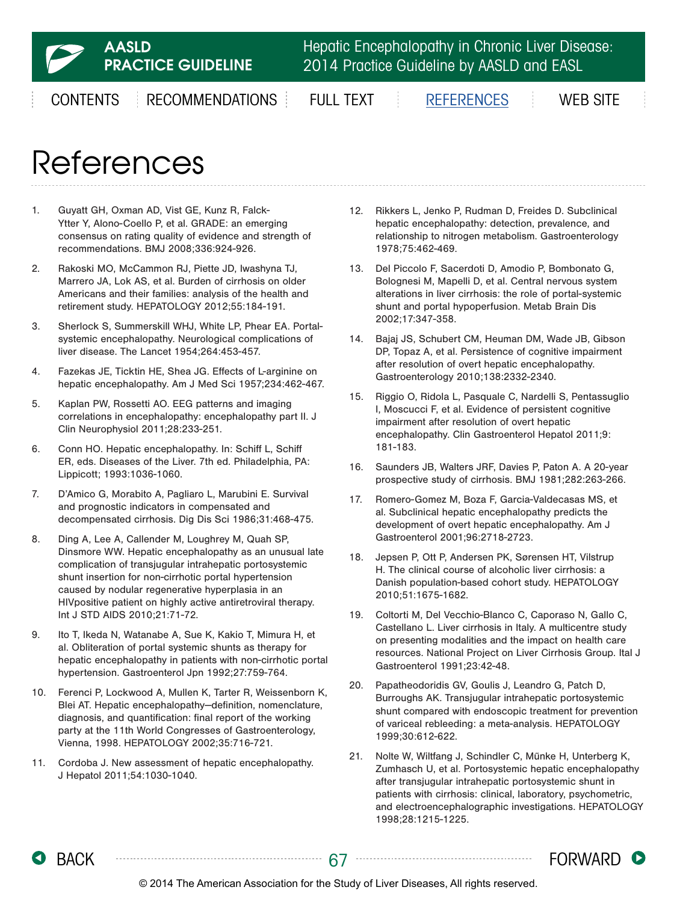# References

1. Guyatt GH, Oxman AD, Vist GE, Kunz R, Falck-Ytter Y, Alono-Coello P, et al. GRADE: an emerging consensus on rating quality of evidence and strength of recommendations. BMJ 2008;336:924-926.

2. Rakoski MO, McCammon RJ, Piette JD, Iwashyna TJ, Marrero JA, Lok AS, et al. Burden of cirrhosis on older Americans and their families: analysis of the health and retirement study. HEPATOLOGY 2012;55:184-191.

3. Sherlock S, Summerskill WHJ, White LP, Phear EA. Portal-systemic encephalopathy. Neurological complications of liver disease. The Lancet 1954;264:453-457.

4. Fazekas JE, Ticktin HE, Shea JG. Effects of L-arginine on hepatic encephalopathy. Am J Med Sci 1957;234:462-467.

5. Kaplan PW, Rossetti AO. EEG patterns and imaging correlations in encephalopathy: encephalopathy part II. J Clin Neurophysiol 2011;28:233-251.

6. Conn HO. Hepatic encephalopathy. In: Schiff L, Schiff ER, eds. Diseases of the Liver. 7th ed. Philadelphia, PA: Lippicott; 1993:1036-1060.

7. D'Amico G, Morabito A, Pagliaro L, Marubini E. Survival and prognostic indicators in compensated and decompensated cirrhosis. Dig Dis Sci 1986;31:468-475.

8. Ding A, Lee A, Callender M, Loughrey M, Quah SP, Dinsmore WW. Hepatic encephalopathy as an unusual late complication of transjugular intrahepatic portosystemic shunt insertion for non-cirrhotic portal hypertension caused by nodular regenerative hyperplasia in an HIVpositive patient on highly active antiretroviral therapy. Int J STD AIDS 2010;21:71-72.

9. Ito T, Ikeda N, Watanabe A, Sue K, Kakio T, Mimura H, et al. Obliteration of portal systemic shunts as therapy for hepatic encephalopathy in patients with non-cirrhotic portal hypertension. Gastroenterol Jpn 1992;27:759-764.

10. Ferenci P, Lockwood A, Mullen K, Tarter R, Weissenborn K, Blei AT. Hepatic encephalopathy—definition, nomenclature, diagnosis, and quantification: final report of the working party at the 11th World Congresses of Gastroenterology, Vienna, 1998. HEPATOLOGY 2002;35:716-721.

11. Cordoba J. New assessment of hepatic encephalopathy. J Hepatol 2011;54:1030-1040.

12. Rikkers L, Jenko P, Rudman D, Freides D. Subclinical hepatic encephalopathy: detection, prevalence, and relationship to nitrogen metabolism. Gastroenterology 1978;75:462-469.

13. Del Piccolo F, Sacerdoti D, Amodio P, Bombonato G, Bolognesi M, Mapelli D, et al. Central nervous system alterations in liver cirrhosis: the role of portal-systemic shunt and portal hypoperfusion. Metab Brain Dis 2002;17:347-358.

14. Bajaj JS, Schubert CM, Heuman DM, Wade JB, Gibson DP, Topaz A, et al. Persistence of cognitive impairment after resolution of overt hepatic encephalopathy. Gastroenterology 2010;138:2332-2340.

15. Riggio O, Ridola L, Pasquale C, Nardelli S, Pentassuglio I, Moscucci F, et al. Evidence of persistent cognitive impairment after resolution of overt hepatic encephalopathy. Clin Gastroenterol Hepatol 2011;9: 181-183.

16. Saunders JB, Walters JRF, Davies P, Paton A. A 20-year prospective study of cirrhosis. BMJ 1981;282:263-266.

17. Romero-Gomez M, Boza F, Garcia-Valdecasas MS, et al. Subclinical hepatic encephalopathy predicts the development of overt hepatic encephalopathy. Am J Gastroenterol 2001;96:2718-2723.

18. Jepsen P, Ott P, Andersen PK, Sørensen HT, Vilstrup H. The clinical course of alcoholic liver cirrhosis: a Danish population-based cohort study. HEPATOLOGY 2010;51:1675-1682.

19. Coltorti M, Del Vecchio-Blanco C, Caporaso N, Gallo C, Castellano L. Liver cirrhosis in Italy. A multicentre study on presenting modalities and the impact on health care resources. National Project on Liver Cirrhosis Group. Ital J Gastroenterol 1991;23:42-48.

20. Papatheodoridis GV, Goulis J, Leandro G, Patch D, Burroughs AK. Transjugular intrahepatic portosystemic shunt compared with endoscopic treatment for prevention of variceal rebleeding: a meta-analysis. HEPATOLOGY 1999;30:612-622.

21. Nolte W, Wiltfang J, Schindler C, Műnke H, Unterberg K, Zumhasch U, et al. Portosystemic hepatic encephalopathy after transjugular intrahepatic portosystemic shunt in patients with cirrhosis: clinical, laboratory, psychometric, and electroencephalographic investigations. HEPATOLOGY 1998;28:1215-1225.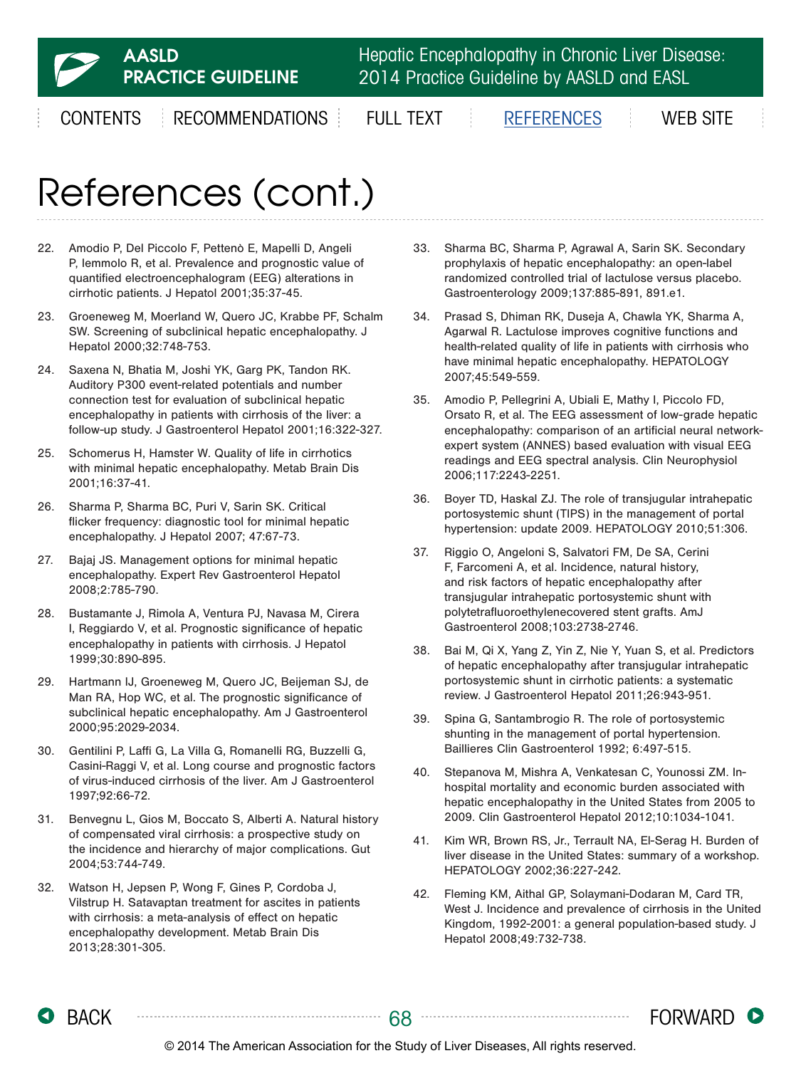# References (cont.)

22. Amodio P, Del Piccolo F, Pettenò E, Mapelli D, Angeli P, Iemmolo R, et al. Prevalence and prognostic value of quantified electroencephalogram (EEG) alterations in cirrhotic patients. J Hepatol 2001;35:37-45.
23. Groeneweg M, Moerland W, Quero JC, Krabbe PF, Schalm SW. Screening of subclinical hepatic encephalopathy. J Hepatol 2000;32:748-753.
24. Saxena N, Bhatia M, Joshi YK, Garg PK, Tandon RK. Auditory P300 event-related potentials and number connection test for evaluation of subclinical hepatic encephalopathy in patients with cirrhosis of the liver: a follow-up study. J Gastroenterol Hepatol 2001;16:322-327.
25. Schomerus H, Hamster W. Quality of life in cirrhotics with minimal hepatic encephalopathy. Metab Brain Dis 2001;16:37-41.
26. Sharma P, Sharma BC, Puri V, Sarin SK. Critical flicker frequency: diagnostic tool for minimal hepatic encephalopathy. J Hepatol 2007; 47:67-73.
27. Bajaj JS. Management options for minimal hepatic encephalopathy. Expert Rev Gastroenterol Hepatol 2008;2:785-790.
28. Bustamante J, Rimola A, Ventura PJ, Navasa M, Cirera I, Reggiardo V, et al. Prognostic significance of hepatic encephalopathy in patients with cirrhosis. J Hepatol 1999;30:890-895.
29. Hartmann IJ, Groeneweg M, Quero JC, Beijeman SJ, de Man RA, Hop WC, et al. The prognostic significance of subclinical hepatic encephalopathy. Am J Gastroenterol 2000;95:2029-2034.
30. Gentilini P, Laffi G, La Villa G, Romanelli RG, Buzzelli G, Casini-Raggi V, et al. Long course and prognostic factors of virus-induced cirrhosis of the liver. Am J Gastroenterol 1997;92:66-72.
31. Benvegnu L, Gios M, Boccato S, Alberti A. Natural history of compensated viral cirrhosis: a prospective study on the incidence and hierarchy of major complications. Gut 2004;53:744-749.
32. Watson H, Jepsen P, Wong F, Gines P, Cordoba J, Vilstrup H. Satavaptan treatment for ascites in patients with cirrhosis: a meta-analysis of effect on hepatic encephalopathy development. Metab Brain Dis 2013;28:301-305.
33. Sharma BC, Sharma P, Agrawal A, Sarin SK. Secondary prophylaxis of hepatic encephalopathy: an open-label randomized controlled trial of lactulose versus placebo. Gastroenterology 2009;137:885-891, 891.e1.
34. Prasad S, Dhiman RK, Duseja A, Chawla YK, Sharma A, Agarwal R. Lactulose improves cognitive functions and health-related quality of life in patients with cirrhosis who have minimal hepatic encephalopathy. HEPATOLOGY 2007;45:549-559.
35. Amodio P, Pellegrini A, Ubiali E, Mathy I, Piccolo FD, Orsato R, et al. The EEG assessment of low-grade hepatic encephalopathy: comparison of an artificial neural network-expert system (ANNES) based evaluation with visual EEG readings and EEG spectral analysis. Clin Neurophysiol 2006;117:2243-2251.
36. Boyer TD, Haskal ZJ. The role of transjugular intrahepatic portosystemic shunt (TIPS) in the management of portal hypertension: update 2009. HEPATOLOGY 2010;51:306.
37. Riggio O, Angeloni S, Salvatori FM, De SA, Cerini F, Farcomeni A, et al. Incidence, natural history, and risk factors of hepatic encephalopathy after transjugular intrahepatic portosystemic shunt with polytetrafluoroethylenecovered stent grafts. AmJ Gastroenterol 2008;103:2738-2746.
38. Bai M, Qi X, Yang Z, Yin Z, Nie Y, Yuan S, et al. Predictors of hepatic encephalopathy after transjugular intrahepatic portosystemic shunt in cirrhotic patients: a systematic review. J Gastroenterol Hepatol 2011;26:943-951.
39. Spina G, Santambrogio R. The role of portosystemic shunting in the management of portal hypertension. Baillieres Clin Gastroenterol 1992; 6:497-515.
40. Stepanova M, Mishra A, Venkatesan C, Younossi ZM. In-hospital mortality and economic burden associated with hepatic encephalopathy in the United States from 2005 to 2009. Clin Gastroenterol Hepatol 2012;10:1034-1041.
41. Kim WR, Brown RS, Jr., Terrault NA, El-Serag H. Burden of liver disease in the United States: summary of a workshop. HEPATOLOGY 2002;36:227-242.
42. Fleming KM, Aithal GP, Solaymani-Dodaran M, Card TR, West J. Incidence and prevalence of cirrhosis in the United Kingdom, 1992-2001: a general population-based study. J Hepatol 2008;49:732-738.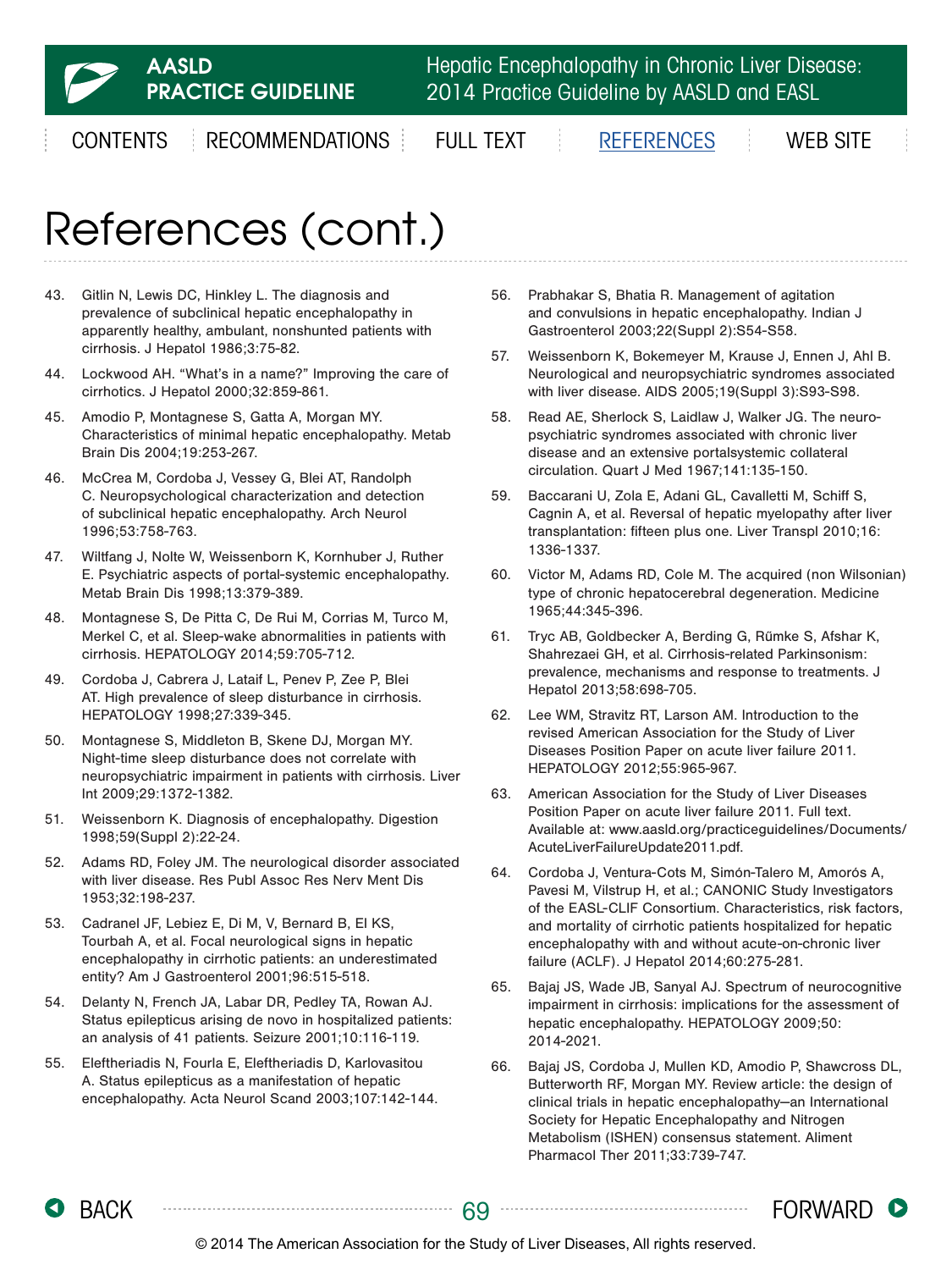# References (cont.)

43. Gitlin N, Lewis DC, Hinkley L. The diagnosis and prevalence of subclinical hepatic encephalopathy in apparently healthy, ambulant, nonshunted patients with cirrhosis. J Hepatol 1986;3:75-82.

44. Lockwood AH. "What's in a name?" Improving the care of cirrhotics. J Hepatol 2000;32:859-861.

45. Amodio P, Montagnese S, Gatta A, Morgan MY. Characteristics of minimal hepatic encephalopathy. Metab Brain Dis 2004;19:253-267.

46. McCrea M, Cordoba J, Vessey G, Blei AT, Randolph C. Neuropsychological characterization and detection of subclinical hepatic encephalopathy. Arch Neurol 1996;53:758-763.

47. Wiltfang J, Nolte W, Weissenborn K, Kornhuber J, Ruther E. Psychiatric aspects of portal-systemic encephalopathy. Metab Brain Dis 1998;13:379-389.

48. Montagnese S, De Pitta C, De Rui M, Corrias M, Turco M, Merkel C, et al. Sleep-wake abnormalities in patients with cirrhosis. HEPATOLOGY 2014;59:705-712.

49. Cordoba J, Cabrera J, Lataif L, Penev P, Zee P, Blei AT. High prevalence of sleep disturbance in cirrhosis. HEPATOLOGY 1998;27:339-345.

50. Montagnese S, Middleton B, Skene DJ, Morgan MY. Night-time sleep disturbance does not correlate with neuropsychiatric impairment in patients with cirrhosis. Liver Int 2009;29:1372-1382.

51. Weissenborn K. Diagnosis of encephalopathy. Digestion 1998;59(Suppl 2):22-24.

52. Adams RD, Foley JM. The neurological disorder associated with liver disease. Res Publ Assoc Res Nerv Ment Dis 1953;32:198-237.

53. Cadranel JF, Lebiez E, Di M, V, Bernard B, El KS, Tourbah A, et al. Focal neurological signs in hepatic encephalopathy in cirrhotic patients: an underestimated entity? Am J Gastroenterol 2001;96:515-518.

54. Delanty N, French JA, Labar DR, Pedley TA, Rowan AJ. Status epilepticus arising de novo in hospitalized patients: an analysis of 41 patients. Seizure 2001;10:116-119.

55. Eleftheriadis N, Fourla E, Eleftheriadis D, Karlovasitou A. Status epilepticus as a manifestation of hepatic encephalopathy. Acta Neurol Scand 2003;107:142-144.

56. Prabhakar S, Bhatia R. Management of agitation and convulsions in hepatic encephalopathy. Indian J Gastroenterol 2003;22(Suppl 2):S54-S58.

57. Weissenborn K, Bokemeyer M, Krause J, Ennen J, Ahl B. Neurological and neuropsychiatric syndromes associated with liver disease. AIDS 2005;19(Suppl 3):S93-S98.

58. Read AE, Sherlock S, Laidlaw J, Walker JG. The neuro-psychiatric syndromes associated with chronic liver disease and an extensive portalsystemic collateral circulation. Quart J Med 1967;141:135-150.

59. Baccarani U, Zola E, Adani GL, Cavalletti M, Schiff S, Cagnin A, et al. Reversal of hepatic myelopathy after liver transplantation: fifteen plus one. Liver Transpl 2010;16: 1336-1337.

60. Victor M, Adams RD, Cole M. The acquired (non Wilsonian) type of chronic hepatocerebral degeneration. Medicine 1965;44:345-396.

61. Tryc AB, Goldbecker A, Berding G, Rűmke S, Afshar K, Shahrezaei GH, et al. Cirrhosis-related Parkinsonism: prevalence, mechanisms and response to treatments. J Hepatol 2013;58:698-705.

62. Lee WM, Stravitz RT, Larson AM. Introduction to the revised American Association for the Study of Liver Diseases Position Paper on acute liver failure 2011. HEPATOLOGY 2012;55:965-967.

63. American Association for the Study of Liver Diseases Position Paper on acute liver failure 2011. Full text. Available at: www.aasld.org/practiceguidelines/Documents/AcuteLiverFailureUpdate2011.pdf.

64. Cordoba J, Ventura-Cots M, Simón-Talero M, Amorós A, Pavesi M, Vilstrup H, et al.; CANONIC Study Investigators of the EASL-CLIF Consortium. Characteristics, risk factors, and mortality of cirrhotic patients hospitalized for hepatic encephalopathy with and without acute-on-chronic liver failure (ACLF). J Hepatol 2014;60:275-281.

65. Bajaj JS, Wade JB, Sanyal AJ. Spectrum of neurocognitive impairment in cirrhosis: implications for the assessment of hepatic encephalopathy. HEPATOLOGY 2009;50: 2014-2021.

66. Bajaj JS, Cordoba J, Mullen KD, Amodio P, Shawcross DL, Butterworth RF, Morgan MY. Review article: the design of clinical trials in hepatic encephalopathy—an International Society for Hepatic Encephalopathy and Nitrogen Metabolism (ISHEN) consensus statement. Aliment Pharmacol Ther 2011;33:739-747.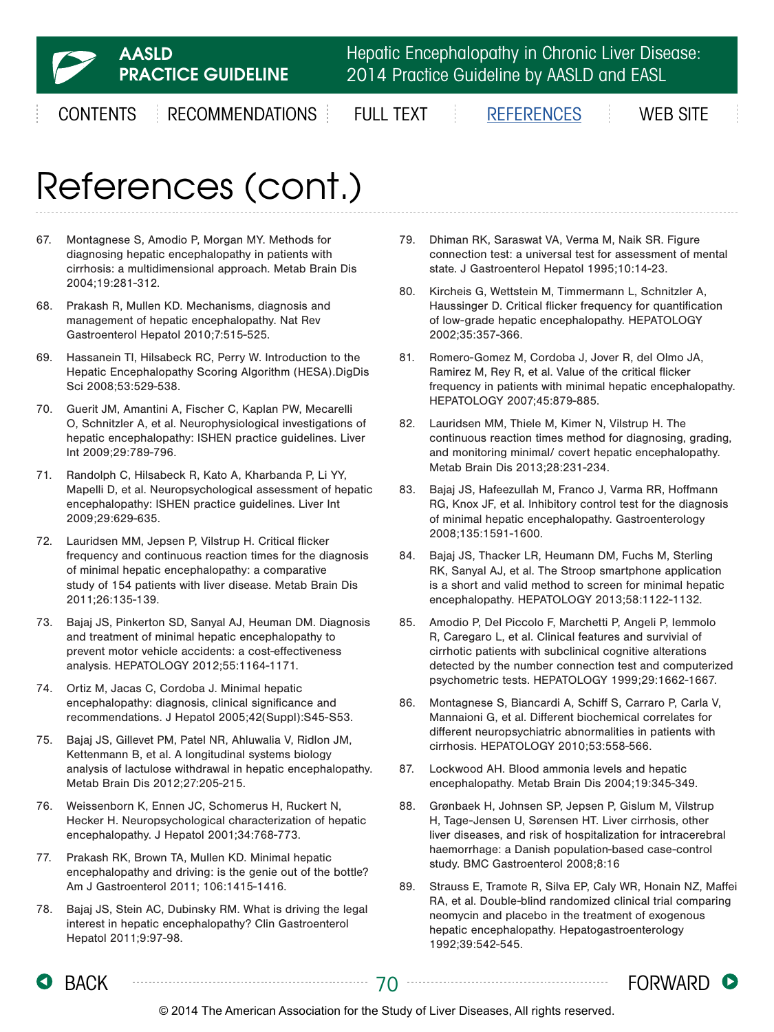# References (cont.)

67. Montagnese S, Amodio P, Morgan MY. Methods for diagnosing hepatic encephalopathy in patients with cirrhosis: a multidimensional approach. Metab Brain Dis 2004;19:281-312.

68. Prakash R, Mullen KD. Mechanisms, diagnosis and management of hepatic encephalopathy. Nat Rev Gastroenterol Hepatol 2010;7:515-525.

69. Hassanein TI, Hilsabeck RC, Perry W. Introduction to the Hepatic Encephalopathy Scoring Algorithm (HESA).DigDis Sci 2008;53:529-538.

70. Guerit JM, Amantini A, Fischer C, Kaplan PW, Mecarelli O, Schnitzler A, et al. Neurophysiological investigations of hepatic encephalopathy: ISHEN practice guidelines. Liver Int 2009;29:789-796.

71. Randolph C, Hilsabeck R, Kato A, Kharbanda P, Li YY, Mapelli D, et al. Neuropsychological assessment of hepatic encephalopathy: ISHEN practice guidelines. Liver Int 2009;29:629-635.

72. Lauridsen MM, Jepsen P, Vilstrup H. Critical flicker frequency and continuous reaction times for the diagnosis of minimal hepatic encephalopathy: a comparative study of 154 patients with liver disease. Metab Brain Dis 2011;26:135-139.

73. Bajaj JS, Pinkerton SD, Sanyal AJ, Heuman DM. Diagnosis and treatment of minimal hepatic encephalopathy to prevent motor vehicle accidents: a cost-effectiveness analysis. HEPATOLOGY 2012;55:1164-1171.

74. Ortiz M, Jacas C, Cordoba J. Minimal hepatic encephalopathy: diagnosis, clinical significance and recommendations. J Hepatol 2005;42(Suppl):S45-S53.

75. Bajaj JS, Gillevet PM, Patel NR, Ahluwalia V, Ridlon JM, Kettenmann B, et al. A longitudinal systems biology analysis of lactulose withdrawal in hepatic encephalopathy. Metab Brain Dis 2012;27:205-215.

76. Weissenborn K, Ennen JC, Schomerus H, Ruckert N, Hecker H. Neuropsychological characterization of hepatic encephalopathy. J Hepatol 2001;34:768-773.

77. Prakash RK, Brown TA, Mullen KD. Minimal hepatic encephalopathy and driving: is the genie out of the bottle? Am J Gastroenterol 2011; 106:1415-1416.

78. Bajaj JS, Stein AC, Dubinsky RM. What is driving the legal interest in hepatic encephalopathy? Clin Gastroenterol Hepatol 2011;9:97-98.

79. Dhiman RK, Saraswat VA, Verma M, Naik SR. Figure connection test: a universal test for assessment of mental state. J Gastroenterol Hepatol 1995;10:14-23.

80. Kircheis G, Wettstein M, Timmermann L, Schnitzler A, Haussinger D. Critical flicker frequency for quantification of low-grade hepatic encephalopathy. HEPATOLOGY 2002;35:357-366.

81. Romero-Gomez M, Cordoba J, Jover R, del Olmo JA, Ramirez M, Rey R, et al. Value of the critical flicker frequency in patients with minimal hepatic encephalopathy. HEPATOLOGY 2007;45:879-885.

82. Lauridsen MM, Thiele M, Kimer N, Vilstrup H. The continuous reaction times method for diagnosing, grading, and monitoring minimal/ covert hepatic encephalopathy. Metab Brain Dis 2013;28:231-234.

83. Bajaj JS, Hafeezullah M, Franco J, Varma RR, Hoffmann RG, Knox JF, et al. Inhibitory control test for the diagnosis of minimal hepatic encephalopathy. Gastroenterology 2008;135:1591-1600.

84. Bajaj JS, Thacker LR, Heumann DM, Fuchs M, Sterling RK, Sanyal AJ, et al. The Stroop smartphone application is a short and valid method to screen for minimal hepatic encephalopathy. HEPATOLOGY 2013;58:1122-1132.

85. Amodio P, Del Piccolo F, Marchetti P, Angeli P, Iemmolo R, Caregaro L, et al. Clinical features and survivial of cirrhotic patients with subclinical cognitive alterations detected by the number connection test and computerized psychometric tests. HEPATOLOGY 1999;29:1662-1667.

86. Montagnese S, Biancardi A, Schiff S, Carraro P, Carla V, Mannaioni G, et al. Different biochemical correlates for different neuropsychiatric abnormalities in patients with cirrhosis. HEPATOLOGY 2010;53:558-566.

87. Lockwood AH. Blood ammonia levels and hepatic encephalopathy. Metab Brain Dis 2004;19:345-349.

88. Grønbaek H, Johnsen SP, Jepsen P, Gislum M, Vilstrup H, Tage-Jensen U, Sørensen HT. Liver cirrhosis, other liver diseases, and risk of hospitalization for intracerebral haemorrhage: a Danish population-based case-control study. BMC Gastroenterol 2008;8:16

89. Strauss E, Tramote R, Silva EP, Caly WR, Honain NZ, Maffei RA, et al. Double-blind randomized clinical trial comparing neomycin and placebo in the treatment of exogenous hepatic encephalopathy. Hepatogastroenterology 1992;39:542-545.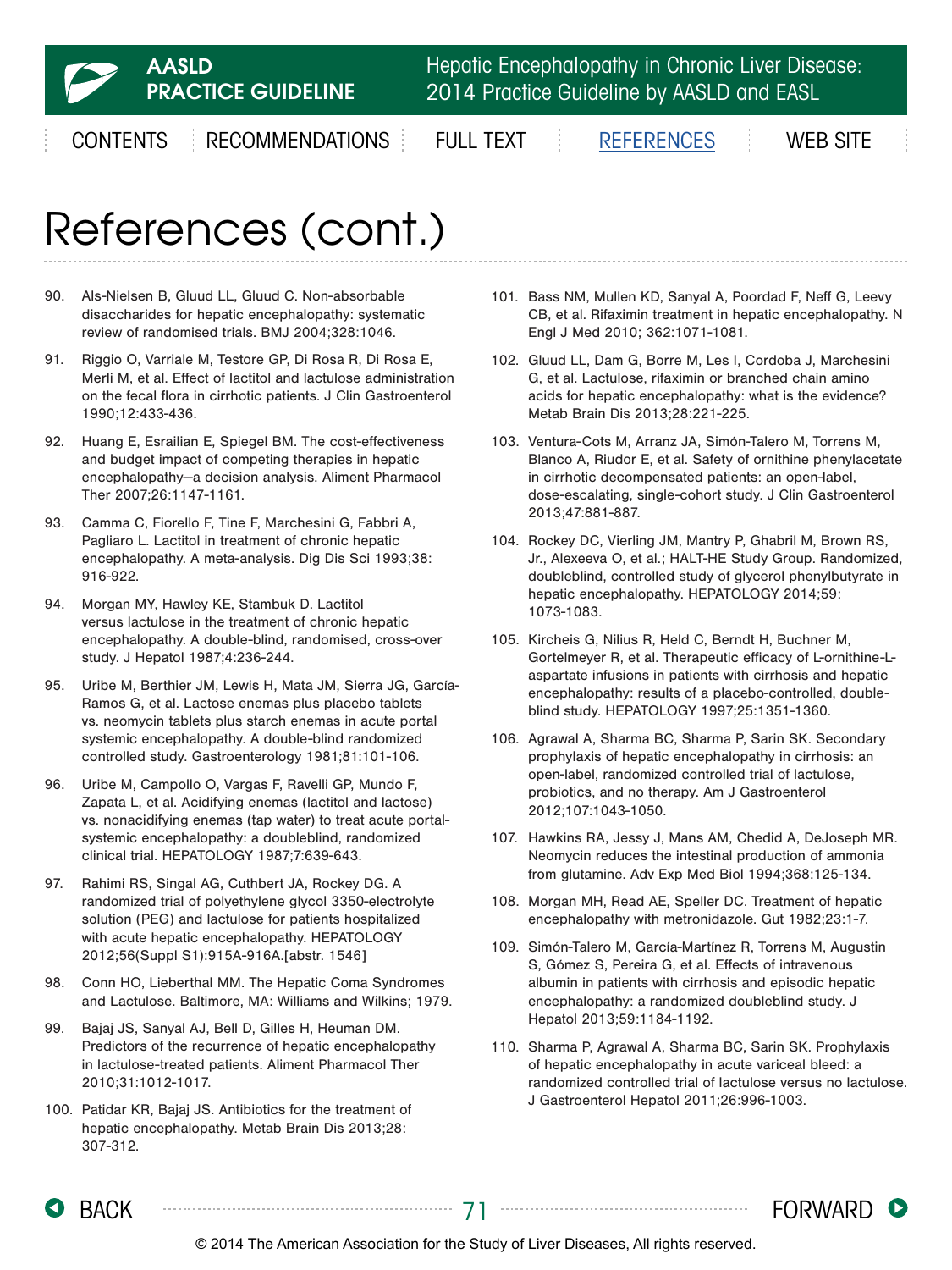# References (cont.)

90. Als-Nielsen B, Gluud LL, Gluud C. Non-absorbable disaccharides for hepatic encephalopathy: systematic review of randomised trials. BMJ 2004;328:1046.

91. Riggio O, Varriale M, Testore GP, Di Rosa R, Di Rosa E, Merli M, et al. Effect of lactitol and lactulose administration on the fecal flora in cirrhotic patients. J Clin Gastroenterol 1990;12:433-436.

92. Huang E, Esrailian E, Spiegel BM. The cost-effectiveness and budget impact of competing therapies in hepatic encephalopathy—a decision analysis. Aliment Pharmacol Ther 2007;26:1147-1161.

93. Camma C, Fiorello F, Tine F, Marchesini G, Fabbri A, Pagliaro L. Lactitol in treatment of chronic hepatic encephalopathy. A meta-analysis. Dig Dis Sci 1993;38: 916-922.

94. Morgan MY, Hawley KE, Stambuk D. Lactitol versus lactulose in the treatment of chronic hepatic encephalopathy. A double-blind, randomised, cross-over study. J Hepatol 1987;4:236-244.

95. Uribe M, Berthier JM, Lewis H, Mata JM, Sierra JG, García-Ramos G, et al. Lactose enemas plus placebo tablets vs. neomycin tablets plus starch enemas in acute portal systemic encephalopathy. A double-blind randomized controlled study. Gastroenterology 1981;81:101-106.

96. Uribe M, Campollo O, Vargas F, Ravelli GP, Mundo F, Zapata L, et al. Acidifying enemas (lactitol and lactose) vs. nonacidifying enemas (tap water) to treat acute portal-systemic encephalopathy: a doubleblind, randomized clinical trial. HEPATOLOGY 1987;7:639-643.

97. Rahimi RS, Singal AG, Cuthbert JA, Rockey DG. A randomized trial of polyethylene glycol 3350-electrolyte solution (PEG) and lactulose for patients hospitalized with acute hepatic encephalopathy. HEPATOLOGY 2012;56(Suppl S1):915A-916A.[abstr. 1546]

98. Conn HO, Lieberthal MM. The Hepatic Coma Syndromes and Lactulose. Baltimore, MA: Williams and Wilkins; 1979.

99. Bajaj JS, Sanyal AJ, Bell D, Gilles H, Heuman DM. Predictors of the recurrence of hepatic encephalopathy in lactulose-treated patients. Aliment Pharmacol Ther 2010;31:1012-1017.

100. Patidar KR, Bajaj JS. Antibiotics for the treatment of hepatic encephalopathy. Metab Brain Dis 2013;28: 307-312.

101. Bass NM, Mullen KD, Sanyal A, Poordad F, Neff G, Leevy CB, et al. Rifaximin treatment in hepatic encephalopathy. N Engl J Med 2010; 362:1071-1081.

102. Gluud LL, Dam G, Borre M, Les I, Cordoba J, Marchesini G, et al. Lactulose, rifaximin or branched chain amino acids for hepatic encephalopathy: what is the evidence? Metab Brain Dis 2013;28:221-225.

103. Ventura-Cots M, Arranz JA, Simón-Talero M, Torrens M, Blanco A, Riudor E, et al. Safety of ornithine phenylacetate in cirrhotic decompensated patients: an open-label, dose-escalating, single-cohort study. J Clin Gastroenterol 2013;47:881-887.

104. Rockey DC, Vierling JM, Mantry P, Ghabril M, Brown RS, Jr., Alexeeva O, et al.; HALT-HE Study Group. Randomized, doubleblind, controlled study of glycerol phenylbutyrate in hepatic encephalopathy. HEPATOLOGY 2014;59: 1073-1083.

105. Kircheis G, Nilius R, Held C, Berndt H, Buchner M, Gortelmeyer R, et al. Therapeutic efficacy of L-ornithine-L-aspartate infusions in patients with cirrhosis and hepatic encephalopathy: results of a placebo-controlled, double-blind study. HEPATOLOGY 1997;25:1351-1360.

106. Agrawal A, Sharma BC, Sharma P, Sarin SK. Secondary prophylaxis of hepatic encephalopathy in cirrhosis: an open-label, randomized controlled trial of lactulose, probiotics, and no therapy. Am J Gastroenterol 2012;107:1043-1050.

107. Hawkins RA, Jessy J, Mans AM, Chedid A, DeJoseph MR. Neomycin reduces the intestinal production of ammonia from glutamine. Adv Exp Med Biol 1994;368:125-134.

108. Morgan MH, Read AE, Speller DC. Treatment of hepatic encephalopathy with metronidazole. Gut 1982;23:1-7.

109. Simón-Talero M, García-Martínez R, Torrens M, Augustin S, Gómez S, Pereira G, et al. Effects of intravenous albumin in patients with cirrhosis and episodic hepatic encephalopathy: a randomized doubleblind study. J Hepatol 2013;59:1184-1192.

110. Sharma P, Agrawal A, Sharma BC, Sarin SK. Prophylaxis of hepatic encephalopathy in acute variceal bleed: a randomized controlled trial of lactulose versus no lactulose. J Gastroenterol Hepatol 2011;26:996-1003.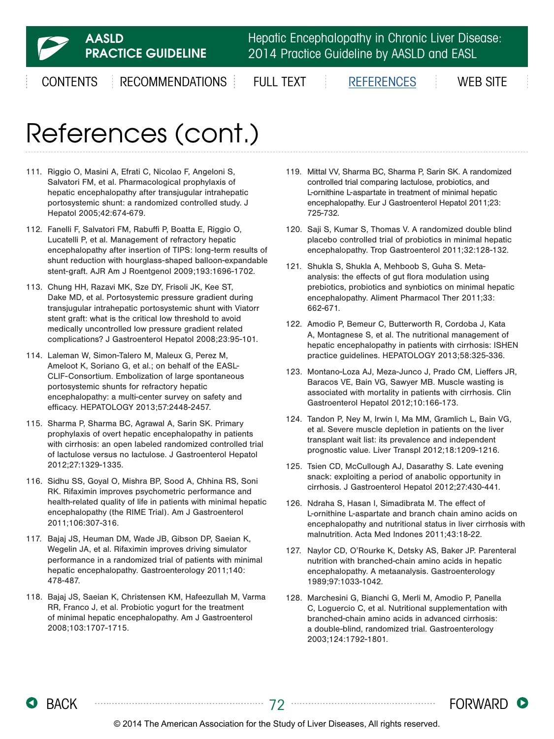# References (cont.)

111. Riggio O, Masini A, Efrati C, Nicolao F, Angeloni S, Salvatori FM, et al. Pharmacological prophylaxis of hepatic encephalopathy after transjugular intrahepatic portosystemic shunt: a randomized controlled study. J Hepatol 2005;42:674-679.

112. Fanelli F, Salvatori FM, Rabuffi P, Boatta E, Riggio O, Lucatelli P, et al. Management of refractory hepatic encephalopathy after insertion of TIPS: long-term results of shunt reduction with hourglass-shaped balloon-expandable stent-graft. AJR Am J Roentgenol 2009;193:1696-1702.

113. Chung HH, Razavi MK, Sze DY, Frisoli JK, Kee ST, Dake MD, et al. Portosystemic pressure gradient during transjugular intrahepatic portosystemic shunt with Viatorr stent graft: what is the critical low threshold to avoid medically uncontrolled low pressure gradient related complications? J Gastroenterol Hepatol 2008;23:95-101.

114. Laleman W, Simon-Talero M, Maleux G, Perez M, Ameloot K, Soriano G, et al.; on behalf of the EASL-CLIF-Consortium. Embolization of large spontaneous portosystemic shunts for refractory hepatic encephalopathy: a multi-center survey on safety and efficacy. HEPATOLOGY 2013;57:2448-2457.

115. Sharma P, Sharma BC, Agrawal A, Sarin SK. Primary prophylaxis of overt hepatic encephalopathy in patients with cirrhosis: an open labeled randomized controlled trial of lactulose versus no lactulose. J Gastroenterol Hepatol 2012;27:1329-1335.

116. Sidhu SS, Goyal O, Mishra BP, Sood A, Chhina RS, Soni RK. Rifaximin improves psychometric performance and health-related quality of life in patients with minimal hepatic encephalopathy (the RIME Trial). Am J Gastroenterol 2011;106:307-316.

117. Bajaj JS, Heuman DM, Wade JB, Gibson DP, Saeian K, Wegelin JA, et al. Rifaximin improves driving simulator performance in a randomized trial of patients with minimal hepatic encephalopathy. Gastroenterology 2011;140: 478-487.

118. Bajaj JS, Saeian K, Christensen KM, Hafeezullah M, Varma RR, Franco J, et al. Probiotic yogurt for the treatment of minimal hepatic encephalopathy. Am J Gastroenterol 2008;103:1707-1715.

119. Mittal VV, Sharma BC, Sharma P, Sarin SK. A randomized controlled trial comparing lactulose, probiotics, and L-ornithine L-aspartate in treatment of minimal hepatic encephalopathy. Eur J Gastroenterol Hepatol 2011;23: 725-732.

120. Saji S, Kumar S, Thomas V. A randomized double blind placebo controlled trial of probiotics in minimal hepatic encephalopathy. Trop Gastroenterol 2011;32:128-132.

121. Shukla S, Shukla A, Mehboob S, Guha S. Meta-analysis: the effects of gut flora modulation using prebiotics, probiotics and synbiotics on minimal hepatic encephalopathy. Aliment Pharmacol Ther 2011;33: 662-671.

122. Amodio P, Bemeur C, Butterworth R, Cordoba J, Kata A, Montagnese S, et al. The nutritional management of hepatic encephalopathy in patients with cirrhosis: ISHEN practice guidelines. HEPATOLOGY 2013;58:325-336.

123. Montano-Loza AJ, Meza-Junco J, Prado CM, Lieffers JR, Baracos VE, Bain VG, Sawyer MB. Muscle wasting is associated with mortality in patients with cirrhosis. Clin Gastroenterol Hepatol 2012;10:166-173.

124. Tandon P, Ney M, Irwin I, Ma MM, Gramlich L, Bain VG, et al. Severe muscle depletion in patients on the liver transplant wait list: its prevalence and independent prognostic value. Liver Transpl 2012;18:1209-1216.

125. Tsien CD, McCullough AJ, Dasarathy S. Late evening snack: exploiting a period of anabolic opportunity in cirrhosis. J Gastroenterol Hepatol 2012;27:430-441.

126. Ndraha S, Hasan I, Simadibrata M. The effect of L-ornithine L-aspartate and branch chain amino acids on encephalopathy and nutritional status in liver cirrhosis with malnutrition. Acta Med Indones 2011;43:18-22.

127. Naylor CD, O'Rourke K, Detsky AS, Baker JP. Parenteral nutrition with branched-chain amino acids in hepatic encephalopathy. A metaanalysis. Gastroenterology 1989;97:1033-1042.

128. Marchesini G, Bianchi G, Merli M, Amodio P, Panella C, Loguercio C, et al. Nutritional supplementation with branched-chain amino acids in advanced cirrhosis: a double-blind, randomized trial. Gastroenterology 2003;124:1792-1801.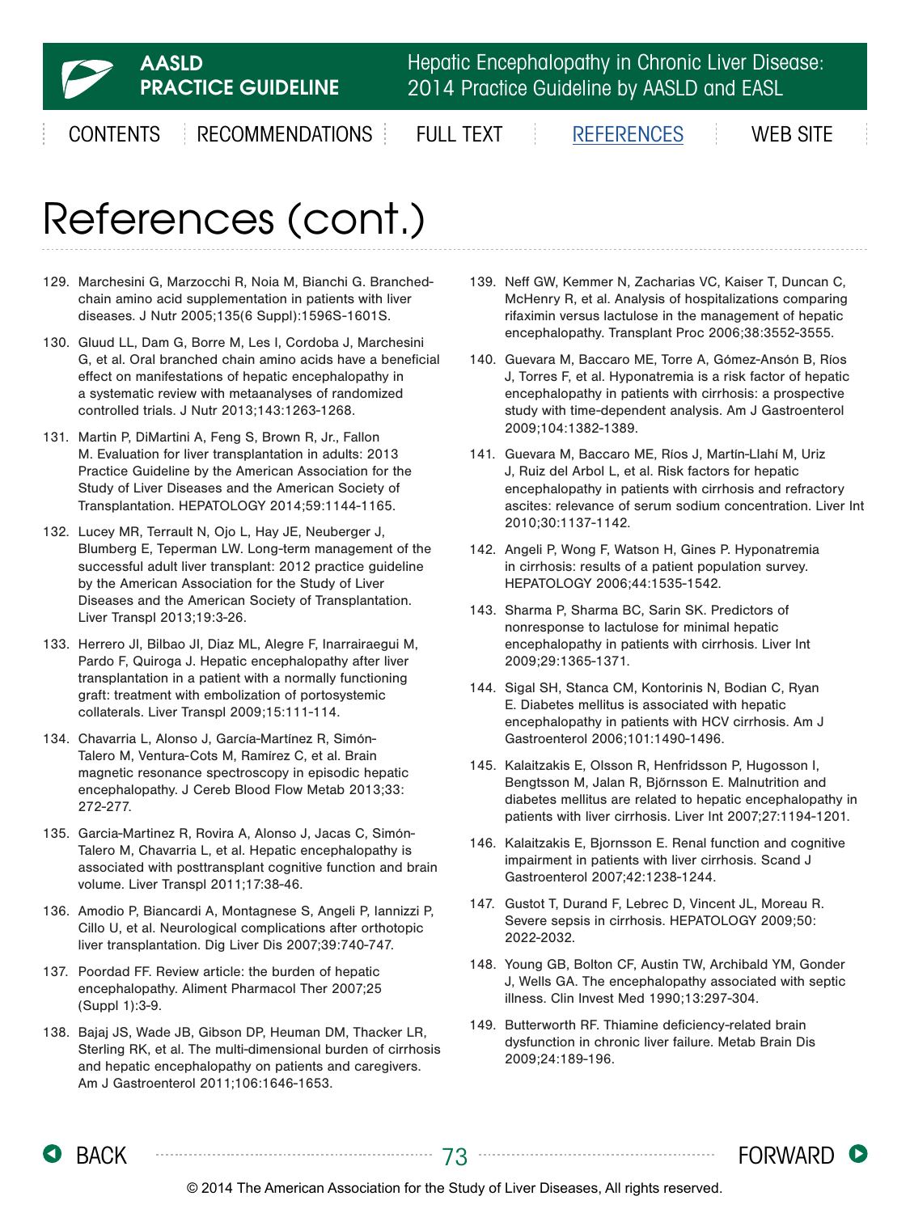# References (cont.)

129. Marchesini G, Marzocchi R, Noia M, Bianchi G. Branched-chain amino acid supplementation in patients with liver diseases. J Nutr 2005;135(6 Suppl):1596S-1601S.
130. Gluud LL, Dam G, Borre M, Les I, Cordoba J, Marchesini G, et al. Oral branched chain amino acids have a beneficial effect on manifestations of hepatic encephalopathy in a systematic review with metaanalyses of randomized controlled trials. J Nutr 2013;143:1263-1268.
131. Martin P, DiMartini A, Feng S, Brown R, Jr., Fallon M. Evaluation for liver transplantation in adults: 2013 Practice Guideline by the American Association for the Study of Liver Diseases and the American Society of Transplantation. HEPATOLOGY 2014;59:1144-1165.
132. Lucey MR, Terrault N, Ojo L, Hay JE, Neuberger J, Blumberg E, Teperman LW. Long-term management of the successful adult liver transplant: 2012 practice guideline by the American Association for the Study of Liver Diseases and the American Society of Transplantation. Liver Transpl 2013;19:3-26.
133. Herrero JI, Bilbao JI, Diaz ML, Alegre F, Inarrairaegui M, Pardo F, Quiroga J. Hepatic encephalopathy after liver transplantation in a patient with a normally functioning graft: treatment with embolization of portosystemic collaterals. Liver Transpl 2009;15:111-114.
134. Chavarria L, Alonso J, García-Martínez R, Simón-Talero M, Ventura-Cots M, Ramírez C, et al. Brain magnetic resonance spectroscopy in episodic hepatic encephalopathy. J Cereb Blood Flow Metab 2013;33: 272-277.
135. Garcia-Martinez R, Rovira A, Alonso J, Jacas C, Simón-Talero M, Chavarria L, et al. Hepatic encephalopathy is associated with posttransplant cognitive function and brain volume. Liver Transpl 2011;17:38-46.
136. Amodio P, Biancardi A, Montagnese S, Angeli P, Iannizzi P, Cillo U, et al. Neurological complications after orthotopic liver transplantation. Dig Liver Dis 2007;39:740-747.
137. Poordad FF. Review article: the burden of hepatic encephalopathy. Aliment Pharmacol Ther 2007;25 (Suppl 1):3-9.
138. Bajaj JS, Wade JB, Gibson DP, Heuman DM, Thacker LR, Sterling RK, et al. The multi-dimensional burden of cirrhosis and hepatic encephalopathy on patients and caregivers. Am J Gastroenterol 2011;106:1646-1653.
139. Neff GW, Kemmer N, Zacharias VC, Kaiser T, Duncan C, McHenry R, et al. Analysis of hospitalizations comparing rifaximin versus lactulose in the management of hepatic encephalopathy. Transplant Proc 2006;38:3552-3555.
140. Guevara M, Baccaro ME, Torre A, Gómez-Ansón B, Ríos J, Torres F, et al. Hyponatremia is a risk factor of hepatic encephalopathy in patients with cirrhosis: a prospective study with time-dependent analysis. Am J Gastroenterol 2009;104:1382-1389.
141. Guevara M, Baccaro ME, Ríos J, Martín-Llahí M, Uriz J, Ruiz del Arbol L, et al. Risk factors for hepatic encephalopathy in patients with cirrhosis and refractory ascites: relevance of serum sodium concentration. Liver Int 2010;30:1137-1142.
142. Angeli P, Wong F, Watson H, Gines P. Hyponatremia in cirrhosis: results of a patient population survey. HEPATOLOGY 2006;44:1535-1542.
143. Sharma P, Sharma BC, Sarin SK. Predictors of nonresponse to lactulose for minimal hepatic encephalopathy in patients with cirrhosis. Liver Int 2009;29:1365-1371.
144. Sigal SH, Stanca CM, Kontorinis N, Bodian C, Ryan E. Diabetes mellitus is associated with hepatic encephalopathy in patients with HCV cirrhosis. Am J Gastroenterol 2006;101:1490-1496.
145. Kalaitzakis E, Olsson R, Henfridsson P, Hugosson I, Bengtsson M, Jalan R, Bjőrnsson E. Malnutrition and diabetes mellitus are related to hepatic encephalopathy in patients with liver cirrhosis. Liver Int 2007;27:1194-1201.
146. Kalaitzakis E, Bjornsson E. Renal function and cognitive impairment in patients with liver cirrhosis. Scand J Gastroenterol 2007;42:1238-1244.
147. Gustot T, Durand F, Lebrec D, Vincent JL, Moreau R. Severe sepsis in cirrhosis. HEPATOLOGY 2009;50: 2022-2032.
148. Young GB, Bolton CF, Austin TW, Archibald YM, Gonder J, Wells GA. The encephalopathy associated with septic illness. Clin Invest Med 1990;13:297-304.
149. Butterworth RF. Thiamine deficiency-related brain dysfunction in chronic liver failure. Metab Brain Dis 2009;24:189-196.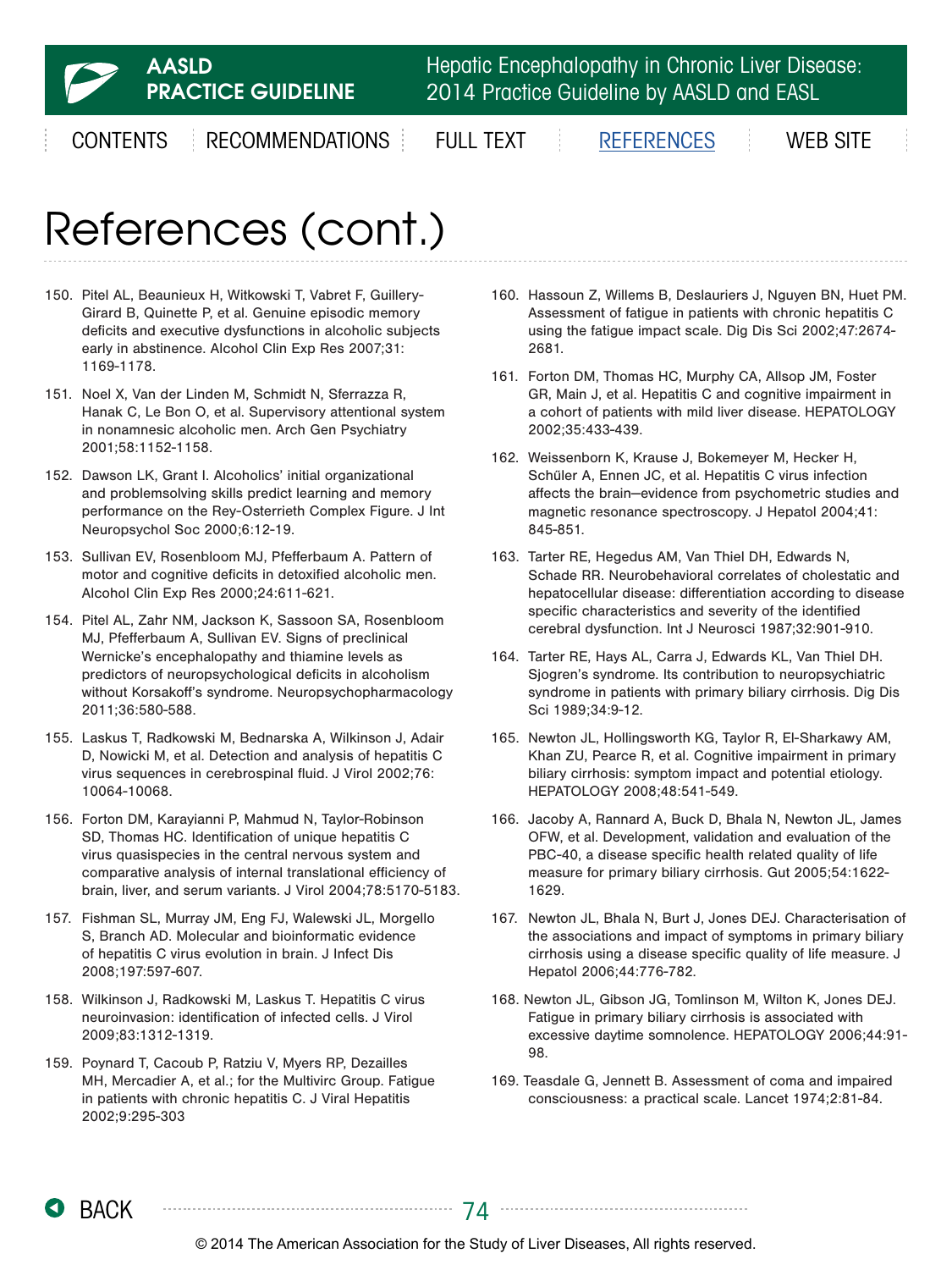# References (cont.)

150. Pitel AL, Beaunieux H, Witkowski T, Vabret F, Guillery-Girard B, Quinette P, et al. Genuine episodic memory deficits and executive dysfunctions in alcoholic subjects early in abstinence. Alcohol Clin Exp Res 2007;31: 1169-1178.

151. Noel X, Van der Linden M, Schmidt N, Sferrazza R, Hanak C, Le Bon O, et al. Supervisory attentional system in nonamnesic alcoholic men. Arch Gen Psychiatry 2001;58:1152-1158.

152. Dawson LK, Grant I. Alcoholics' initial organizational and problemsolving skills predict learning and memory performance on the Rey-Osterrieth Complex Figure. J Int Neuropsychol Soc 2000;6:12-19.

153. Sullivan EV, Rosenbloom MJ, Pfefferbaum A. Pattern of motor and cognitive deficits in detoxified alcoholic men. Alcohol Clin Exp Res 2000;24:611-621.

154. Pitel AL, Zahr NM, Jackson K, Sassoon SA, Rosenbloom MJ, Pfefferbaum A, Sullivan EV. Signs of preclinical Wernicke's encephalopathy and thiamine levels as predictors of neuropsychological deficits in alcoholism without Korsakoff's syndrome. Neuropsychopharmacology 2011;36:580-588.

155. Laskus T, Radkowski M, Bednarska A, Wilkinson J, Adair D, Nowicki M, et al. Detection and analysis of hepatitis C virus sequences in cerebrospinal fluid. J Virol 2002;76: 10064-10068.

156. Forton DM, Karayianni P, Mahmud N, Taylor-Robinson SD, Thomas HC. Identification of unique hepatitis C virus quasispecies in the central nervous system and comparative analysis of internal translational efficiency of brain, liver, and serum variants. J Virol 2004;78:5170-5183.

157. Fishman SL, Murray JM, Eng FJ, Walewski JL, Morgello S, Branch AD. Molecular and bioinformatic evidence of hepatitis C virus evolution in brain. J Infect Dis 2008;197:597-607.

158. Wilkinson J, Radkowski M, Laskus T. Hepatitis C virus neuroinvasion: identification of infected cells. J Virol 2009;83:1312-1319.

159. Poynard T, Cacoub P, Ratziu V, Myers RP, Dezailles MH, Mercadier A, et al.; for the Multivirc Group. Fatigue in patients with chronic hepatitis C. J Viral Hepatitis 2002;9:295-303

160. Hassoun Z, Willems B, Deslauriers J, Nguyen BN, Huet PM. Assessment of fatigue in patients with chronic hepatitis C using the fatigue impact scale. Dig Dis Sci 2002;47:2674-2681.

161. Forton DM, Thomas HC, Murphy CA, Allsop JM, Foster GR, Main J, et al. Hepatitis C and cognitive impairment in a cohort of patients with mild liver disease. HEPATOLOGY 2002;35:433-439.

162. Weissenborn K, Krause J, Bokemeyer M, Hecker H, Schűler A, Ennen JC, et al. Hepatitis C virus infection affects the brain—evidence from psychometric studies and magnetic resonance spectroscopy. J Hepatol 2004;41: 845-851.

163. Tarter RE, Hegedus AM, Van Thiel DH, Edwards N, Schade RR. Neurobehavioral correlates of cholestatic and hepatocellular disease: differentiation according to disease specific characteristics and severity of the identified cerebral dysfunction. Int J Neurosci 1987;32:901-910.

164. Tarter RE, Hays AL, Carra J, Edwards KL, Van Thiel DH. Sjogren's syndrome. Its contribution to neuropsychiatric syndrome in patients with primary biliary cirrhosis. Dig Dis Sci 1989;34:9-12.

165. Newton JL, Hollingsworth KG, Taylor R, El-Sharkawy AM, Khan ZU, Pearce R, et al. Cognitive impairment in primary biliary cirrhosis: symptom impact and potential etiology. HEPATOLOGY 2008;48:541-549.

166. Jacoby A, Rannard A, Buck D, Bhala N, Newton JL, James OFW, et al. Development, validation and evaluation of the PBC-40, a disease specific health related quality of life measure for primary biliary cirrhosis. Gut 2005;54:1622-1629.

167. Newton JL, Bhala N, Burt J, Jones DEJ. Characterisation of the associations and impact of symptoms in primary biliary cirrhosis using a disease specific quality of life measure. J Hepatol 2006;44:776-782.

168. Newton JL, Gibson JG, Tomlinson M, Wilton K, Jones DEJ. Fatigue in primary biliary cirrhosis is associated with excessive daytime somnolence. HEPATOLOGY 2006;44:91-98.

169. Teasdale G, Jennett B. Assessment of coma and impaired consciousness: a practical scale. Lancet 1974;2:81-84.